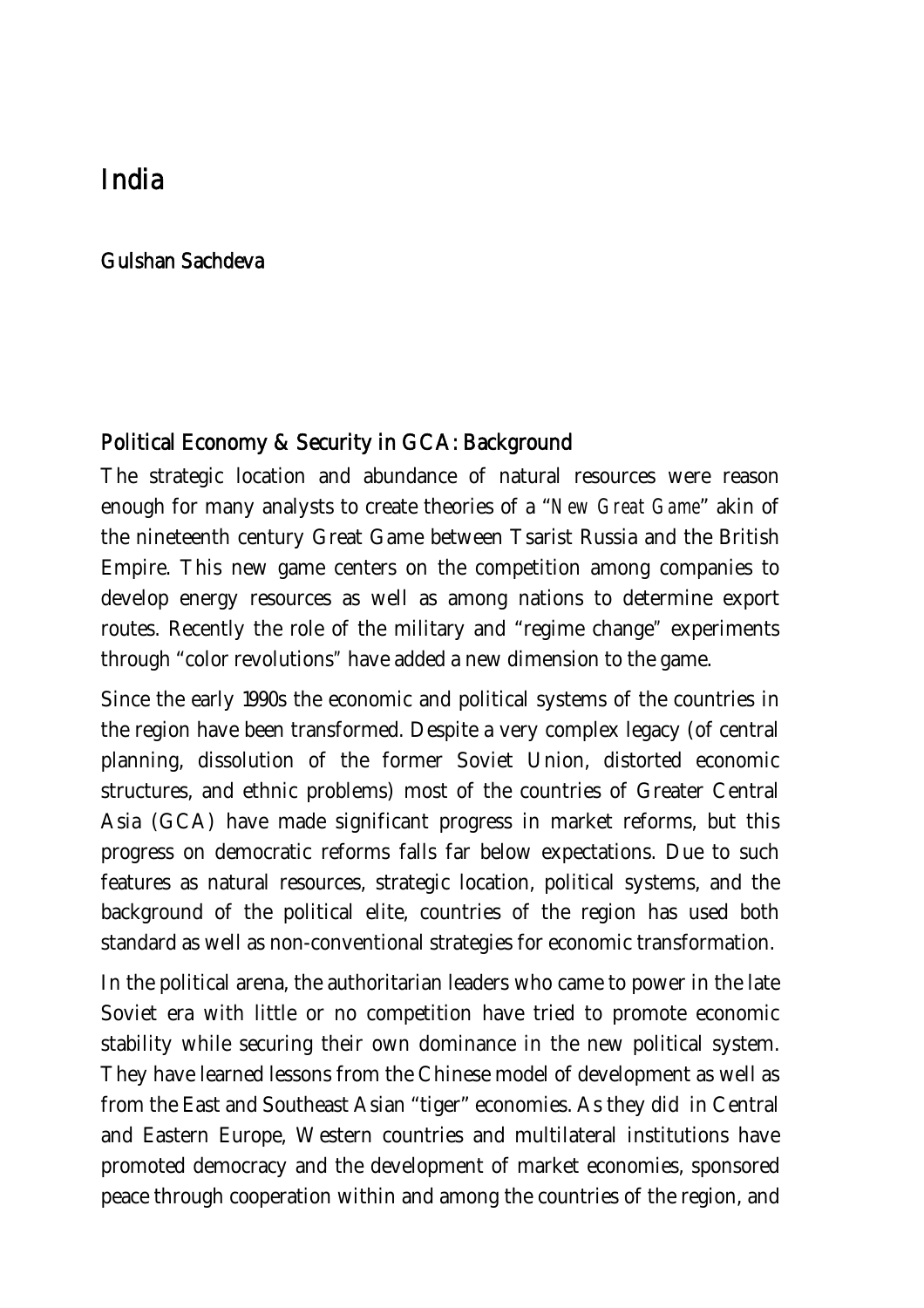# India

## Gulshan Sachdeva

### Political Economy & Security in GCA: Background

The strategic location and abundance of natural resources were reason enough for many analysts to create theories of a "*New Great Game*" akin of the nineteenth century Great Game between Tsarist Russia and the British Empire. This new game centers on the competition among companies to develop energy resources as well as among nations to determine export routes. Recently the role of the military and "regime change" experiments through "color revolutions" have added a new dimension to the game.

Since the early 1990s the economic and political systems of the countries in the region have been transformed. Despite a very complex legacy (of central planning, dissolution of the former Soviet Union, distorted economic structures, and ethnic problems) most of the countries of Greater Central Asia (GCA) have made significant progress in market reforms, but this progress on democratic reforms falls far below expectations. Due to such features as natural resources, strategic location, political systems, and the background of the political elite, countries of the region has used both standard as well as non-conventional strategies for economic transformation.

In the political arena, the authoritarian leaders who came to power in the late Soviet era with little or no competition have tried to promote economic stability while securing their own dominance in the new political system. They have learned lessons from the Chinese model of development as well as from the East and Southeast Asian "tiger" economies. As they did in Central and Eastern Europe, Western countries and multilateral institutions have promoted democracy and the development of market economies, sponsored peace through cooperation within and among the countries of the region, and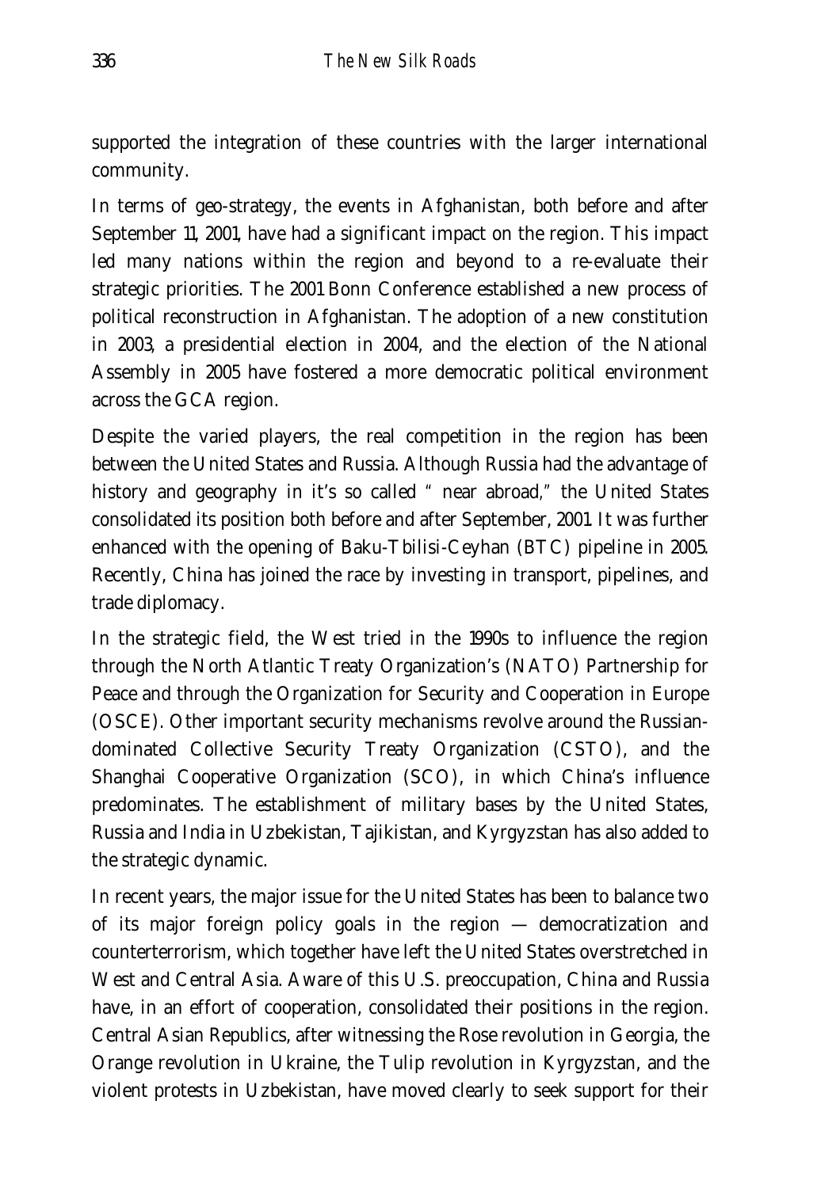supported the integration of these countries with the larger international community.

In terms of geo-strategy, the events in Afghanistan, both before and after September 11, 2001, have had a significant impact on the region. This impact led many nations within the region and beyond to a re-evaluate their strategic priorities. The 2001 Bonn Conference established a new process of political reconstruction in Afghanistan. The adoption of a new constitution in 2003, a presidential election in 2004, and the election of the National Assembly in 2005 have fostered a more democratic political environment across the GCA region.

Despite the varied players, the real competition in the region has been between the United States and Russia. Although Russia had the advantage of history and geography in it's so called " near abroad," the United States consolidated its position both before and after September, 2001. It was further enhanced with the opening of Baku-Tbilisi-Ceyhan (BTC) pipeline in 2005. Recently, China has joined the race by investing in transport, pipelines, and trade diplomacy.

In the strategic field, the West tried in the 1990s to influence the region through the North Atlantic Treaty Organization's (NATO) Partnership for Peace and through the Organization for Security and Cooperation in Europe (OSCE). Other important security mechanisms revolve around the Russian-dominated Collective Security Treaty Organization (CSTO), and the Shanghai Cooperative Organization (SCO), in which China's influence predominates. The establishment of military bases by the United States, Russia and India in Uzbekistan, Tajikistan, and Kyrgyzstan has also added to the strategic dynamic.

In recent years, the major issue for the United States has been to balance two of its major foreign policy goals in the region — democratization and counterterrorism, which together have left the United States overstretched in West and Central Asia. Aware of this U.S. preoccupation, China and Russia have, in an effort of cooperation, consolidated their positions in the region. Central Asian Republics, after witnessing the Rose revolution in Georgia, the Orange revolution in Ukraine, the Tulip revolution in Kyrgyzstan, and the violent protests in Uzbekistan, have moved clearly to seek support for their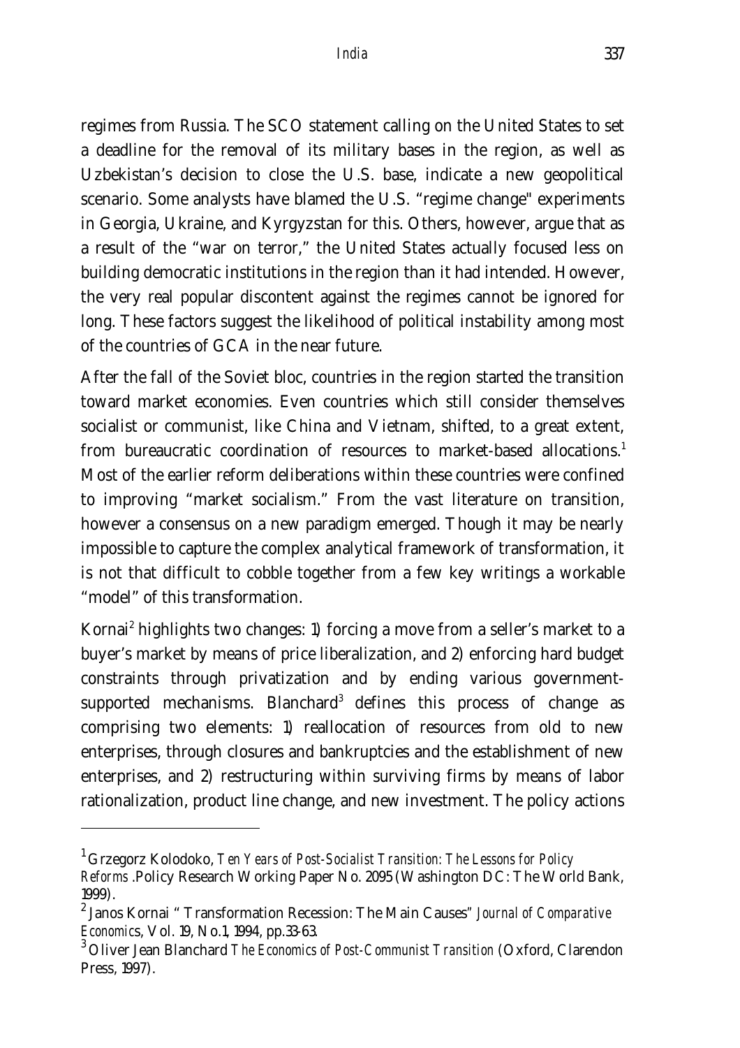regimes from Russia. The SCO statement calling on the United States to set a deadline for the removal of its military bases in the region, as well as Uzbekistan's decision to close the U.S. base, indicate a new geopolitical scenario. Some analysts have blamed the U.S. "regime change" experiments in Georgia, Ukraine, and Kyrgyzstan for this. Others, however, argue that as a result of the "war on terror," the United States actually focused less on building democratic institutions in the region than it had intended. However, the very real popular discontent against the regimes cannot be ignored for long. These factors suggest the likelihood of political instability among most of the countries of GCA in the near future.

After the fall of the Soviet bloc, countries in the region started the transition toward market economies. Even countries which still consider themselves socialist or communist, like China and Vietnam, shifted, to a great extent, from bureaucratic coordination of resources to market-based allocations.[1] Most of the earlier reform deliberations within these countries were confined to improving "market socialism." From the vast literature on transition, however a consensus on a new paradigm emerged. Though it may be nearly impossible to capture the complex analytical framework of transformation, it is not that difficult to cobble together from a few key writings a workable "model" of this transformation.

Kornai[2] highlights two changes: 1) forcing a move from a seller's market to a buyer's market by means of price liberalization, and 2) enforcing hard budget constraints through privatization and by ending various government-supported mechanisms. Blanchard[3] defines this process of change as comprising two elements: 1) reallocation of resources from old to new enterprises, through closures and bankruptcies and the establishment of new enterprises, and 2) restructuring within surviving firms by means of labor rationalization, product line change, and new investment. The policy actions

---

[1] Grzegorz Kolodoko, *Ten Years of Post-Socialist Transition: The Lessons for Policy Reforms*. Policy Research Working Paper No. 2095 (Washington DC: The World Bank, 1999).

[2] Janos Kornai " Transformation Recession: The Main Causes" *Journal of Comparative Economics*, Vol. 19, No.1, 1994, pp.33-63.

[3] Oliver Jean Blanchard *The Economics of Post-Communist Transition* (Oxford, Clarendon Press, 1997).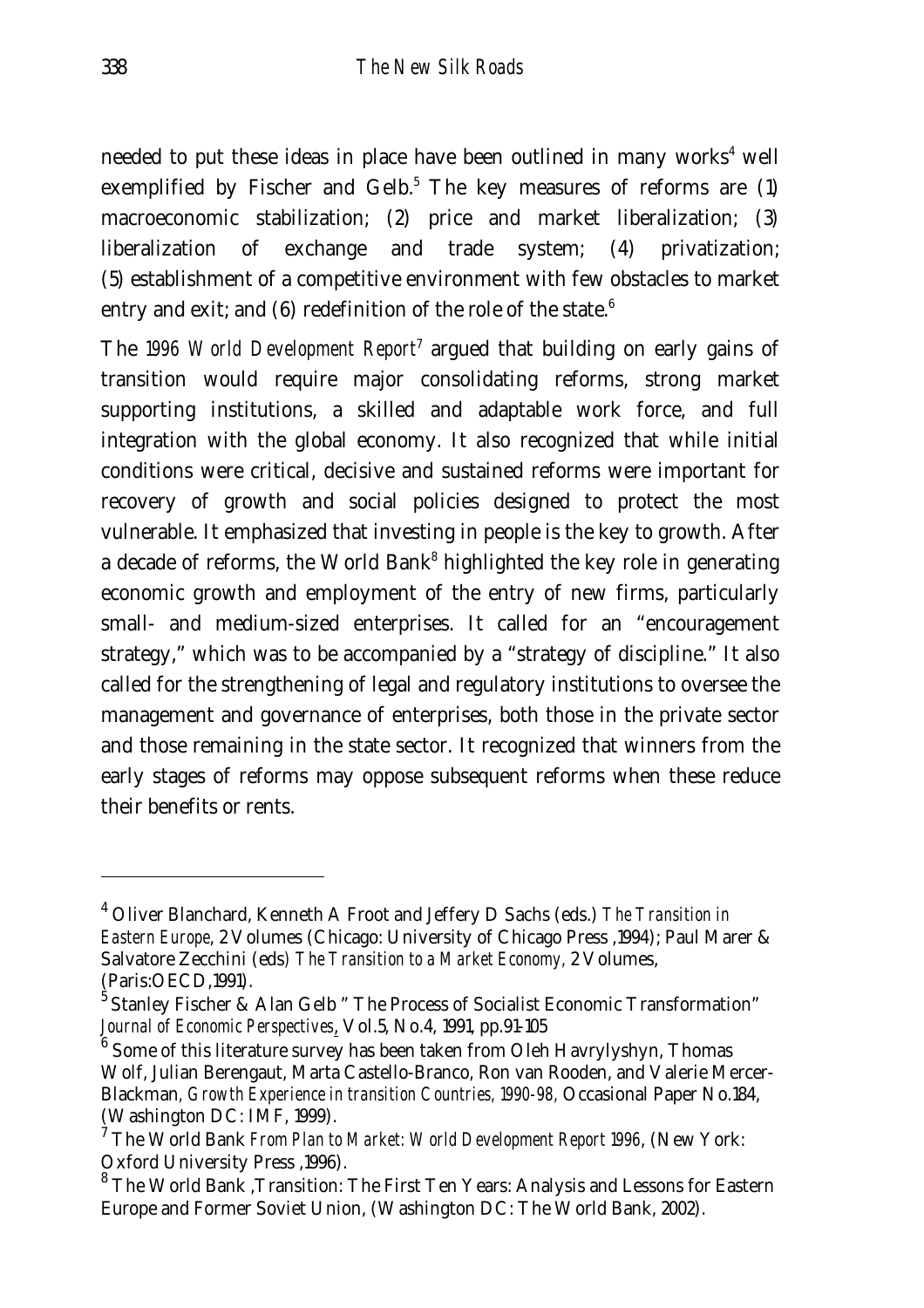needed to put these ideas in place have been outlined in many works[4] well exemplified by Fischer and Gelb.[5] The key measures of reforms are (1) macroeconomic stabilization; (2) price and market liberalization; (3) liberalization of exchange and trade system; (4) privatization; (5) establishment of a competitive environment with few obstacles to market entry and exit; and (6) redefinition of the role of the state.[6]

The *1996 World Development Report*[7] argued that building on early gains of transition would require major consolidating reforms, strong market supporting institutions, a skilled and adaptable work force, and full integration with the global economy. It also recognized that while initial conditions were critical, decisive and sustained reforms were important for recovery of growth and social policies designed to protect the most vulnerable. It emphasized that investing in people is the key to growth. After a decade of reforms, the World Bank[8] highlighted the key role in generating economic growth and employment of the entry of new firms, particularly small- and medium-sized enterprises. It called for an "encouragement strategy," which was to be accompanied by a "strategy of discipline." It also called for the strengthening of legal and regulatory institutions to oversee the management and governance of enterprises, both those in the private sector and those remaining in the state sector. It recognized that winners from the early stages of reforms may oppose subsequent reforms when these reduce their benefits or rents.

---

[4] Oliver Blanchard, Kenneth A Froot and Jeffery D Sachs (eds.) *The Transition in Eastern Europe*, 2 Volumes (Chicago: University of Chicago Press ,1994); Paul Marer & Salvatore Zecchini (eds) *The Transition to a Market Economy,* 2 Volumes, (Paris:OECD,1991).

[5] Stanley Fischer & Alan Gelb " The Process of Socialist Economic Transformation" *Journal of Economic Perspectives*, Vol.5, No.4, 1991, pp.91-105

[6] Some of this literature survey has been taken from Oleh Havrylyshyn, Thomas Wolf, Julian Berengaut, Marta Castello-Branco, Ron van Rooden, and Valerie Mercer-Blackman, *Growth Experience in transition Countries, 1990-98,* Occasional Paper No.184, (Washington DC: IMF, 1999).

[7] The World Bank *From Plan to Market: World Development Report 1996*, (New York: Oxford University Press ,1996).

[8] The World Bank ,Transition: The First Ten Years: Analysis and Lessons for Eastern Europe and Former Soviet Union, (Washington DC: The World Bank, 2002).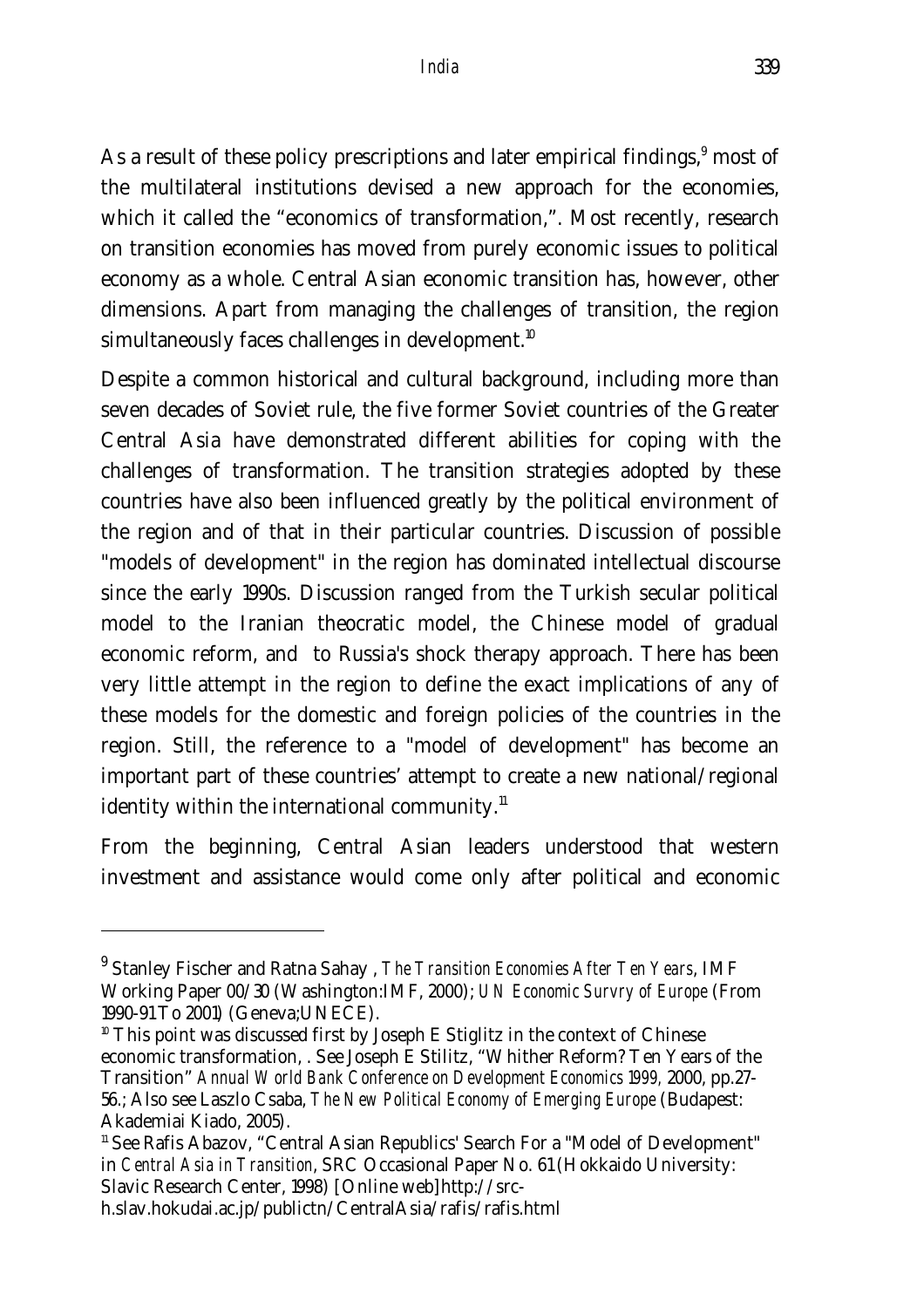As a result of these policy prescriptions and later empirical findings,[9] most of the multilateral institutions devised a new approach for the economies, which it called the "economics of transformation,". Most recently, research on transition economies has moved from purely economic issues to political economy as a whole. Central Asian economic transition has, however, other dimensions. Apart from managing the challenges of transition, the region simultaneously faces challenges in development.[10]

Despite a common historical and cultural background, including more than seven decades of Soviet rule, the five former Soviet countries of the Greater Central Asia have demonstrated different abilities for coping with the challenges of transformation. The transition strategies adopted by these countries have also been influenced greatly by the political environment of the region and of that in their particular countries. Discussion of possible "models of development" in the region has dominated intellectual discourse since the early 1990s. Discussion ranged from the Turkish secular political model to the Iranian theocratic model, the Chinese model of gradual economic reform, and to Russia's shock therapy approach. There has been very little attempt in the region to define the exact implications of any of these models for the domestic and foreign policies of the countries in the region. Still, the reference to a "model of development" has become an important part of these countries' attempt to create a new national/regional identity within the international community.[11]

From the beginning, Central Asian leaders understood that western investment and assistance would come only after political and economic

---

[9] Stanley Fischer and Ratna Sahay , *The Transition Economies After Ten Years*, IMF Working Paper 00/30 (Washington:IMF, 2000); *UN Economic Survry of Europe* (From 1990-91 To 2001) (Geneva;UNECE).

[10] This point was discussed first by Joseph E Stiglitz in the context of Chinese economic transformation, . See Joseph E Stilitz, "Whither Reform? Ten Years of the Transition" *Annual World Bank Conference on Development Economics 1999*, 2000, pp.27-56.; Also see Laszlo Csaba, *The New Political Economy of Emerging Europe* (Budapest: Akademiai Kiado, 2005).

[11] See Rafis Abazov, "Central Asian Republics' Search For a "Model of Development" in *Central Asia in Transition*, SRC Occasional Paper No. 61 (Hokkaido University: Slavic Research Center, 1998) [Online web] http://src-h.slav.hokudai.ac.jp/publictn/CentralAsia/rafis/rafis.html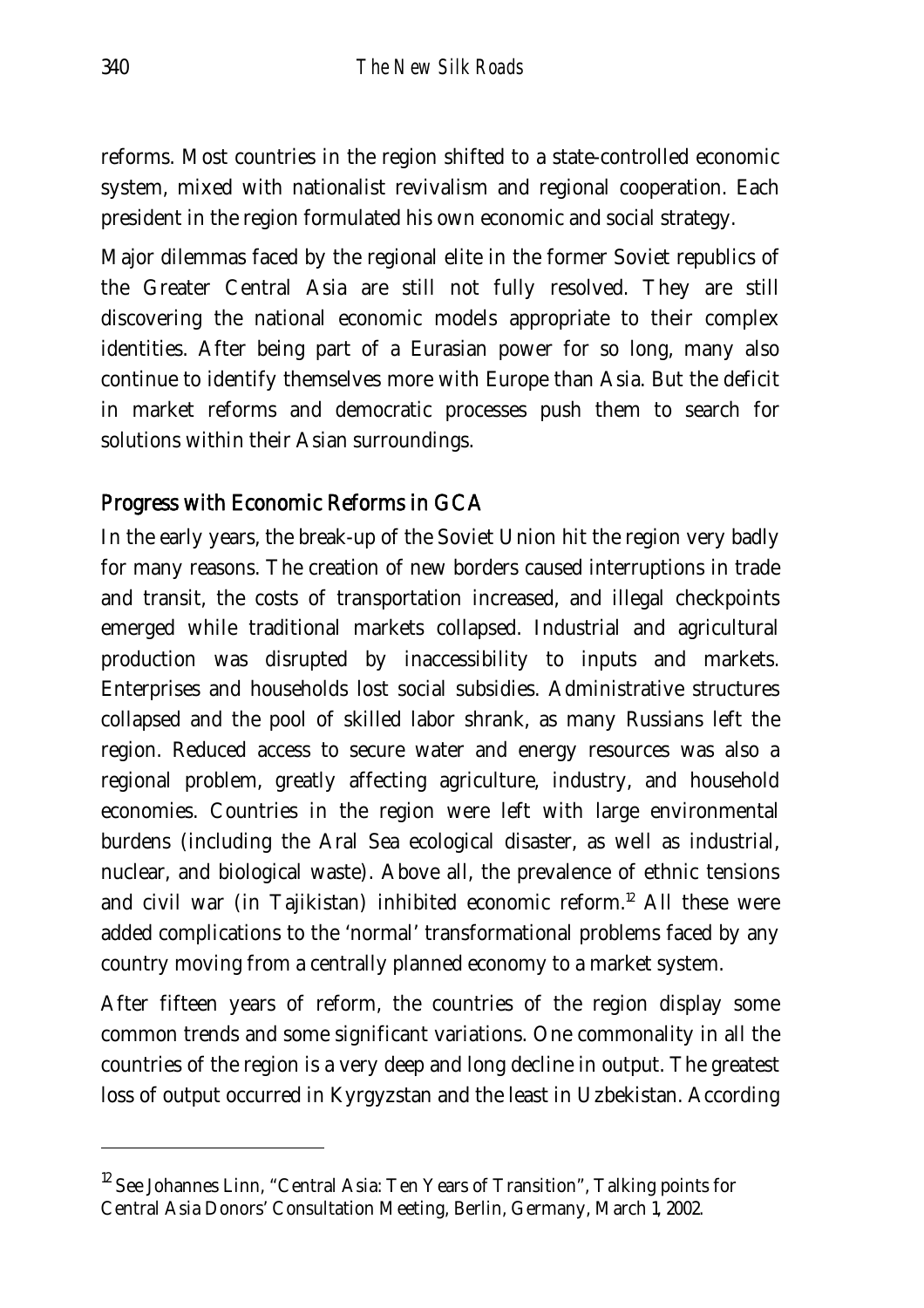reforms. Most countries in the region shifted to a state-controlled economic system, mixed with nationalist revivalism and regional cooperation. Each president in the region formulated his own economic and social strategy.

Major dilemmas faced by the regional elite in the former Soviet republics of the Greater Central Asia are still not fully resolved. They are still discovering the national economic models appropriate to their complex identities. After being part of a Eurasian power for so long, many also continue to identify themselves more with Europe than Asia. But the deficit in market reforms and democratic processes push them to search for solutions within their Asian surroundings.

## Progress with Economic Reforms in GCA

In the early years, the break-up of the Soviet Union hit the region very badly for many reasons. The creation of new borders caused interruptions in trade and transit, the costs of transportation increased, and illegal checkpoints emerged while traditional markets collapsed. Industrial and agricultural production was disrupted by inaccessibility to inputs and markets. Enterprises and households lost social subsidies. Administrative structures collapsed and the pool of skilled labor shrank, as many Russians left the region. Reduced access to secure water and energy resources was also a regional problem, greatly affecting agriculture, industry, and household economies. Countries in the region were left with large environmental burdens (including the Aral Sea ecological disaster, as well as industrial, nuclear, and biological waste). Above all, the prevalence of ethnic tensions and civil war (in Tajikistan) inhibited economic reform.[12] All these were added complications to the 'normal' transformational problems faced by any country moving from a centrally planned economy to a market system.

After fifteen years of reform, the countries of the region display some common trends and some significant variations. One commonality in all the countries of the region is a very deep and long decline in output. The greatest loss of output occurred in Kyrgyzstan and the least in Uzbekistan. According

[12] See Johannes Linn, "Central Asia: Ten Years of Transition", Talking points for Central Asia Donors' Consultation Meeting, Berlin, Germany, March 1, 2002.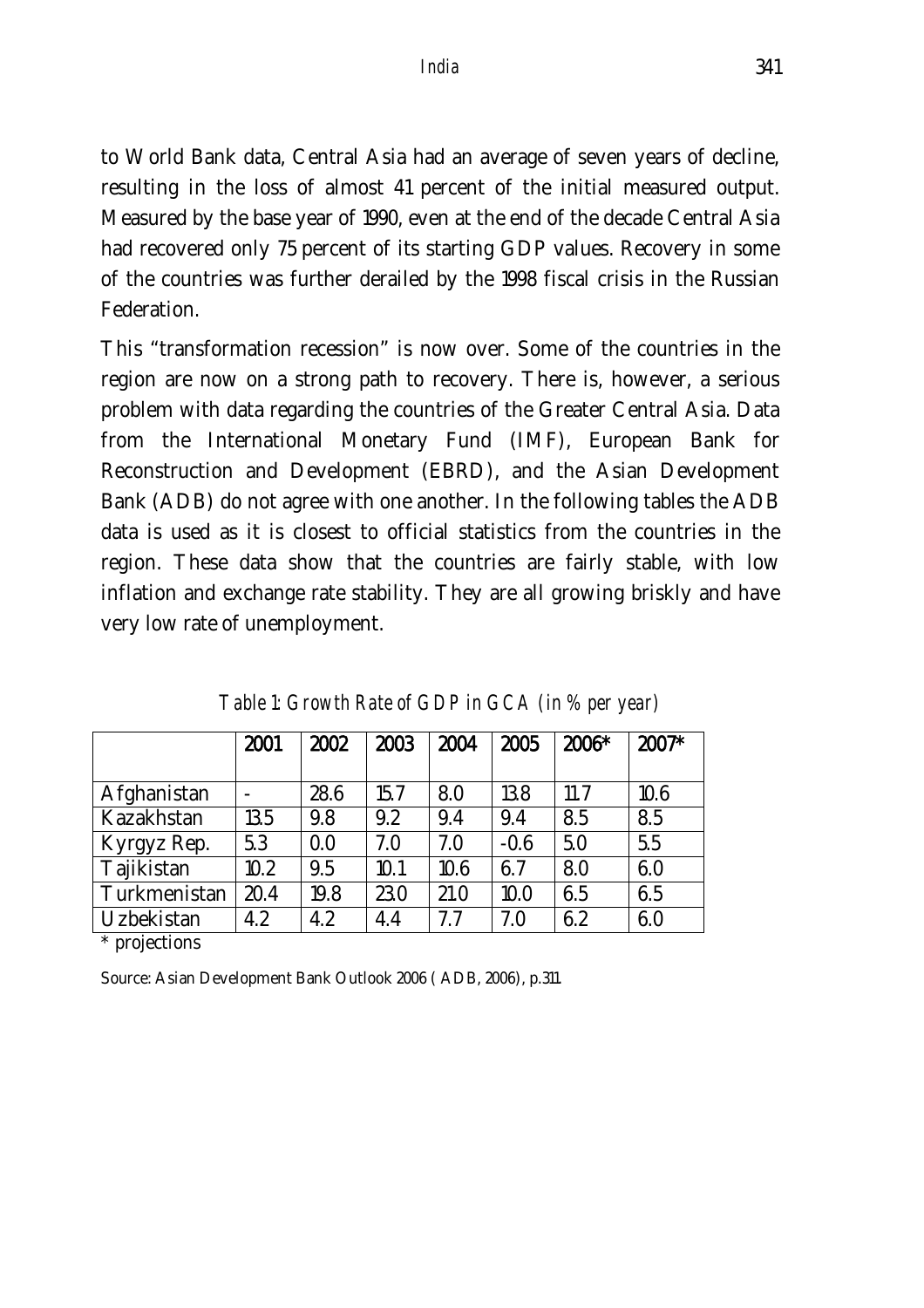to World Bank data, Central Asia had an average of seven years of decline, resulting in the loss of almost 41 percent of the initial measured output. Measured by the base year of 1990, even at the end of the decade Central Asia had recovered only 75 percent of its starting GDP values. Recovery in some of the countries was further derailed by the 1998 fiscal crisis in the Russian Federation.

This "transformation recession" is now over. Some of the countries in the region are now on a strong path to recovery. There is, however, a serious problem with data regarding the countries of the Greater Central Asia. Data from the International Monetary Fund (IMF), European Bank for Reconstruction and Development (EBRD), and the Asian Development Bank (ADB) do not agree with one another. In the following tables the ADB data is used as it is closest to official statistics from the countries in the region. These data show that the countries are fairly stable, with low inflation and exchange rate stability. They are all growing briskly and have very low rate of unemployment.

*Table 1: Growth Rate of GDP in GCA (in % per year)*

| | 2001 | 2002 | 2003 | 2004 | 2005 | 2006* | 2007* |
|---|---|---|---|---|---|---|---|
| Afghanistan | - | 28.6 | 15.7 | 8.0 | 13.8 | 11.7 | 10.6 |
| Kazakhstan | 13.5 | 9.8 | 9.2 | 9.4 | 9.4 | 8.5 | 8.5 |
| Kyrgyz Rep. | 5.3 | 0.0 | 7.0 | 7.0 | -0.6 | 5.0 | 5.5 |
| Tajikistan | 10.2 | 9.5 | 10.1 | 10.6 | 6.7 | 8.0 | 6.0 |
| Turkmenistan | 20.4 | 19.8 | 23.0 | 21.0 | 10.0 | 6.5 | 6.5 |
| Uzbekistan | 4.2 | 4.2 | 4.4 | 7.7 | 7.0 | 6.2 | 6.0 |

* projections

Source: Asian Development Bank Outlook 2006 ( ADB, 2006), p.311.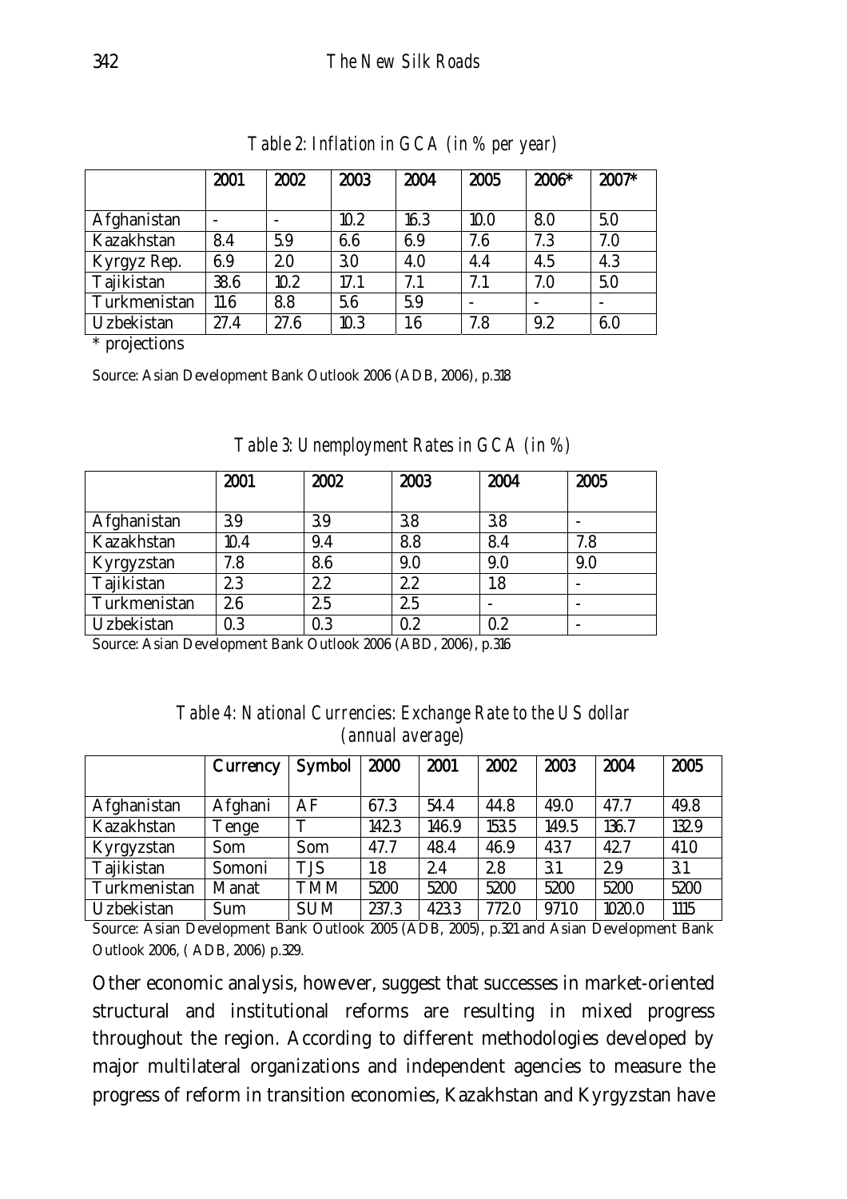*Table 2: Inflation in GCA (in % per year)*

| | 2001 | 2002 | 2003 | 2004 | 2005 | 2006* | 2007* |
|---|---|---|---|---|---|---|---|
| Afghanistan | - | - | 10.2 | 16.3 | 10.0 | 8.0 | 5.0 |
| Kazakhstan | 8.4 | 5.9 | 6.6 | 6.9 | 7.6 | 7.3 | 7.0 |
| Kyrgyz Rep. | 6.9 | 2.0 | 3.0 | 4.0 | 4.4 | 4.5 | 4.3 |
| Tajikistan | 38.6 | 10.2 | 17.1 | 7.1 | 7.1 | 7.0 | 5.0 |
| Turkmenistan | 11.6 | 8.8 | 5.6 | 5.9 | - | - | - |
| Uzbekistan | 27.4 | 27.6 | 10.3 | 1.6 | 7.8 | 9.2 | 6.0 |

\* projections

Source: Asian Development Bank Outlook 2006 (ADB, 2006), p.318

*Table 3: Unemployment Rates in GCA (in %)*

| | 2001 | 2002 | 2003 | 2004 | 2005 |
|---|---|---|---|---|---|
| Afghanistan | 3.9 | 3.9 | 3.8 | 3.8 | - |
| Kazakhstan | 10.4 | 9.4 | 8.8 | 8.4 | 7.8 |
| Kyrgyzstan | 7.8 | 8.6 | 9.0 | 9.0 | 9.0 |
| Tajikistan | 2.3 | 2.2 | 2.2 | 1.8 | - |
| Turkmenistan | 2.6 | 2.5 | 2.5 | - | - |
| Uzbekistan | 0.3 | 0.3 | 0.2 | 0.2 | - |

Source: Asian Development Bank Outlook 2006 (ABD, 2006), p.316

*Table 4: National Currencies: Exchange Rate to the US dollar (annual average)*

| | Currency | Symbol | 2000 | 2001 | 2002 | 2003 | 2004 | 2005 |
|---|---|---|---|---|---|---|---|---|
| Afghanistan | Afghani | AF | 67.3 | 54.4 | 44.8 | 49.0 | 47.7 | 49.8 |
| Kazakhstan | Tenge | T | 142.3 | 146.9 | 153.5 | 149.5 | 136.7 | 132.9 |
| Kyrgyzstan | Som | Som | 47.7 | 48.4 | 46.9 | 43.7 | 42.7 | 41.0 |
| Tajikistan | Somoni | TJS | 1.8 | 2.4 | 2.8 | 3.1 | 2.9 | 3.1 |
| Turkmenistan | Manat | TMM | 5200 | 5200 | 5200 | 5200 | 5200 | 5200 |
| Uzbekistan | Sum | SUM | 237.3 | 423.3 | 772.0 | 971.0 | 1020.0 | 1115 |

Source: Asian Development Bank Outlook 2005 (ADB, 2005), p.321 and Asian Development Bank Outlook 2006, ( ADB, 2006) p.329.

Other economic analysis, however, suggest that successes in market-oriented structural and institutional reforms are resulting in mixed progress throughout the region. According to different methodologies developed by major multilateral organizations and independent agencies to measure the progress of reform in transition economies, Kazakhstan and Kyrgyzstan have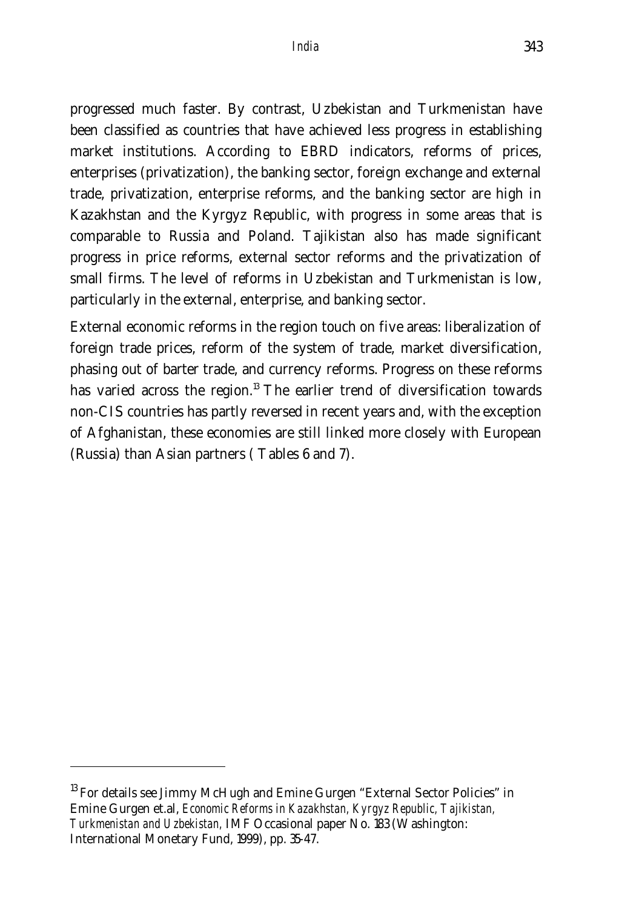progressed much faster. By contrast, Uzbekistan and Turkmenistan have been classified as countries that have achieved less progress in establishing market institutions. According to EBRD indicators, reforms of prices, enterprises (privatization), the banking sector, foreign exchange and external trade, privatization, enterprise reforms, and the banking sector are high in Kazakhstan and the Kyrgyz Republic, with progress in some areas that is comparable to Russia and Poland. Tajikistan also has made significant progress in price reforms, external sector reforms and the privatization of small firms. The level of reforms in Uzbekistan and Turkmenistan is low, particularly in the external, enterprise, and banking sector.

External economic reforms in the region touch on five areas: liberalization of foreign trade prices, reform of the system of trade, market diversification, phasing out of barter trade, and currency reforms. Progress on these reforms has varied across the region.[13] The earlier trend of diversification towards non-CIS countries has partly reversed in recent years and, with the exception of Afghanistan, these economies are still linked more closely with European (Russia) than Asian partners ( Tables 6 and 7).

---

[13] For details see Jimmy McHugh and Emine Gurgen "External Sector Policies" in Emine Gurgen et.al, *Economic Reforms in Kazakhstan, Kyrgyz Republic, Tajikistan, Turkmenistan and Uzbekistan*, IMF Occasional paper No. 183 (Washington: International Monetary Fund, 1999), pp. 35-47.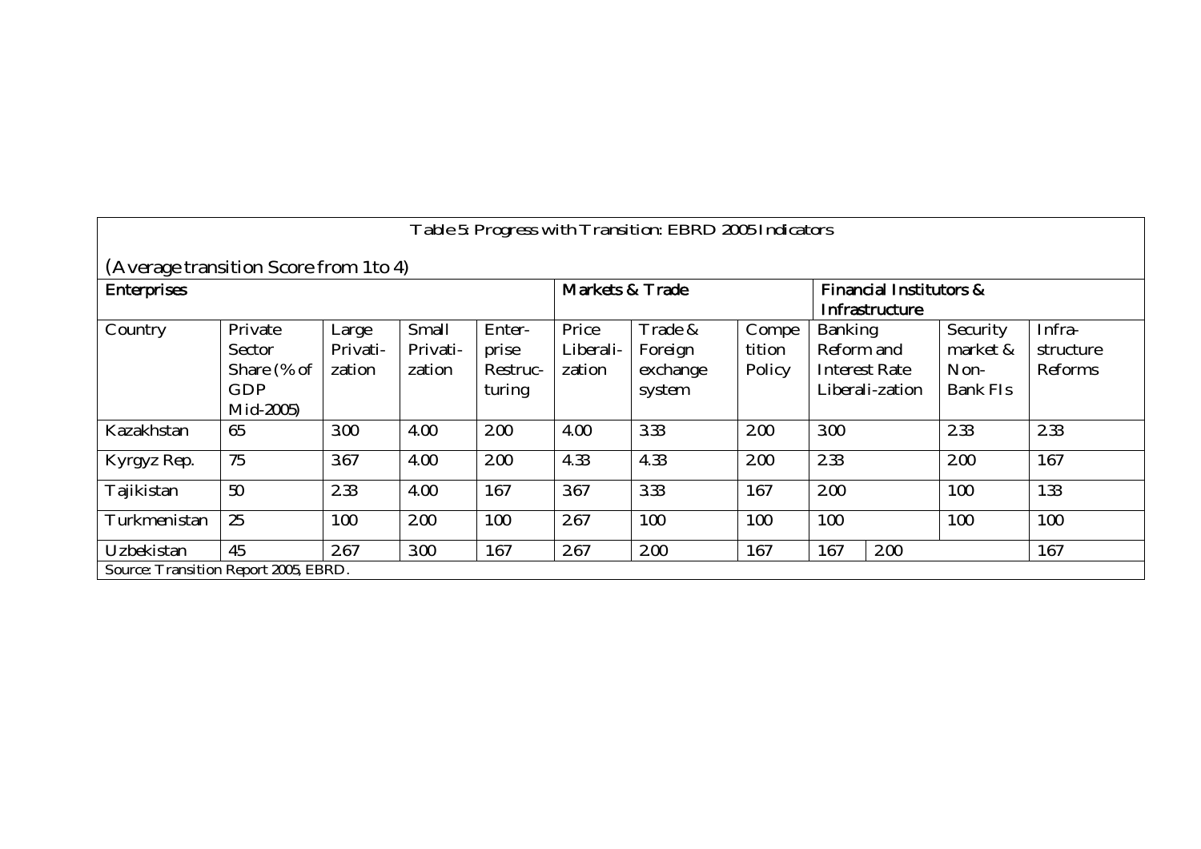Table 5: Progress with Transition: EBRD 2005 Indicators

(Average transition Score from 1to 4)

| Enterprises | | | | | Markets & Trade | | | Financial Institutors & Infrastructure | | |
|---|---|---|---|---|---|---|---|---|---|---|
| Country | Private Sector Share (% of GDP Mid-2005) | Large Privati-zation | Small Privati-zation | Enter-prise Restruc-turing | Price Liberali-zation | Trade & Foreign exchange system | Compe tition Policy | Banking Reform and Interest Rate Liberali-zation | Security market & Non-Bank FIs | Infra-structure Reforms |
| Kazakhstan | 65 | 3.00 | 4.00 | 2.00 | 4.00 | 3.33 | 2.00 | 3.00 | 2.33 | 2.33 |
| Kyrgyz Rep. | 75 | 3.67 | 4.00 | 2.00 | 4.33 | 4.33 | 2.00 | 2.33 | 2.00 | 1.67 |
| Tajikistan | 50 | 2.33 | 4.00 | 1.67 | 3.67 | 3.33 | 1.67 | 2.00 | 1.00 | 1.33 |
| Turkmenistan | 25 | 1.00 | 2.00 | 1.00 | 2.67 | 1.00 | 1.00 | 1.00 | 1.00 | 1.00 |
| Uzbekistan | 45 | 2.67 | 3.00 | 1.67 | 2.67 | 2.00 | 1.67 | 1.67 | 2.00 | 1.67 |

Source: Transition Report 2005, EBRD.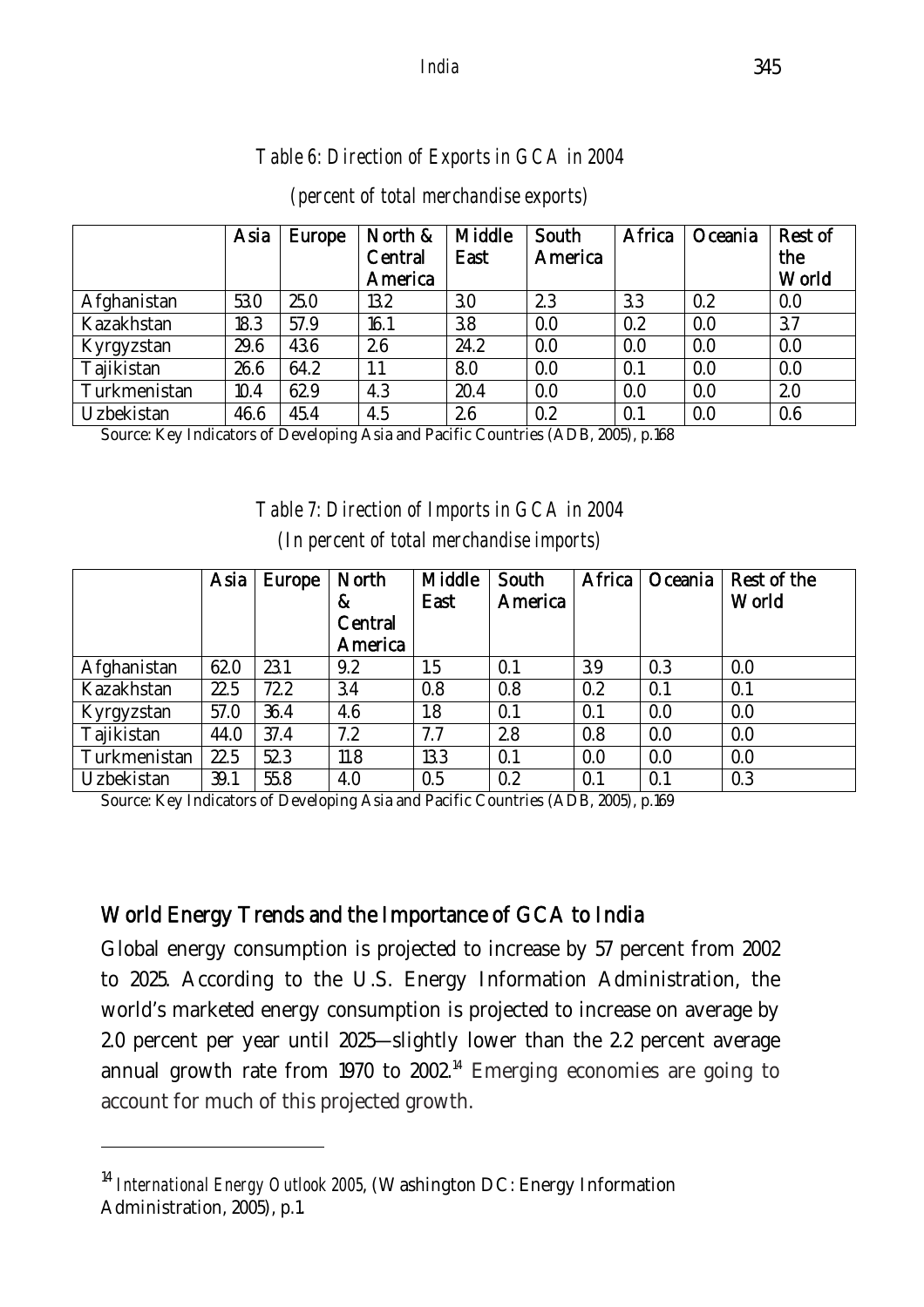*Table 6: Direction of Exports in GCA in 2004*

*(percent of total merchandise exports)*

| | Asia | Europe | North & Central America | Middle East | South America | Africa | Oceania | Rest of the World |
|---|---|---|---|---|---|---|---|---|
| Afghanistan | 53.0 | 25.0 | 13.2 | 3.0 | 2.3 | 3.3 | 0.2 | 0.0 |
| Kazakhstan | 18.3 | 57.9 | 16.1 | 3.8 | 0.0 | 0.2 | 0.0 | 3.7 |
| Kyrgyzstan | 29.6 | 43.6 | 2.6 | 24.2 | 0.0 | 0.0 | 0.0 | 0.0 |
| Tajikistan | 26.6 | 64.2 | 1.1 | 8.0 | 0.0 | 0.1 | 0.0 | 0.0 |
| Turkmenistan | 10.4 | 62.9 | 4.3 | 20.4 | 0.0 | 0.0 | 0.0 | 2.0 |
| Uzbekistan | 46.6 | 45.4 | 4.5 | 2.6 | 0.2 | 0.1 | 0.0 | 0.6 |

Source: Key Indicators of Developing Asia and Pacific Countries (ADB, 2005), p.168

*Table 7: Direction of Imports in GCA in 2004*

*(In percent of total merchandise imports)*

| | Asia | Europe | North & Central America | Middle East | South America | Africa | Oceania | Rest of the World |
|---|---|---|---|---|---|---|---|---|
| Afghanistan | 62.0 | 23.1 | 9.2 | 1.5 | 0.1 | 3.9 | 0.3 | 0.0 |
| Kazakhstan | 22.5 | 72.2 | 3.4 | 0.8 | 0.8 | 0.2 | 0.1 | 0.1 |
| Kyrgyzstan | 57.0 | 36.4 | 4.6 | 1.8 | 0.1 | 0.1 | 0.0 | 0.0 |
| Tajikistan | 44.0 | 37.4 | 7.2 | 7.7 | 2.8 | 0.8 | 0.0 | 0.0 |
| Turkmenistan | 22.5 | 52.3 | 11.8 | 13.3 | 0.1 | 0.0 | 0.0 | 0.0 |
| Uzbekistan | 39.1 | 55.8 | 4.0 | 0.5 | 0.2 | 0.1 | 0.1 | 0.3 |

Source: Key Indicators of Developing Asia and Pacific Countries (ADB, 2005), p.169

## World Energy Trends and the Importance of GCA to India

Global energy consumption is projected to increase by 57 percent from 2002 to 2025. According to the U.S. Energy Information Administration, the world's marketed energy consumption is projected to increase on average by 2.0 percent per year until 2025—slightly lower than the 2.2 percent average annual growth rate from 1970 to 2002.[14] Emerging economies are going to account for much of this projected growth.

[14] *International Energy Outlook 2005*, (Washington DC: Energy Information Administration, 2005), p.1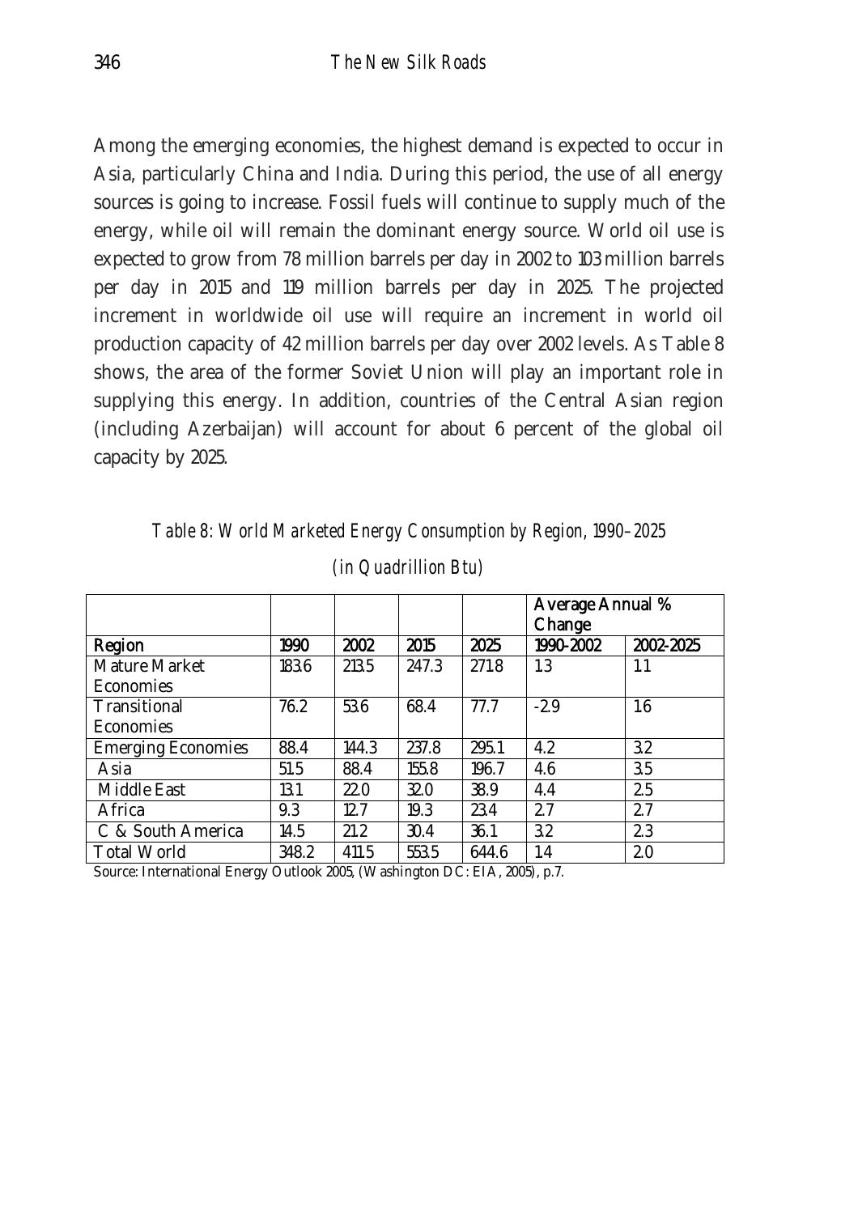Among the emerging economies, the highest demand is expected to occur in Asia, particularly China and India. During this period, the use of all energy sources is going to increase. Fossil fuels will continue to supply much of the energy, while oil will remain the dominant energy source. World oil use is expected to grow from 78 million barrels per day in 2002 to 103 million barrels per day in 2015 and 119 million barrels per day in 2025. The projected increment in worldwide oil use will require an increment in world oil production capacity of 42 million barrels per day over 2002 levels. As Table 8 shows, the area of the former Soviet Union will play an important role in supplying this energy. In addition, countries of the Central Asian region (including Azerbaijan) will account for about 6 percent of the global oil capacity by 2025.

*Table 8: World Marketed Energy Consumption by Region, 1990–2025*

*(in Quadrillion Btu)*

| | | | | | **Average Annual % Change** | |
|---|---|---|---|---|---|---|
| **Region** | **1990** | **2002** | **2015** | **2025** | **1990-2002** | **2002-2025** |
| Mature Market Economies | 183.6 | 213.5 | 247.3 | 271.8 | 1.3 | 1.1 |
| Transitional Economies | 76.2 | 53.6 | 68.4 | 77.7 | -2.9 | 1.6 |
| Emerging Economies | 88.4 | 144.3 | 237.8 | 295.1 | 4.2 | 3.2 |
| Asia | 51.5 | 88.4 | 155.8 | 196.7 | 4.6 | 3.5 |
| Middle East | 13.1 | 22.0 | 32.0 | 38.9 | 4.4 | 2.5 |
| Africa | 9.3 | 12.7 | 19.3 | 23.4 | 2.7 | 2.7 |
| C & South America | 14.5 | 21.2 | 30.4 | 36.1 | 3.2 | 2.3 |
| Total World | 348.2 | 411.5 | 553.5 | 644.6 | 1.4 | 2.0 |

Source: International Energy Outlook 2005, (Washington DC: EIA, 2005), p.7.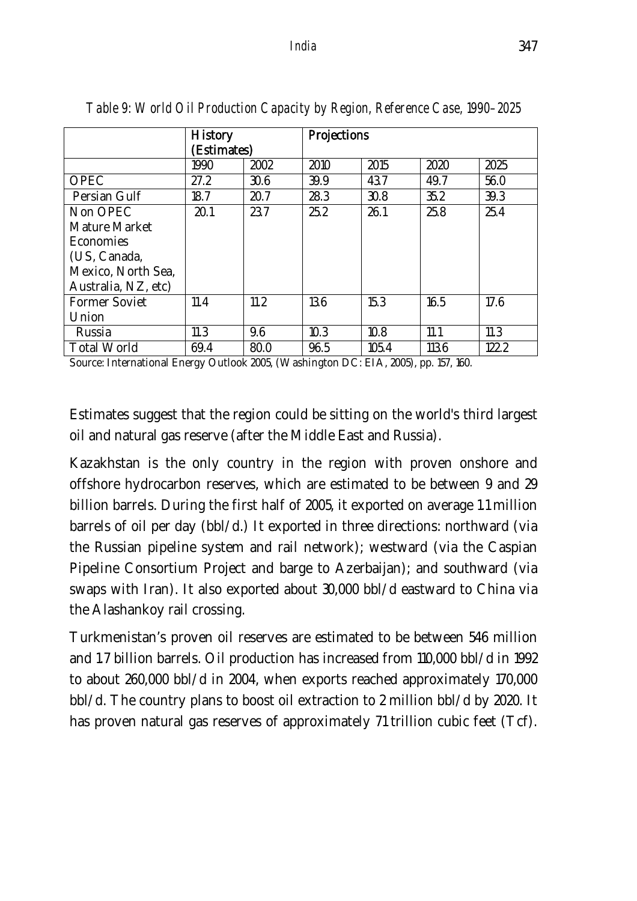*Table 9: World Oil Production Capacity by Region, Reference Case, 1990–2025*

| | History (Estimates) | | Projections | | | |
|---|---|---|---|---|---|---|
| | 1990 | 2002 | 2010 | 2015 | 2020 | 2025 |
| OPEC | 27.2 | 30.6 | 39.9 | 43.7 | 49.7 | 56.0 |
| Persian Gulf | 18.7 | 20.7 | 28.3 | 30.8 | 35.2 | 39.3 |
| Non OPEC Mature Market Economies (US, Canada, Mexico, North Sea, Australia, NZ, etc) | 20.1 | 23.7 | 25.2 | 26.1 | 25.8 | 25.4 |
| Former Soviet Union | 11.4 | 11.2 | 13.6 | 15.3 | 16.5 | 17.6 |
| Russia | 11.3 | 9.6 | 10.3 | 10.8 | 11.1 | 11.3 |
| Total World | 69.4 | 80.0 | 96.5 | 105.4 | 113.6 | 122.2 |

Source: International Energy Outlook 2005, (Washington DC: EIA, 2005), pp. 157, 160.

Estimates suggest that the region could be sitting on the world's third largest oil and natural gas reserve (after the Middle East and Russia).

Kazakhstan is the only country in the region with proven onshore and offshore hydrocarbon reserves, which are estimated to be between 9 and 29 billion barrels. During the first half of 2005, it exported on average 1.1 million barrels of oil per day (bbl/d.) It exported in three directions: northward (via the Russian pipeline system and rail network); westward (via the Caspian Pipeline Consortium Project and barge to Azerbaijan); and southward (via swaps with Iran). It also exported about 30,000 bbl/d eastward to China via the Alashankoy rail crossing.

Turkmenistan's proven oil reserves are estimated to be between 546 million and 1.7 billion barrels. Oil production has increased from 110,000 bbl/d in 1992 to about 260,000 bbl/d in 2004, when exports reached approximately 170,000 bbl/d. The country plans to boost oil extraction to 2 million bbl/d by 2020. It has proven natural gas reserves of approximately 71 trillion cubic feet (Tcf).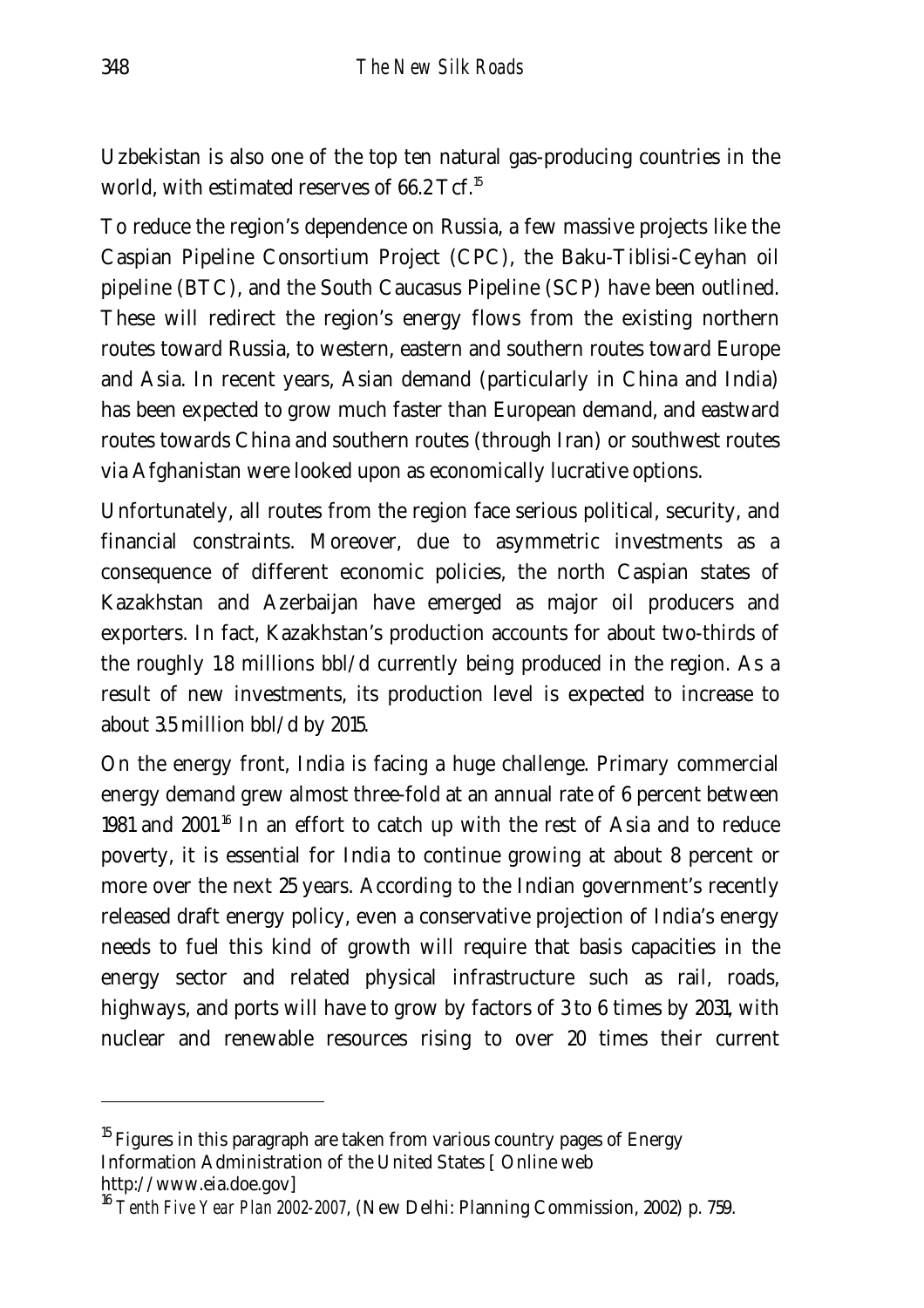Uzbekistan is also one of the top ten natural gas-producing countries in the world, with estimated reserves of 66.2 Tcf.[15]

To reduce the region's dependence on Russia, a few massive projects like the Caspian Pipeline Consortium Project (CPC), the Baku-Tiblisi-Ceyhan oil pipeline (BTC), and the South Caucasus Pipeline (SCP) have been outlined. These will redirect the region's energy flows from the existing northern routes toward Russia, to western, eastern and southern routes toward Europe and Asia. In recent years, Asian demand (particularly in China and India) has been expected to grow much faster than European demand, and eastward routes towards China and southern routes (through Iran) or southwest routes via Afghanistan were looked upon as economically lucrative options.

Unfortunately, all routes from the region face serious political, security, and financial constraints. Moreover, due to asymmetric investments as a consequence of different economic policies, the north Caspian states of Kazakhstan and Azerbaijan have emerged as major oil producers and exporters. In fact, Kazakhstan's production accounts for about two-thirds of the roughly 1.8 millions bbl/d currently being produced in the region. As a result of new investments, its production level is expected to increase to about 3.5 million bbl/d by 2015.

On the energy front, India is facing a huge challenge. Primary commercial energy demand grew almost three-fold at an annual rate of 6 percent between 1981 and 2001.[16] In an effort to catch up with the rest of Asia and to reduce poverty, it is essential for India to continue growing at about 8 percent or more over the next 25 years. According to the Indian government's recently released draft energy policy, even a conservative projection of India's energy needs to fuel this kind of growth will require that basis capacities in the energy sector and related physical infrastructure such as rail, roads, highways, and ports will have to grow by factors of 3 to 6 times by 2031, with nuclear and renewable resources rising to over 20 times their current

---

[15] Figures in this paragraph are taken from various country pages of Energy Information Administration of the United States [ Online web http://www.eia.doe.gov]

[16] *Tenth Five Year Plan 2002-2007*, (New Delhi: Planning Commission, 2002) p. 759.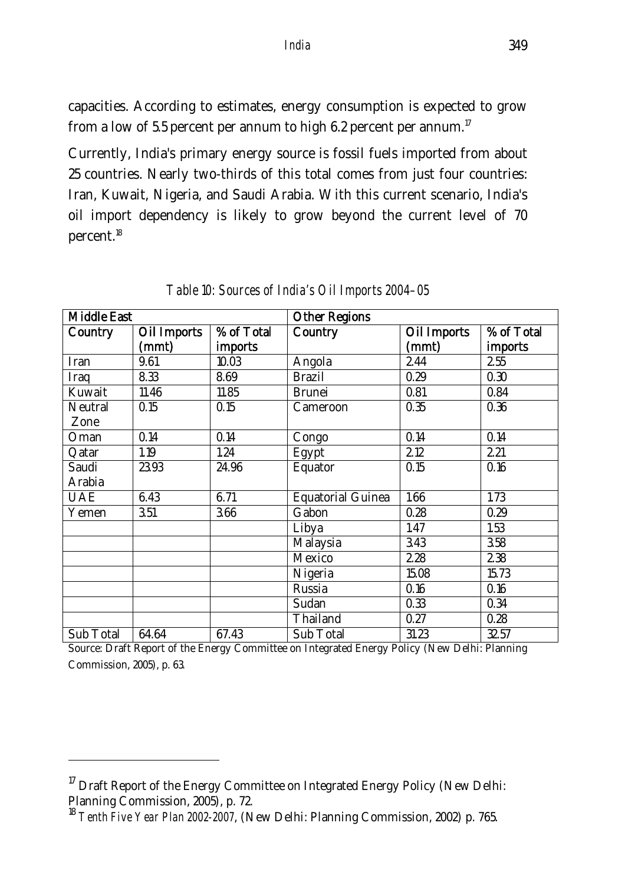capacities. According to estimates, energy consumption is expected to grow from a low of 5.5 percent per annum to high 6.2 percent per annum.[17]

Currently, India's primary energy source is fossil fuels imported from about 25 countries. Nearly two-thirds of this total comes from just four countries: Iran, Kuwait, Nigeria, and Saudi Arabia. With this current scenario, India's oil import dependency is likely to grow beyond the current level of 70 percent.[18]

*Table 10: Sources of India's Oil Imports 2004–05*

| **Middle East** | | | **Other Regions** | | |
|---|---|---|---|---|---|
| **Country** | **Oil Imports (mmt)** | **% of Total imports** | **Country** | **Oil Imports (mmt)** | **% of Total imports** |
| Iran | 9.61 | 10.03 | Angola | 2.44 | 2.55 |
| Iraq | 8.33 | 8.69 | Brazil | 0.29 | 0.30 |
| Kuwait | 11.46 | 11.85 | Brunei | 0.81 | 0.84 |
| Neutral Zone | 0.15 | 0.15 | Cameroon | 0.35 | 0.36 |
| Oman | 0.14 | 0.14 | Congo | 0.14 | 0.14 |
| Qatar | 1.19 | 1.24 | Egypt | 2.12 | 2.21 |
| Saudi Arabia | 23.93 | 24.96 | Equator | 0.15 | 0.16 |
| UAE | 6.43 | 6.71 | Equatorial Guinea | 1.66 | 1.73 |
| Yemen | 3.51 | 3.66 | Gabon | 0.28 | 0.29 |
| | | | Libya | 1.47 | 1.53 |
| | | | Malaysia | 3.43 | 3.58 |
| | | | Mexico | 2.28 | 2.38 |
| | | | Nigeria | 15.08 | 15.73 |
| | | | Russia | 0.16 | 0.16 |
| | | | Sudan | 0.33 | 0.34 |
| | | | Thailand | 0.27 | 0.28 |
| Sub Total | 64.64 | 67.43 | Sub Total | 31.23 | 32.57 |

Source: Draft Report of the Energy Committee on Integrated Energy Policy (New Delhi: Planning Commission, 2005), p. 63.

---

[17] Draft Report of the Energy Committee on Integrated Energy Policy (New Delhi: Planning Commission, 2005), p. 72.

[18] *Tenth Five Year Plan 2002-2007*, (New Delhi: Planning Commission, 2002) p. 765.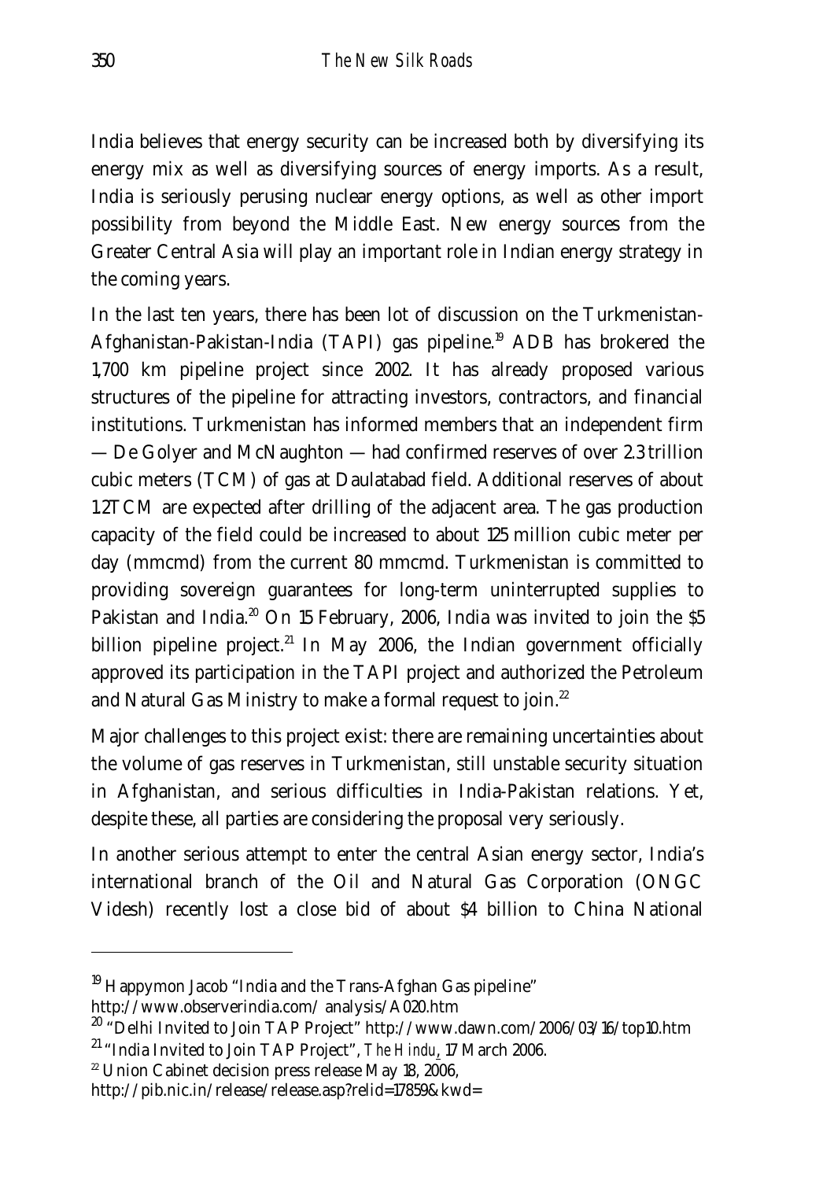India believes that energy security can be increased both by diversifying its energy mix as well as diversifying sources of energy imports. As a result, India is seriously perusing nuclear energy options, as well as other import possibility from beyond the Middle East. New energy sources from the Greater Central Asia will play an important role in Indian energy strategy in the coming years.

In the last ten years, there has been lot of discussion on the Turkmenistan-Afghanistan-Pakistan-India (TAPI) gas pipeline.[19] ADB has brokered the 1,700 km pipeline project since 2002. It has already proposed various structures of the pipeline for attracting investors, contractors, and financial institutions. Turkmenistan has informed members that an independent firm — De Golyer and McNaughton — had confirmed reserves of over 2.3 trillion cubic meters (TCM) of gas at Daulatabad field. Additional reserves of about 1.2TCM are expected after drilling of the adjacent area. The gas production capacity of the field could be increased to about 125 million cubic meter per day (mmcmd) from the current 80 mmcmd. Turkmenistan is committed to providing sovereign guarantees for long-term uninterrupted supplies to Pakistan and India.[20] On 15 February, 2006, India was invited to join the $5 billion pipeline project.[21] In May 2006, the Indian government officially approved its participation in the TAPI project and authorized the Petroleum and Natural Gas Ministry to make a formal request to join.[22]

Major challenges to this project exist: there are remaining uncertainties about the volume of gas reserves in Turkmenistan, still unstable security situation in Afghanistan, and serious difficulties in India-Pakistan relations. Yet, despite these, all parties are considering the proposal very seriously.

In another serious attempt to enter the central Asian energy sector, India's international branch of the Oil and Natural Gas Corporation (ONGC Videsh) recently lost a close bid of about $4 billion to China National

---

[19] Happymon Jacob "India and the Trans-Afghan Gas pipeline" http://www.observerindia.com/ analysis/A020.htm

[20] "Delhi Invited to Join TAP Project" http://www.dawn.com/2006/03/16/top10.htm

[21] "India Invited to Join TAP Project", *The Hindu*, 17 March 2006.

[22] Union Cabinet decision press release May 18, 2006, http://pib.nic.in/release/release.asp?relid=17859&kwd=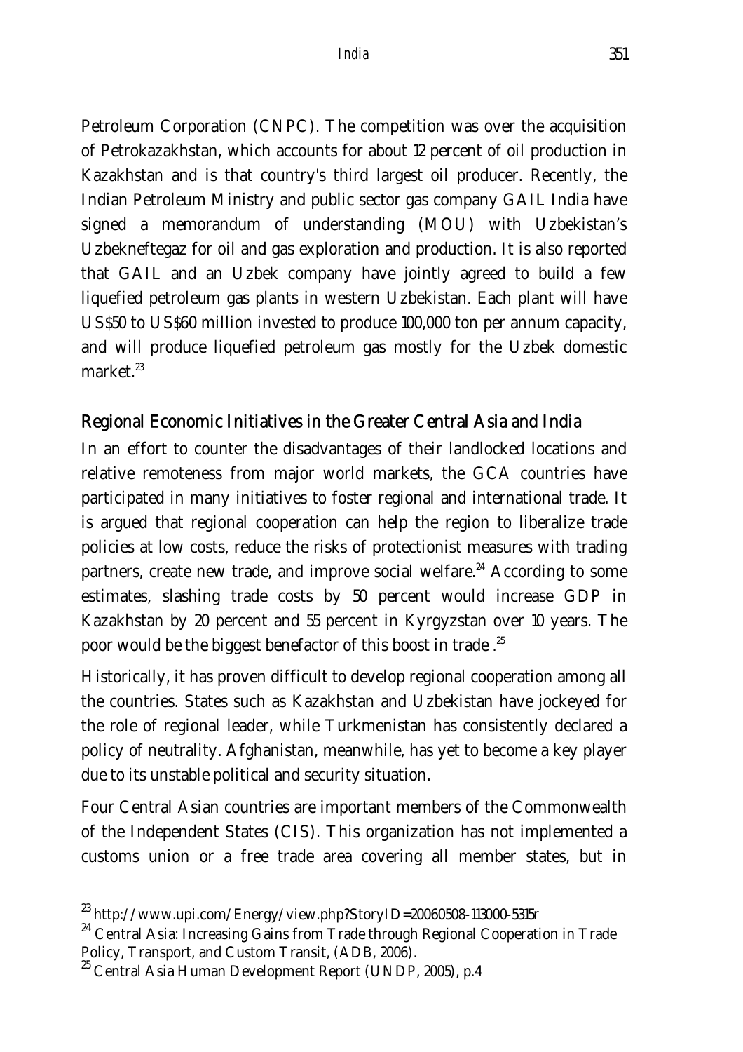Petroleum Corporation (CNPC). The competition was over the acquisition of Petrokazakhstan, which accounts for about 12 percent of oil production in Kazakhstan and is that country's third largest oil producer. Recently, the Indian Petroleum Ministry and public sector gas company GAIL India have signed a memorandum of understanding (MOU) with Uzbekistan's Uzbekneftegaz for oil and gas exploration and production. It is also reported that GAIL and an Uzbek company have jointly agreed to build a few liquefied petroleum gas plants in western Uzbekistan. Each plant will have US$50 to US$60 million invested to produce 100,000 ton per annum capacity, and will produce liquefied petroleum gas mostly for the Uzbek domestic market.[23]

## Regional Economic Initiatives in the Greater Central Asia and India

In an effort to counter the disadvantages of their landlocked locations and relative remoteness from major world markets, the GCA countries have participated in many initiatives to foster regional and international trade. It is argued that regional cooperation can help the region to liberalize trade policies at low costs, reduce the risks of protectionist measures with trading partners, create new trade, and improve social welfare.[24] According to some estimates, slashing trade costs by 50 percent would increase GDP in Kazakhstan by 20 percent and 55 percent in Kyrgyzstan over 10 years. The poor would be the biggest benefactor of this boost in trade .[25]

Historically, it has proven difficult to develop regional cooperation among all the countries. States such as Kazakhstan and Uzbekistan have jockeyed for the role of regional leader, while Turkmenistan has consistently declared a policy of neutrality. Afghanistan, meanwhile, has yet to become a key player due to its unstable political and security situation.

Four Central Asian countries are important members of the Commonwealth of the Independent States (CIS). This organization has not implemented a customs union or a free trade area covering all member states, but in

---

[23] http://www.upi.com/Energy/view.php?StoryID=20060508-113000-5315r

[24] Central Asia: Increasing Gains from Trade through Regional Cooperation in Trade Policy, Transport, and Custom Transit, (ADB, 2006).

[25] Central Asia Human Development Report (UNDP, 2005), p.4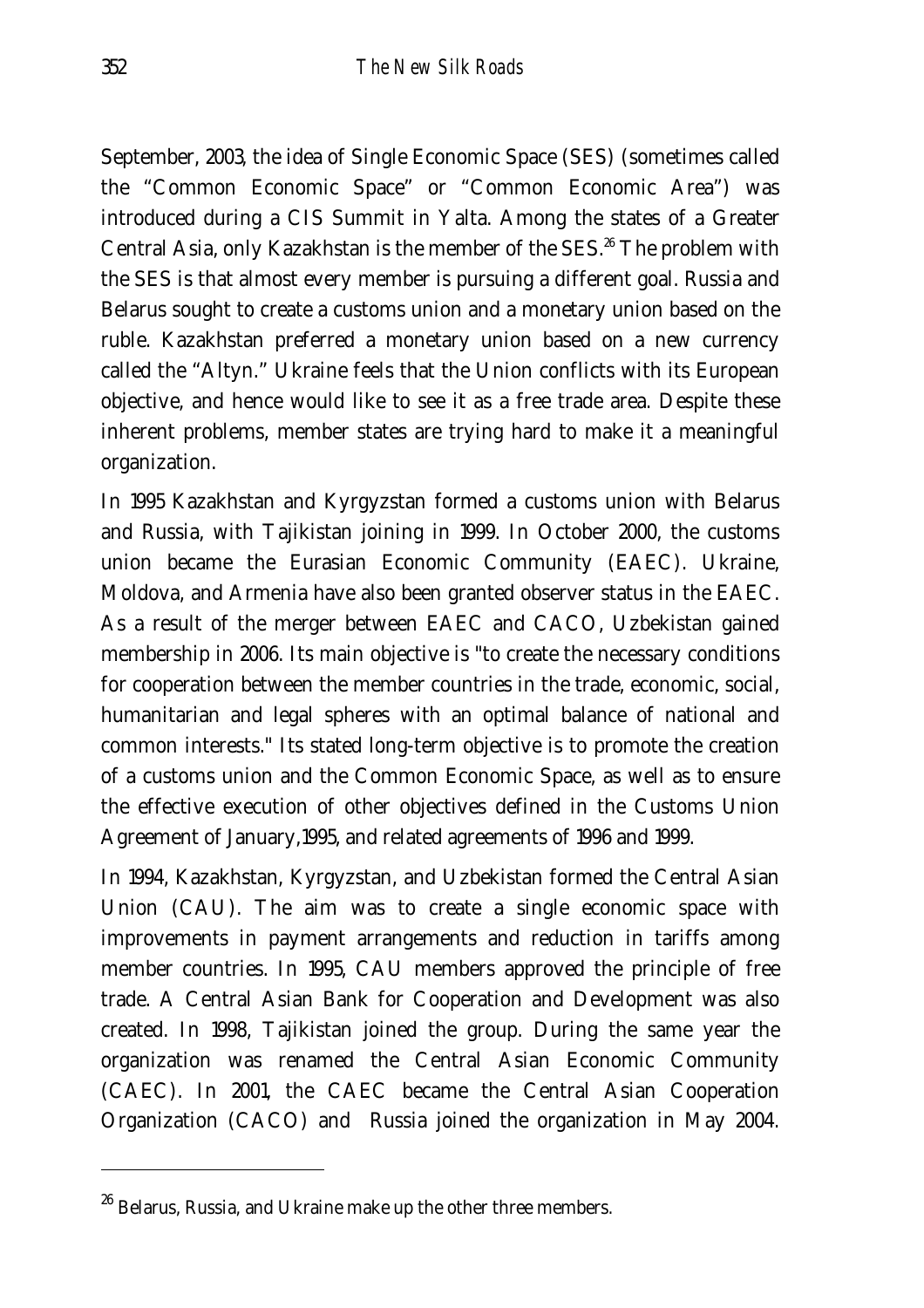September, 2003, the idea of Single Economic Space (SES) (sometimes called the "Common Economic Space" or "Common Economic Area") was introduced during a CIS Summit in Yalta. Among the states of a Greater Central Asia, only Kazakhstan is the member of the SES.[26] The problem with the SES is that almost every member is pursuing a different goal. Russia and Belarus sought to create a customs union and a monetary union based on the ruble. Kazakhstan preferred a monetary union based on a new currency called the "Altyn." Ukraine feels that the Union conflicts with its European objective, and hence would like to see it as a free trade area. Despite these inherent problems, member states are trying hard to make it a meaningful organization.

In 1995 Kazakhstan and Kyrgyzstan formed a customs union with Belarus and Russia, with Tajikistan joining in 1999. In October 2000, the customs union became the Eurasian Economic Community (EAEC). Ukraine, Moldova, and Armenia have also been granted observer status in the EAEC. As a result of the merger between EAEC and CACO, Uzbekistan gained membership in 2006. Its main objective is "to create the necessary conditions for cooperation between the member countries in the trade, economic, social, humanitarian and legal spheres with an optimal balance of national and common interests." Its stated long-term objective is to promote the creation of a customs union and the Common Economic Space, as well as to ensure the effective execution of other objectives defined in the Customs Union Agreement of January,1995, and related agreements of 1996 and 1999.

In 1994, Kazakhstan, Kyrgyzstan, and Uzbekistan formed the Central Asian Union (CAU). The aim was to create a single economic space with improvements in payment arrangements and reduction in tariffs among member countries. In 1995, CAU members approved the principle of free trade. A Central Asian Bank for Cooperation and Development was also created. In 1998, Tajikistan joined the group. During the same year the organization was renamed the Central Asian Economic Community (CAEC). In 2001, the CAEC became the Central Asian Cooperation Organization (CACO) and Russia joined the organization in May 2004.

[26] Belarus, Russia, and Ukraine make up the other three members.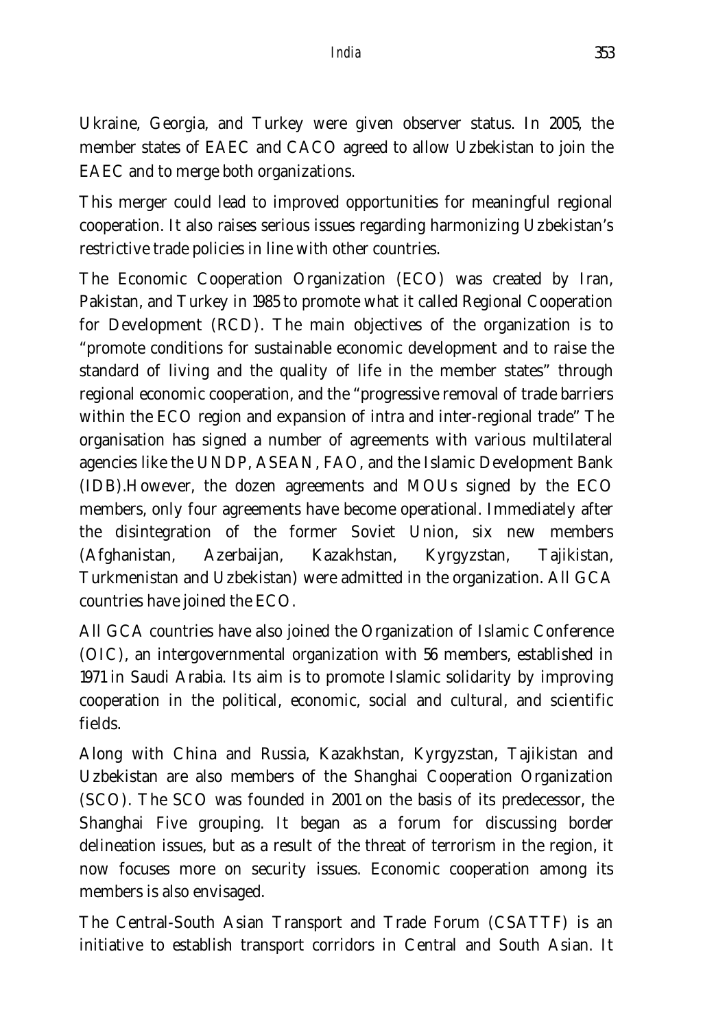Ukraine, Georgia, and Turkey were given observer status. In 2005, the member states of EAEC and CACO agreed to allow Uzbekistan to join the EAEC and to merge both organizations.

This merger could lead to improved opportunities for meaningful regional cooperation. It also raises serious issues regarding harmonizing Uzbekistan's restrictive trade policies in line with other countries.

The Economic Cooperation Organization (ECO) was created by Iran, Pakistan, and Turkey in 1985 to promote what it called Regional Cooperation for Development (RCD). The main objectives of the organization is to "promote conditions for sustainable economic development and to raise the standard of living and the quality of life in the member states" through regional economic cooperation, and the "progressive removal of trade barriers within the ECO region and expansion of intra and inter-regional trade" The organisation has signed a number of agreements with various multilateral agencies like the UNDP, ASEAN, FAO, and the Islamic Development Bank (IDB).However, the dozen agreements and MOUs signed by the ECO members, only four agreements have become operational. Immediately after the disintegration of the former Soviet Union, six new members (Afghanistan, Azerbaijan, Kazakhstan, Kyrgyzstan, Tajikistan, Turkmenistan and Uzbekistan) were admitted in the organization. All GCA countries have joined the ECO.

All GCA countries have also joined the Organization of Islamic Conference (OIC), an intergovernmental organization with 56 members, established in 1971 in Saudi Arabia. Its aim is to promote Islamic solidarity by improving cooperation in the political, economic, social and cultural, and scientific fields.

Along with China and Russia, Kazakhstan, Kyrgyzstan, Tajikistan and Uzbekistan are also members of the Shanghai Cooperation Organization (SCO). The SCO was founded in 2001 on the basis of its predecessor, the Shanghai Five grouping. It began as a forum for discussing border delineation issues, but as a result of the threat of terrorism in the region, it now focuses more on security issues. Economic cooperation among its members is also envisaged.

The Central-South Asian Transport and Trade Forum (CSATTF) is an initiative to establish transport corridors in Central and South Asian. It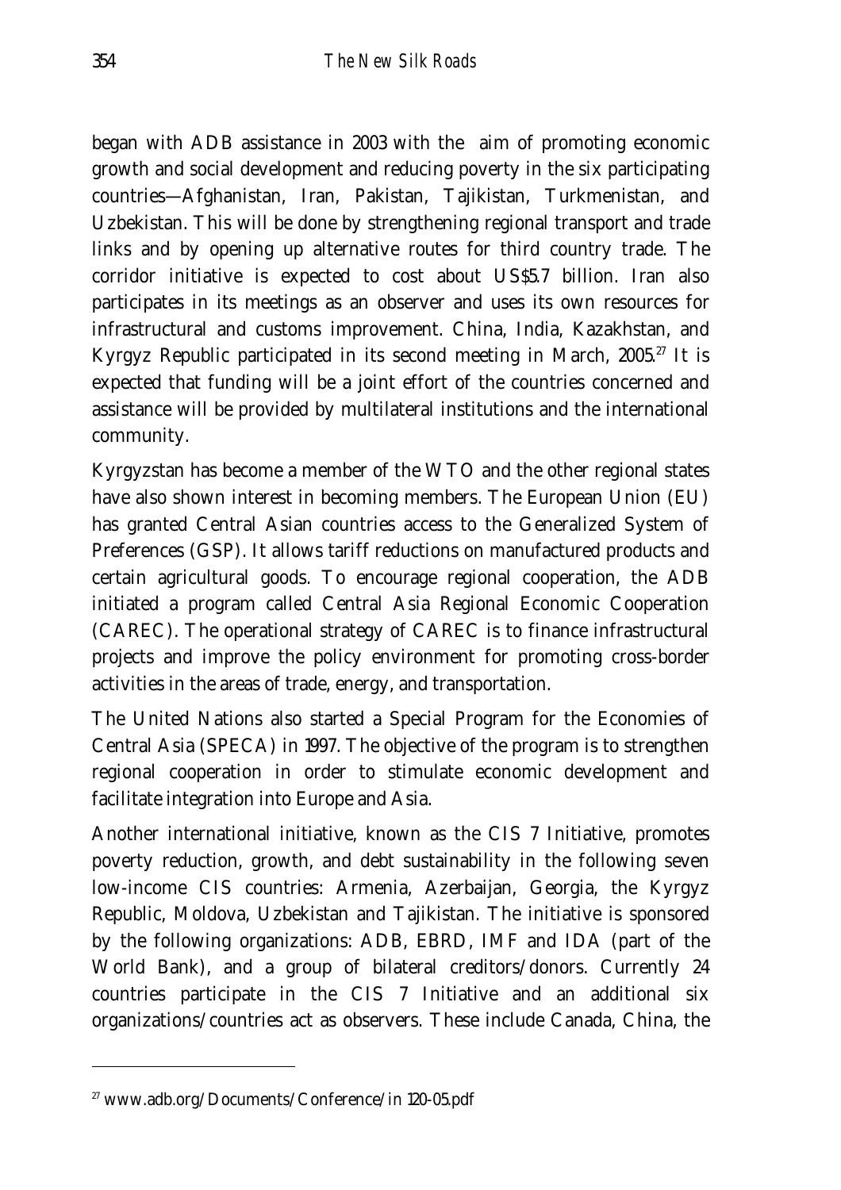began with ADB assistance in 2003 with the aim of promoting economic growth and social development and reducing poverty in the six participating countries—Afghanistan, Iran, Pakistan, Tajikistan, Turkmenistan, and Uzbekistan. This will be done by strengthening regional transport and trade links and by opening up alternative routes for third country trade. The corridor initiative is expected to cost about US$5.7 billion. Iran also participates in its meetings as an observer and uses its own resources for infrastructural and customs improvement. China, India, Kazakhstan, and Kyrgyz Republic participated in its second meeting in March, 2005.[27] It is expected that funding will be a joint effort of the countries concerned and assistance will be provided by multilateral institutions and the international community.

Kyrgyzstan has become a member of the WTO and the other regional states have also shown interest in becoming members. The European Union (EU) has granted Central Asian countries access to the Generalized System of Preferences (GSP). It allows tariff reductions on manufactured products and certain agricultural goods. To encourage regional cooperation, the ADB initiated a program called Central Asia Regional Economic Cooperation (CAREC). The operational strategy of CAREC is to finance infrastructural projects and improve the policy environment for promoting cross-border activities in the areas of trade, energy, and transportation.

The United Nations also started a Special Program for the Economies of Central Asia (SPECA) in 1997. The objective of the program is to strengthen regional cooperation in order to stimulate economic development and facilitate integration into Europe and Asia.

Another international initiative, known as the CIS 7 Initiative, promotes poverty reduction, growth, and debt sustainability in the following seven low-income CIS countries: Armenia, Azerbaijan, Georgia, the Kyrgyz Republic, Moldova, Uzbekistan and Tajikistan. The initiative is sponsored by the following organizations: ADB, EBRD, IMF and IDA (part of the World Bank), and a group of bilateral creditors/donors. Currently 24 countries participate in the CIS 7 Initiative and an additional six organizations/countries act as observers. These include Canada, China, the

---

[27] www.adb.org/Documents/Conference/in 120-05.pdf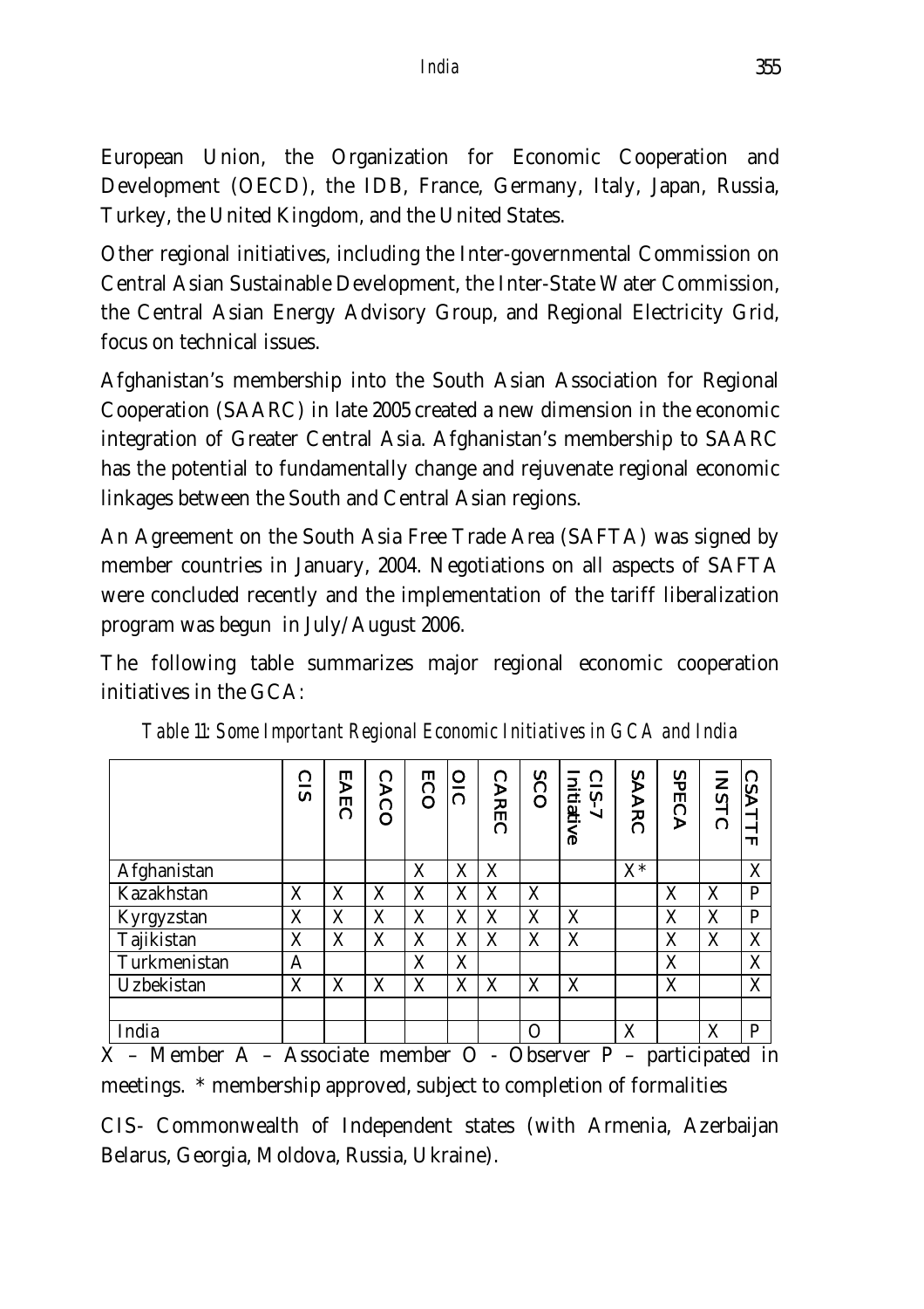European Union, the Organization for Economic Cooperation and Development (OECD), the IDB, France, Germany, Italy, Japan, Russia, Turkey, the United Kingdom, and the United States.

Other regional initiatives, including the Inter-governmental Commission on Central Asian Sustainable Development, the Inter-State Water Commission, the Central Asian Energy Advisory Group, and Regional Electricity Grid, focus on technical issues.

Afghanistan's membership into the South Asian Association for Regional Cooperation (SAARC) in late 2005 created a new dimension in the economic integration of Greater Central Asia. Afghanistan's membership to SAARC has the potential to fundamentally change and rejuvenate regional economic linkages between the South and Central Asian regions.

An Agreement on the South Asia Free Trade Area (SAFTA) was signed by member countries in January, 2004. Negotiations on all aspects of SAFTA were concluded recently and the implementation of the tariff liberalization program was begun in July/August 2006.

The following table summarizes major regional economic cooperation initiatives in the GCA:

*Table 11: Some Important Regional Economic Initiatives in GCA and India*

| | CIS | EAEC | CACO | ECO | OIC | CAREC | SCO | CIS-7 Initiative | SAARC | SPECA | INSTC | CSATTF |
|---|---|---|---|---|---|---|---|---|---|---|---|---|
| Afghanistan | | | | X | X | X | | | X* | | | X |
| Kazakhstan | X | X | X | X | X | X | X | | | X | X | P |
| Kyrgyzstan | X | X | X | X | X | X | X | X | | X | X | P |
| Tajikistan | X | X | X | X | X | X | X | X | | X | X | X |
| Turkmenistan | A | | | X | X | | | | | X | | X |
| Uzbekistan | X | X | X | X | X | X | X | X | | X | | X |
| | | | | | | | | | | | | |
| India | | | | | | | O | | X | | X | P |

X – Member A – Associate member O - Observer P – participated in meetings. * membership approved, subject to completion of formalities

CIS- Commonwealth of Independent states (with Armenia, Azerbaijan Belarus, Georgia, Moldova, Russia, Ukraine).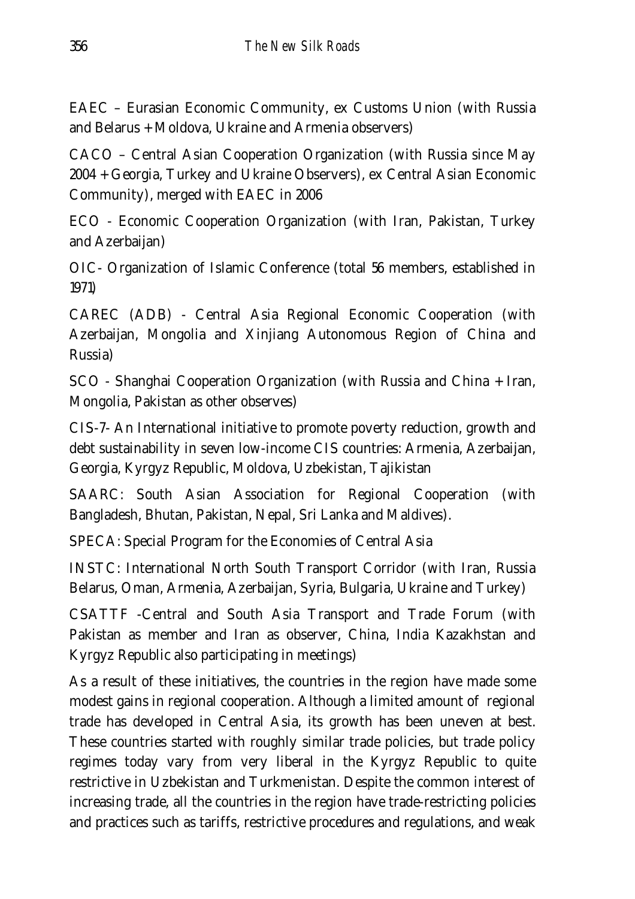EAEC – Eurasian Economic Community, ex Customs Union (with Russia and Belarus + Moldova, Ukraine and Armenia observers)

CACO – Central Asian Cooperation Organization (with Russia since May 2004 + Georgia, Turkey and Ukraine Observers), ex Central Asian Economic Community), merged with EAEC in 2006

ECO - Economic Cooperation Organization (with Iran, Pakistan, Turkey and Azerbaijan)

OIC- Organization of Islamic Conference (total 56 members, established in 1971)

CAREC (ADB) - Central Asia Regional Economic Cooperation (with Azerbaijan, Mongolia and Xinjiang Autonomous Region of China and Russia)

SCO - Shanghai Cooperation Organization (with Russia and China + Iran, Mongolia, Pakistan as other observes)

CIS-7- An International initiative to promote poverty reduction, growth and debt sustainability in seven low-income CIS countries: Armenia, Azerbaijan, Georgia, Kyrgyz Republic, Moldova, Uzbekistan, Tajikistan

SAARC: South Asian Association for Regional Cooperation (with Bangladesh, Bhutan, Pakistan, Nepal, Sri Lanka and Maldives).

SPECA: Special Program for the Economies of Central Asia

INSTC: International North South Transport Corridor (with Iran, Russia Belarus, Oman, Armenia, Azerbaijan, Syria, Bulgaria, Ukraine and Turkey)

CSATTF -Central and South Asia Transport and Trade Forum (with Pakistan as member and Iran as observer, China, India Kazakhstan and Kyrgyz Republic also participating in meetings)

As a result of these initiatives, the countries in the region have made some modest gains in regional cooperation. Although a limited amount of regional trade has developed in Central Asia, its growth has been uneven at best. These countries started with roughly similar trade policies, but trade policy regimes today vary from very liberal in the Kyrgyz Republic to quite restrictive in Uzbekistan and Turkmenistan. Despite the common interest of increasing trade, all the countries in the region have trade-restricting policies and practices such as tariffs, restrictive procedures and regulations, and weak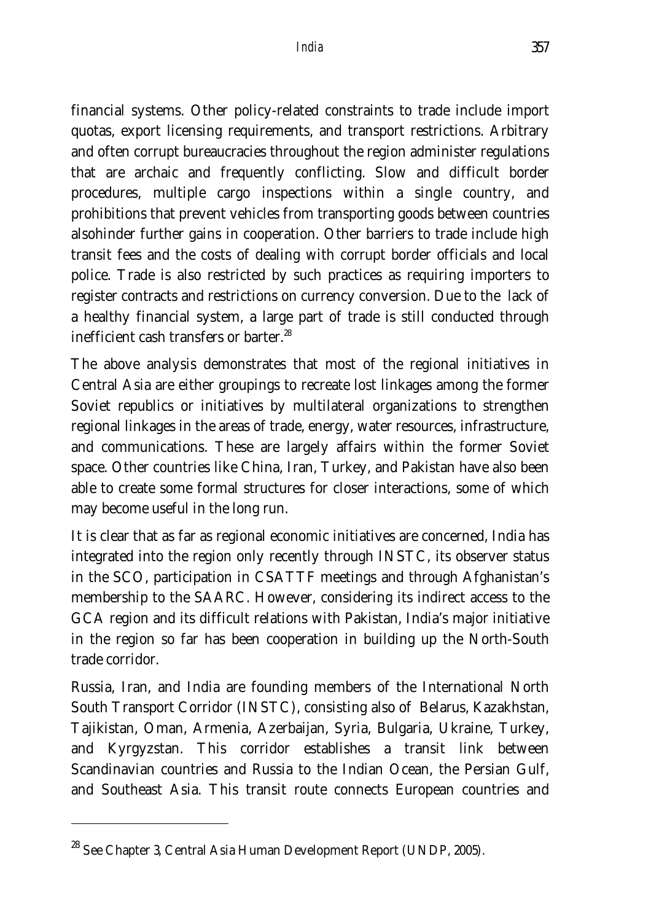financial systems. Other policy-related constraints to trade include import quotas, export licensing requirements, and transport restrictions. Arbitrary and often corrupt bureaucracies throughout the region administer regulations that are archaic and frequently conflicting. Slow and difficult border procedures, multiple cargo inspections within a single country, and prohibitions that prevent vehicles from transporting goods between countries alsohinder further gains in cooperation. Other barriers to trade include high transit fees and the costs of dealing with corrupt border officials and local police. Trade is also restricted by such practices as requiring importers to register contracts and restrictions on currency conversion. Due to the lack of a healthy financial system, a large part of trade is still conducted through inefficient cash transfers or barter.[28]

The above analysis demonstrates that most of the regional initiatives in Central Asia are either groupings to recreate lost linkages among the former Soviet republics or initiatives by multilateral organizations to strengthen regional linkages in the areas of trade, energy, water resources, infrastructure, and communications. These are largely affairs within the former Soviet space. Other countries like China, Iran, Turkey, and Pakistan have also been able to create some formal structures for closer interactions, some of which may become useful in the long run.

It is clear that as far as regional economic initiatives are concerned, India has integrated into the region only recently through INSTC, its observer status in the SCO, participation in CSATTF meetings and through Afghanistan's membership to the SAARC. However, considering its indirect access to the GCA region and its difficult relations with Pakistan, India's major initiative in the region so far has been cooperation in building up the North-South trade corridor.

Russia, Iran, and India are founding members of the International North South Transport Corridor (INSTC), consisting also of Belarus, Kazakhstan, Tajikistan, Oman, Armenia, Azerbaijan, Syria, Bulgaria, Ukraine, Turkey, and Kyrgyzstan. This corridor establishes a transit link between Scandinavian countries and Russia to the Indian Ocean, the Persian Gulf, and Southeast Asia. This transit route connects European countries and

---

[28] See Chapter 3, Central Asia Human Development Report (UNDP, 2005).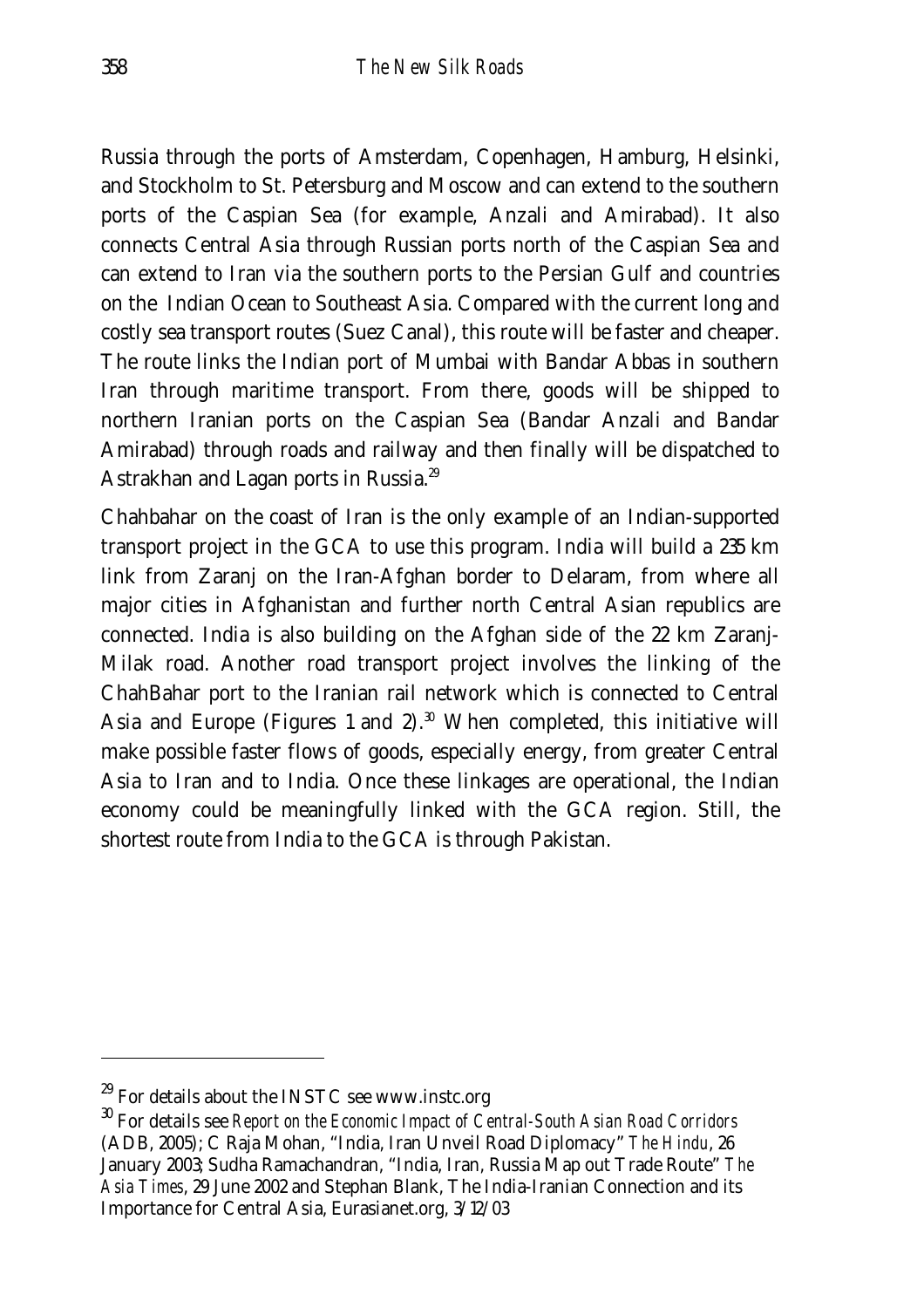Russia through the ports of Amsterdam, Copenhagen, Hamburg, Helsinki, and Stockholm to St. Petersburg and Moscow and can extend to the southern ports of the Caspian Sea (for example, Anzali and Amirabad). It also connects Central Asia through Russian ports north of the Caspian Sea and can extend to Iran via the southern ports to the Persian Gulf and countries on the Indian Ocean to Southeast Asia. Compared with the current long and costly sea transport routes (Suez Canal), this route will be faster and cheaper. The route links the Indian port of Mumbai with Bandar Abbas in southern Iran through maritime transport. From there, goods will be shipped to northern Iranian ports on the Caspian Sea (Bandar Anzali and Bandar Amirabad) through roads and railway and then finally will be dispatched to Astrakhan and Lagan ports in Russia.[29]

Chahbahar on the coast of Iran is the only example of an Indian-supported transport project in the GCA to use this program. India will build a 235 km link from Zaranj on the Iran-Afghan border to Delaram, from where all major cities in Afghanistan and further north Central Asian republics are connected. India is also building on the Afghan side of the 22 km Zaranj-Milak road. Another road transport project involves the linking of the ChahBahar port to the Iranian rail network which is connected to Central Asia and Europe (Figures 1 and 2).[30] When completed, this initiative will make possible faster flows of goods, especially energy, from greater Central Asia to Iran and to India. Once these linkages are operational, the Indian economy could be meaningfully linked with the GCA region. Still, the shortest route from India to the GCA is through Pakistan.

---

[29] For details about the INSTC see www.instc.org

[30] For details see *Report on the Economic Impact of Central-South Asian Road Corridors* (ADB, 2005); C Raja Mohan, "India, Iran Unveil Road Diplomacy" *The Hindu*, 26 January 2003; Sudha Ramachandran, "India, Iran, Russia Map out Trade Route" *The Asia Times*, 29 June 2002 and Stephan Blank, The India-Iranian Connection and its Importance for Central Asia, Eurasianet.org, 3/12/03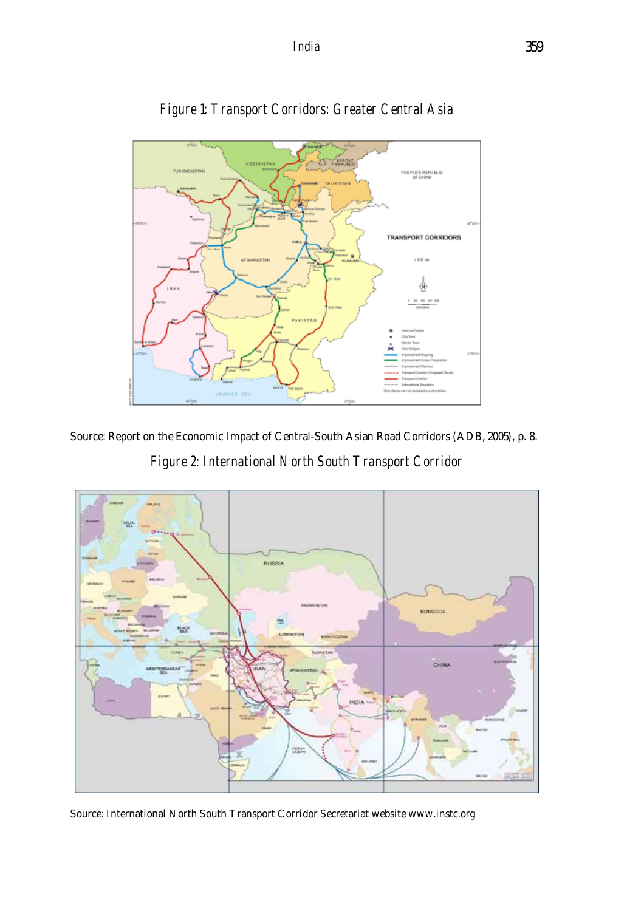*Figure 1: Transport Corridors: Greater Central Asia*

Source: Report on the Economic Impact of Central-South Asian Road Corridors (ADB, 2005), p. 8.

*Figure 2: International North South Transport Corridor*

Source: International North South Transport Corridor Secretariat website www.instc.org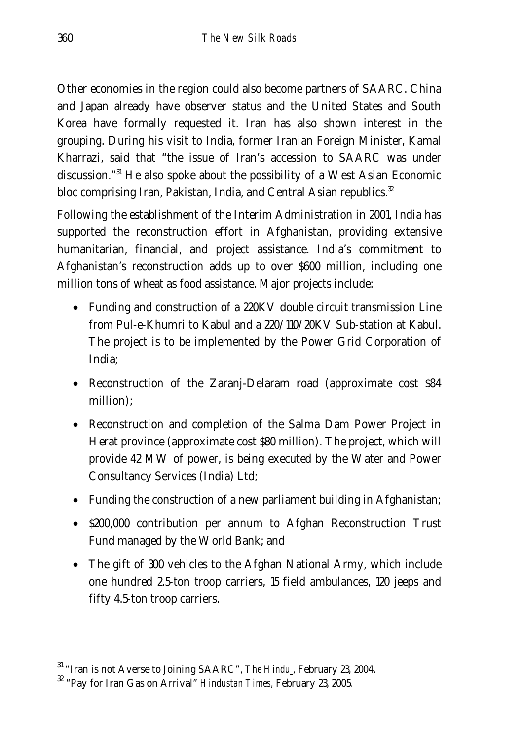Other economies in the region could also become partners of SAARC. China and Japan already have observer status and the United States and South Korea have formally requested it. Iran has also shown interest in the grouping. During his visit to India, former Iranian Foreign Minister, Kamal Kharrazi, said that "the issue of Iran's accession to SAARC was under discussion."[31] He also spoke about the possibility of a West Asian Economic bloc comprising Iran, Pakistan, India, and Central Asian republics.[32]

Following the establishment of the Interim Administration in 2001, India has supported the reconstruction effort in Afghanistan, providing extensive humanitarian, financial, and project assistance. India's commitment to Afghanistan's reconstruction adds up to over $600 million, including one million tons of wheat as food assistance. Major projects include:

- Funding and construction of a 220KV double circuit transmission Line from Pul-e-Khumri to Kabul and a 220/110/20KV Sub-station at Kabul. The project is to be implemented by the Power Grid Corporation of India;
- Reconstruction of the Zaranj-Delaram road (approximate cost $84 million);
- Reconstruction and completion of the Salma Dam Power Project in Herat province (approximate cost $80 million). The project, which will provide 42 MW of power, is being executed by the Water and Power Consultancy Services (India) Ltd;
- Funding the construction of a new parliament building in Afghanistan;
- $200,000 contribution per annum to Afghan Reconstruction Trust Fund managed by the World Bank; and
- The gift of 300 vehicles to the Afghan National Army, which include one hundred 2.5-ton troop carriers, 15 field ambulances, 120 jeeps and fifty 4.5-ton troop carriers.

---

[31] "Iran is not Averse to Joining SAARC", *The Hindu*, February 23, 2004.

[32] "Pay for Iran Gas on Arrival" *Hindustan Times*, February 23, 2005.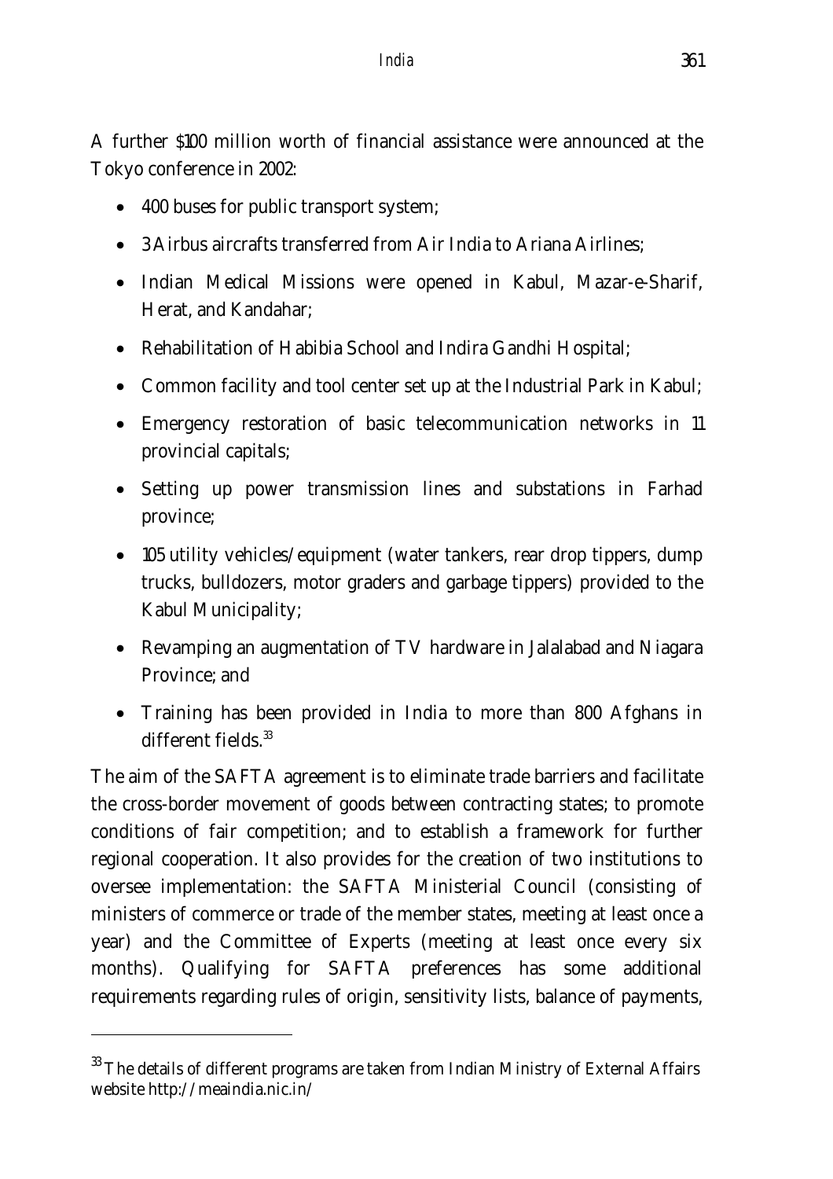A further $100 million worth of financial assistance were announced at the Tokyo conference in 2002:

- 400 buses for public transport system;
- 3 Airbus aircrafts transferred from Air India to Ariana Airlines;
- Indian Medical Missions were opened in Kabul, Mazar-e-Sharif, Herat, and Kandahar;
- Rehabilitation of Habibia School and Indira Gandhi Hospital;
- Common facility and tool center set up at the Industrial Park in Kabul;
- Emergency restoration of basic telecommunication networks in 11 provincial capitals;
- Setting up power transmission lines and substations in Farhad province;
- 105 utility vehicles/equipment (water tankers, rear drop tippers, dump trucks, bulldozers, motor graders and garbage tippers) provided to the Kabul Municipality;
- Revamping an augmentation of TV hardware in Jalalabad and Niagara Province; and
- Training has been provided in India to more than 800 Afghans in different fields.[33]

The aim of the SAFTA agreement is to eliminate trade barriers and facilitate the cross-border movement of goods between contracting states; to promote conditions of fair competition; and to establish a framework for further regional cooperation. It also provides for the creation of two institutions to oversee implementation: the SAFTA Ministerial Council (consisting of ministers of commerce or trade of the member states, meeting at least once a year) and the Committee of Experts (meeting at least once every six months). Qualifying for SAFTA preferences has some additional requirements regarding rules of origin, sensitivity lists, balance of payments,

---

[33] The details of different programs are taken from Indian Ministry of External Affairs website http://meaindia.nic.in/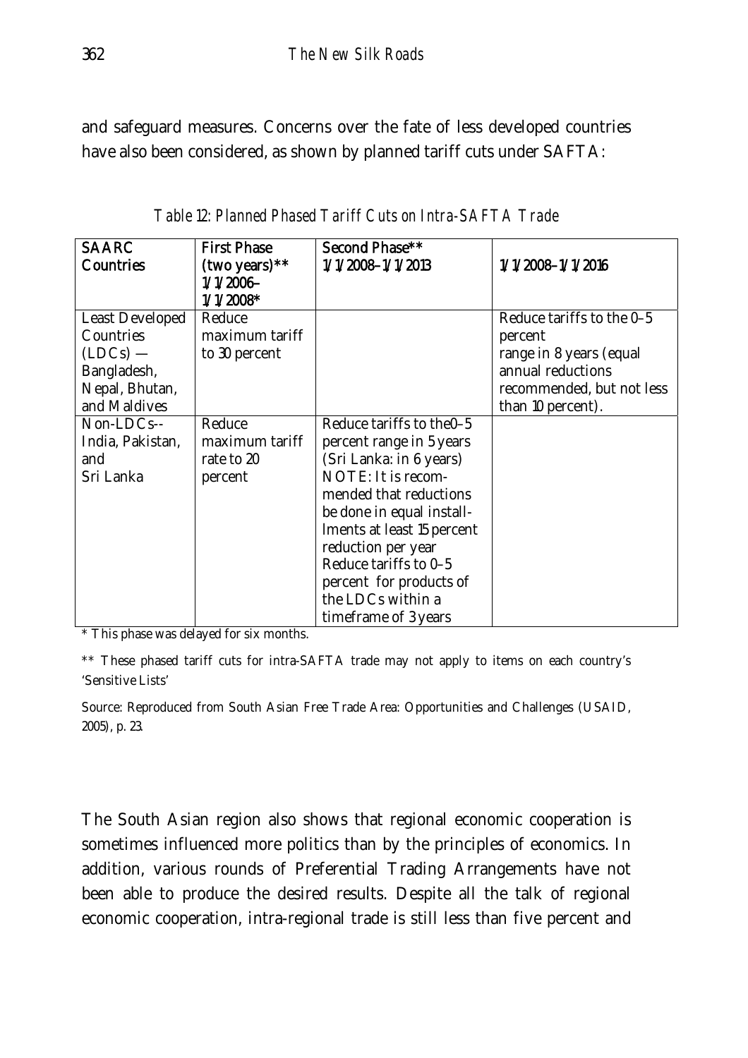and safeguard measures. Concerns over the fate of less developed countries have also been considered, as shown by planned tariff cuts under SAFTA:

*Table 12: Planned Phased Tariff Cuts on Intra-SAFTA Trade*

| SAARC Countries | First Phase (two years)** 1/1/2006–1/1/2008* | Second Phase** 1/1/2008–1/1/2013 | 1/1/2008–1/1/2016 |
|---|---|---|---|
| Least Developed Countries (LDCs) — Bangladesh, Nepal, Bhutan, and Maldives | Reduce maximum tariff to 30 percent | | Reduce tariffs to the 0–5 percent range in 8 years (equal annual reductions recommended, but not less than 10 percent). |
| Non-LDCs-- India, Pakistan, and Sri Lanka | Reduce maximum tariff rate to 20 percent | Reduce tariffs to the0–5 percent range in 5 years (Sri Lanka: in 6 years) NOTE: It is recommended that reductions be done in equal installments at least 15 percent reduction per year Reduce tariffs to 0–5 percent for products of the LDCs within a timeframe of 3 years | |

* This phase was delayed for six months.

** These phased tariff cuts for intra-SAFTA trade may not apply to items on each country's 'Sensitive Lists'

Source: Reproduced from South Asian Free Trade Area: Opportunities and Challenges (USAID, 2005), p. 23.

The South Asian region also shows that regional economic cooperation is sometimes influenced more politics than by the principles of economics. In addition, various rounds of Preferential Trading Arrangements have not been able to produce the desired results. Despite all the talk of regional economic cooperation, intra-regional trade is still less than five percent and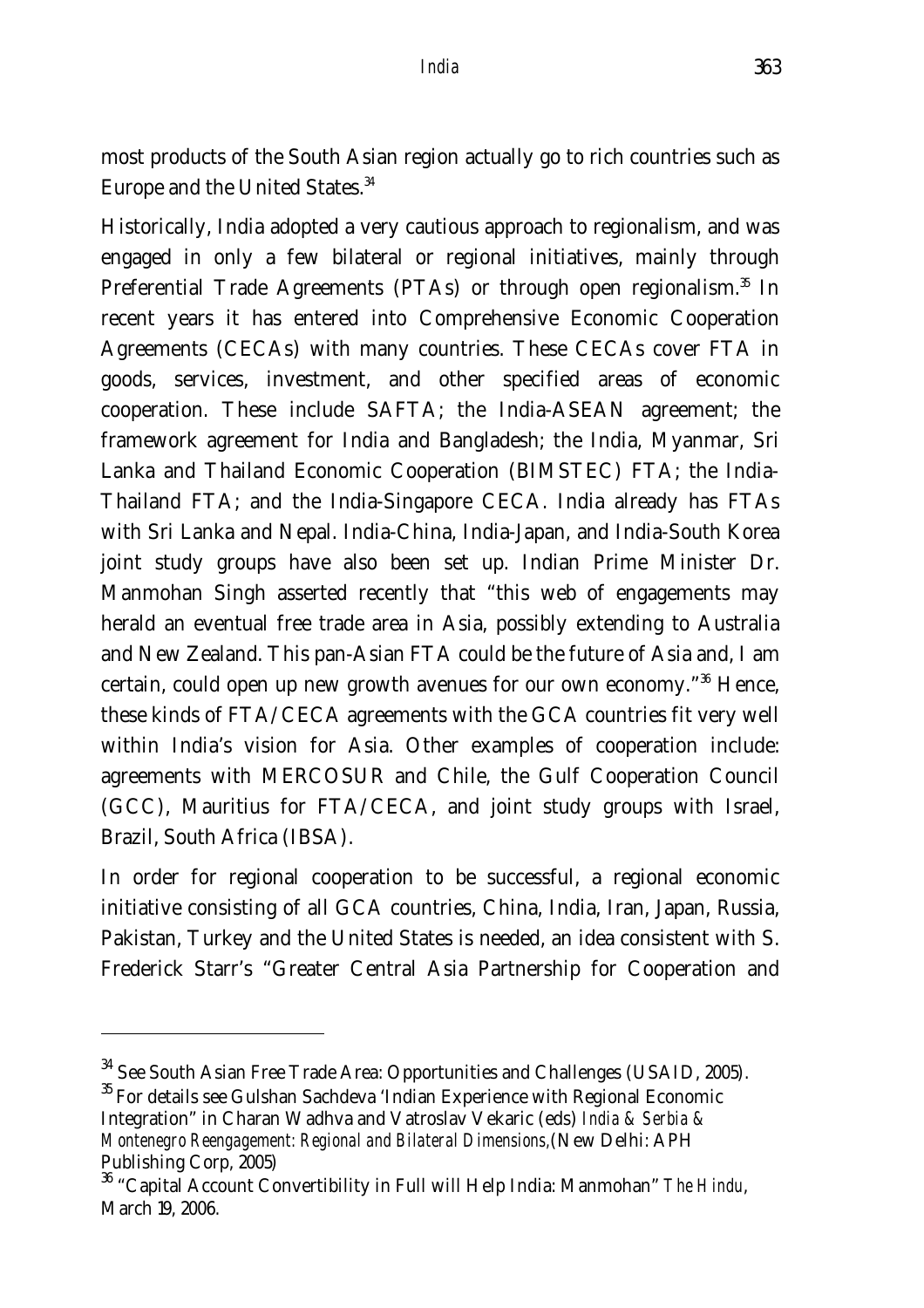most products of the South Asian region actually go to rich countries such as Europe and the United States.[34]

Historically, India adopted a very cautious approach to regionalism, and was engaged in only a few bilateral or regional initiatives, mainly through Preferential Trade Agreements (PTAs) or through open regionalism.[35] In recent years it has entered into Comprehensive Economic Cooperation Agreements (CECAs) with many countries. These CECAs cover FTA in goods, services, investment, and other specified areas of economic cooperation. These include SAFTA; the India-ASEAN agreement; the framework agreement for India and Bangladesh; the India, Myanmar, Sri Lanka and Thailand Economic Cooperation (BIMSTEC) FTA; the India-Thailand FTA; and the India-Singapore CECA. India already has FTAs with Sri Lanka and Nepal. India-China, India-Japan, and India-South Korea joint study groups have also been set up. Indian Prime Minister Dr. Manmohan Singh asserted recently that "this web of engagements may herald an eventual free trade area in Asia, possibly extending to Australia and New Zealand. This pan-Asian FTA could be the future of Asia and, I am certain, could open up new growth avenues for our own economy."[36] Hence, these kinds of FTA/CECA agreements with the GCA countries fit very well within India's vision for Asia. Other examples of cooperation include: agreements with MERCOSUR and Chile, the Gulf Cooperation Council (GCC), Mauritius for FTA/CECA, and joint study groups with Israel, Brazil, South Africa (IBSA).

In order for regional cooperation to be successful, a regional economic initiative consisting of all GCA countries, China, India, Iran, Japan, Russia, Pakistan, Turkey and the United States is needed, an idea consistent with S. Frederick Starr's "Greater Central Asia Partnership for Cooperation and

---

[34] See South Asian Free Trade Area: Opportunities and Challenges (USAID, 2005).

[35] For details see Gulshan Sachdeva 'Indian Experience with Regional Economic Integration" in Charan Wadhva and Vatroslav Vekaric (eds) *India & Serbia & Montenegro Reengagement: Regional and Bilateral Dimensions*,(New Delhi: APH Publishing Corp, 2005)

[36] "Capital Account Convertibility in Full will Help India: Manmohan" *The Hindu*, March 19, 2006.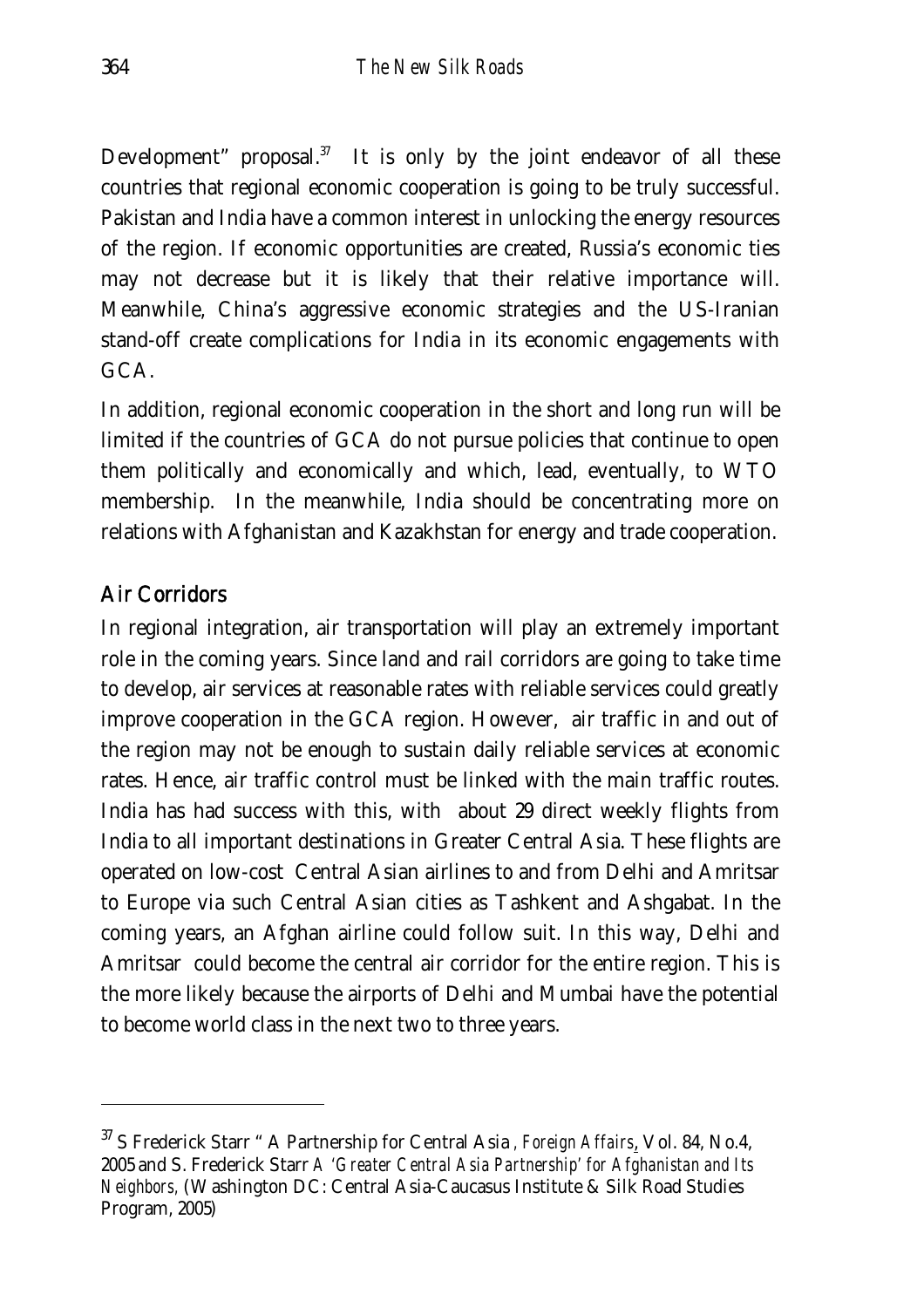Development" proposal.[37] It is only by the joint endeavor of all these countries that regional economic cooperation is going to be truly successful. Pakistan and India have a common interest in unlocking the energy resources of the region. If economic opportunities are created, Russia's economic ties may not decrease but it is likely that their relative importance will. Meanwhile, China's aggressive economic strategies and the US-Iranian stand-off create complications for India in its economic engagements with GCA.

In addition, regional economic cooperation in the short and long run will be limited if the countries of GCA do not pursue policies that continue to open them politically and economically and which, lead, eventually, to WTO membership. In the meanwhile, India should be concentrating more on relations with Afghanistan and Kazakhstan for energy and trade cooperation.

## Air Corridors

In regional integration, air transportation will play an extremely important role in the coming years. Since land and rail corridors are going to take time to develop, air services at reasonable rates with reliable services could greatly improve cooperation in the GCA region. However, air traffic in and out of the region may not be enough to sustain daily reliable services at economic rates. Hence, air traffic control must be linked with the main traffic routes. India has had success with this, with about 29 direct weekly flights from India to all important destinations in Greater Central Asia. These flights are operated on low-cost Central Asian airlines to and from Delhi and Amritsar to Europe via such Central Asian cities as Tashkent and Ashgabat. In the coming years, an Afghan airline could follow suit. In this way, Delhi and Amritsar could become the central air corridor for the entire region. This is the more likely because the airports of Delhi and Mumbai have the potential to become world class in the next two to three years.

---

[37] S Frederick Starr " A Partnership for Central Asia , *Foreign Affairs*, Vol. 84, No.4, 2005 and S. Frederick Starr *A 'Greater Central Asia Partnership' for Afghanistan and Its Neighbors*, (Washington DC: Central Asia-Caucasus Institute & Silk Road Studies Program, 2005)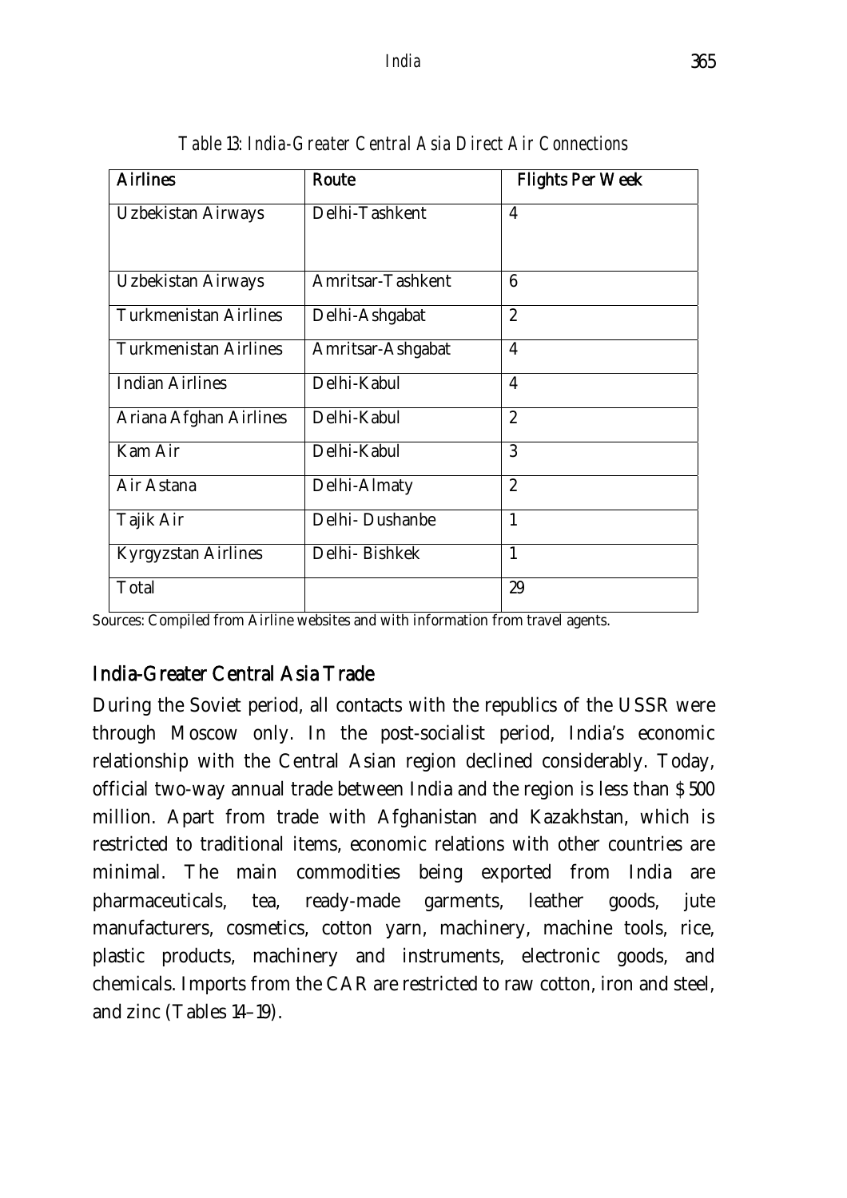*Table 13: India-Greater Central Asia Direct Air Connections*

| Airlines | Route | Flights Per Week |
|---|---|---|
| Uzbekistan Airways | Delhi-Tashkent | 4 |
| Uzbekistan Airways | Amritsar-Tashkent | 6 |
| Turkmenistan Airlines | Delhi-Ashgabat | 2 |
| Turkmenistan Airlines | Amritsar-Ashgabat | 4 |
| Indian Airlines | Delhi-Kabul | 4 |
| Ariana Afghan Airlines | Delhi-Kabul | 2 |
| Kam Air | Delhi-Kabul | 3 |
| Air Astana | Delhi-Almaty | 2 |
| Tajik Air | Delhi- Dushanbe | 1 |
| Kyrgyzstan Airlines | Delhi- Bishkek | 1 |
| Total | | 29 |

Sources: Compiled from Airline websites and with information from travel agents.

## India-Greater Central Asia Trade

During the Soviet period, all contacts with the republics of the USSR were through Moscow only. In the post-socialist period, India's economic relationship with the Central Asian region declined considerably. Today, official two-way annual trade between India and the region is less than $ 500 million. Apart from trade with Afghanistan and Kazakhstan, which is restricted to traditional items, economic relations with other countries are minimal. The main commodities being exported from India are pharmaceuticals, tea, ready-made garments, leather goods, jute manufacturers, cosmetics, cotton yarn, machinery, machine tools, rice, plastic products, machinery and instruments, electronic goods, and chemicals. Imports from the CAR are restricted to raw cotton, iron and steel, and zinc (Tables 14–19).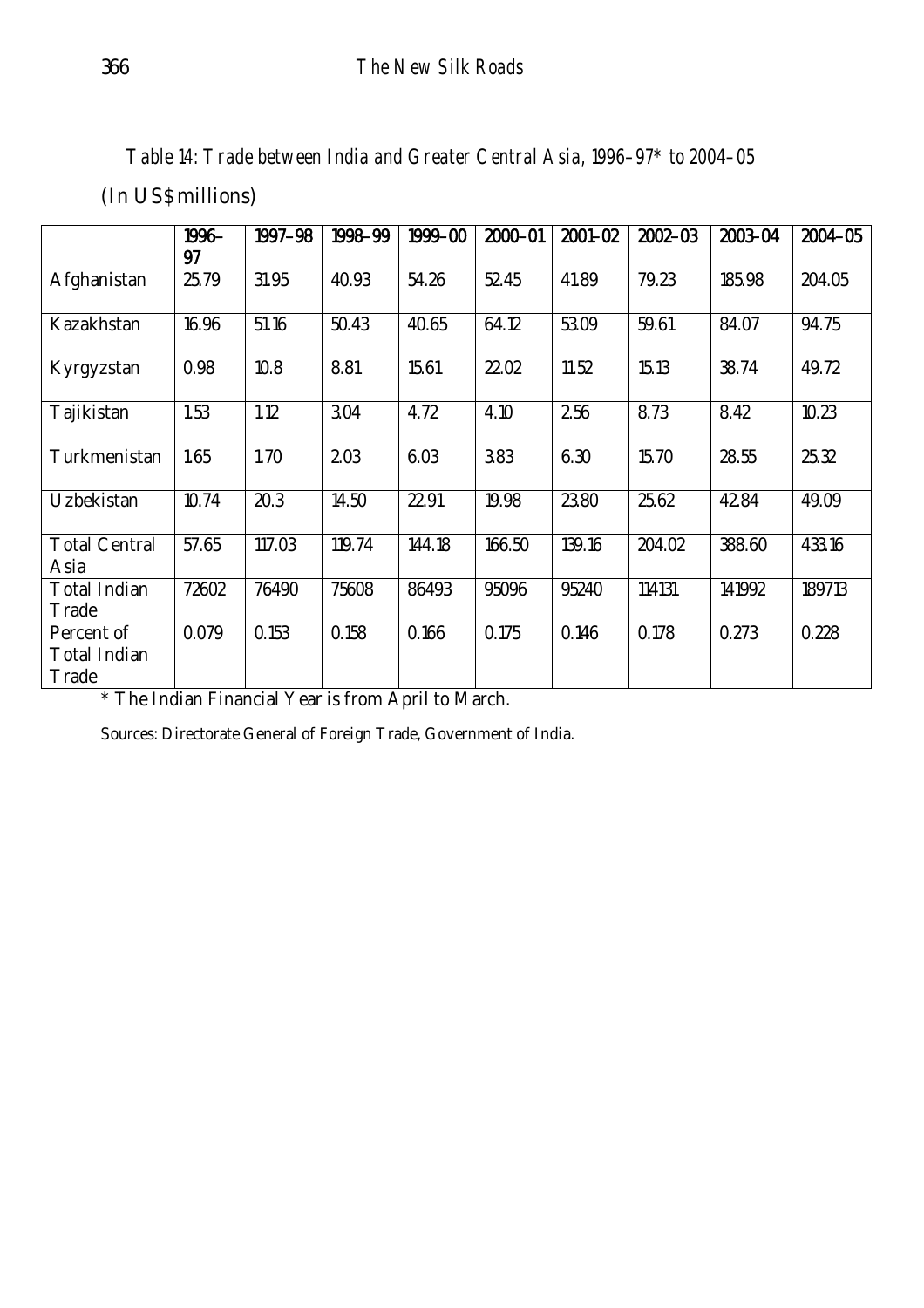*Table 14: Trade between India and Greater Central Asia, 1996–97\* to 2004–05*

(In US$ millions)

| | 1996–97 | 1997–98 | 1998–99 | 1999–00 | 2000–01 | 2001-02 | 2002–03 | 2003-04 | 2004–05 |
|---|---|---|---|---|---|---|---|---|---|
| Afghanistan | 25.79 | 31.95 | 40.93 | 54.26 | 52.45 | 41.89 | 79.23 | 185.98 | 204.05 |
| Kazakhstan | 16.96 | 51.16 | 50.43 | 40.65 | 64.12 | 53.09 | 59.61 | 84.07 | 94.75 |
| Kyrgyzstan | 0.98 | 10.8 | 8.81 | 15.61 | 22.02 | 11.52 | 15.13 | 38.74 | 49.72 |
| Tajikistan | 1.53 | 1.12 | 3.04 | 4.72 | 4.10 | 2.56 | 8.73 | 8.42 | 10.23 |
| Turkmenistan | 1.65 | 1.70 | 2.03 | 6.03 | 3.83 | 6.30 | 15.70 | 28.55 | 25.32 |
| Uzbekistan | 10.74 | 20.3 | 14.50 | 22.91 | 19.98 | 23.80 | 25.62 | 42.84 | 49.09 |
| Total Central Asia | 57.65 | 117.03 | 119.74 | 144.18 | 166.50 | 139.16 | 204.02 | 388.60 | 433.16 |
| Total Indian Trade | 72602 | 76490 | 75608 | 86493 | 95096 | 95240 | 114131 | 141992 | 189713 |
| Percent of Total Indian Trade | 0.079 | 0.153 | 0.158 | 0.166 | 0.175 | 0.146 | 0.178 | 0.273 | 0.228 |

\* The Indian Financial Year is from April to March.

Sources: Directorate General of Foreign Trade, Government of India.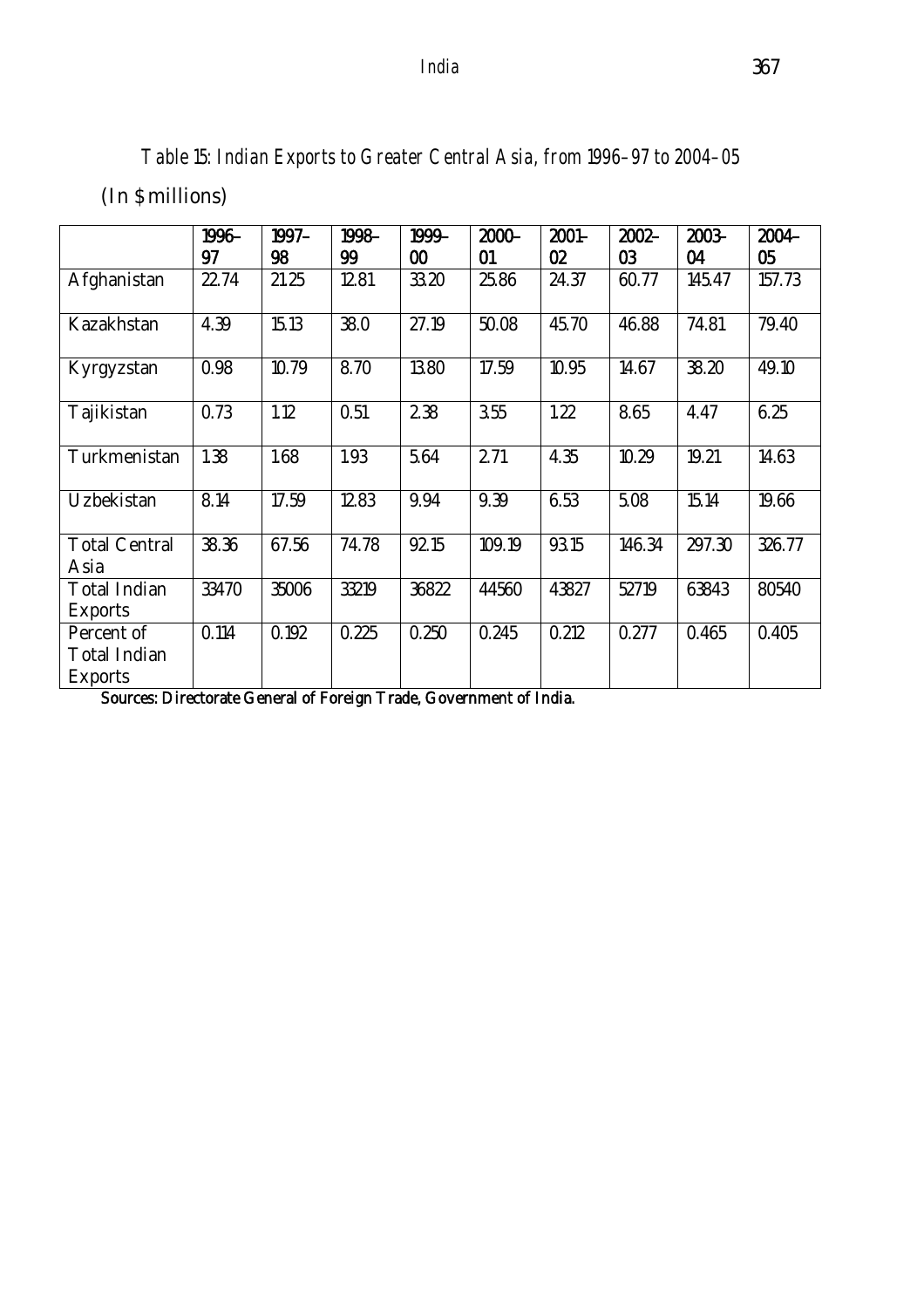*Table 15: Indian Exports to Greater Central Asia, from 1996–97 to 2004–05*

(In $ millions)

| | 1996–97 | 1997–98 | 1998–99 | 1999–00 | 2000–01 | 2001-02 | 2002–03 | 2003-04 | 2004–05 |
|---|---|---|---|---|---|---|---|---|---|
| Afghanistan | 22.74 | 21.25 | 12.81 | 33.20 | 25.86 | 24.37 | 60.77 | 145.47 | 157.73 |
| Kazakhstan | 4.39 | 15.13 | 38.0 | 27.19 | 50.08 | 45.70 | 46.88 | 74.81 | 79.40 |
| Kyrgyzstan | 0.98 | 10.79 | 8.70 | 13.80 | 17.59 | 10.95 | 14.67 | 38.20 | 49.10 |
| Tajikistan | 0.73 | 1.12 | 0.51 | 2.38 | 3.55 | 1.22 | 8.65 | 4.47 | 6.25 |
| Turkmenistan | 1.38 | 1.68 | 1.93 | 5.64 | 2.71 | 4.35 | 10.29 | 19.21 | 14.63 |
| Uzbekistan | 8.14 | 17.59 | 12.83 | 9.94 | 9.39 | 6.53 | 5.08 | 15.14 | 19.66 |
| Total Central Asia | 38.36 | 67.56 | 74.78 | 92.15 | 109.19 | 93.15 | 146.34 | 297.30 | 326.77 |
| Total Indian Exports | 33470 | 35006 | 33219 | 36822 | 44560 | 43827 | 52719 | 63843 | 80540 |
| Percent of Total Indian Exports | 0.114 | 0.192 | 0.225 | 0.250 | 0.245 | 0.212 | 0.277 | 0.465 | 0.405 |

**Sources: Directorate General of Foreign Trade, Government of India.**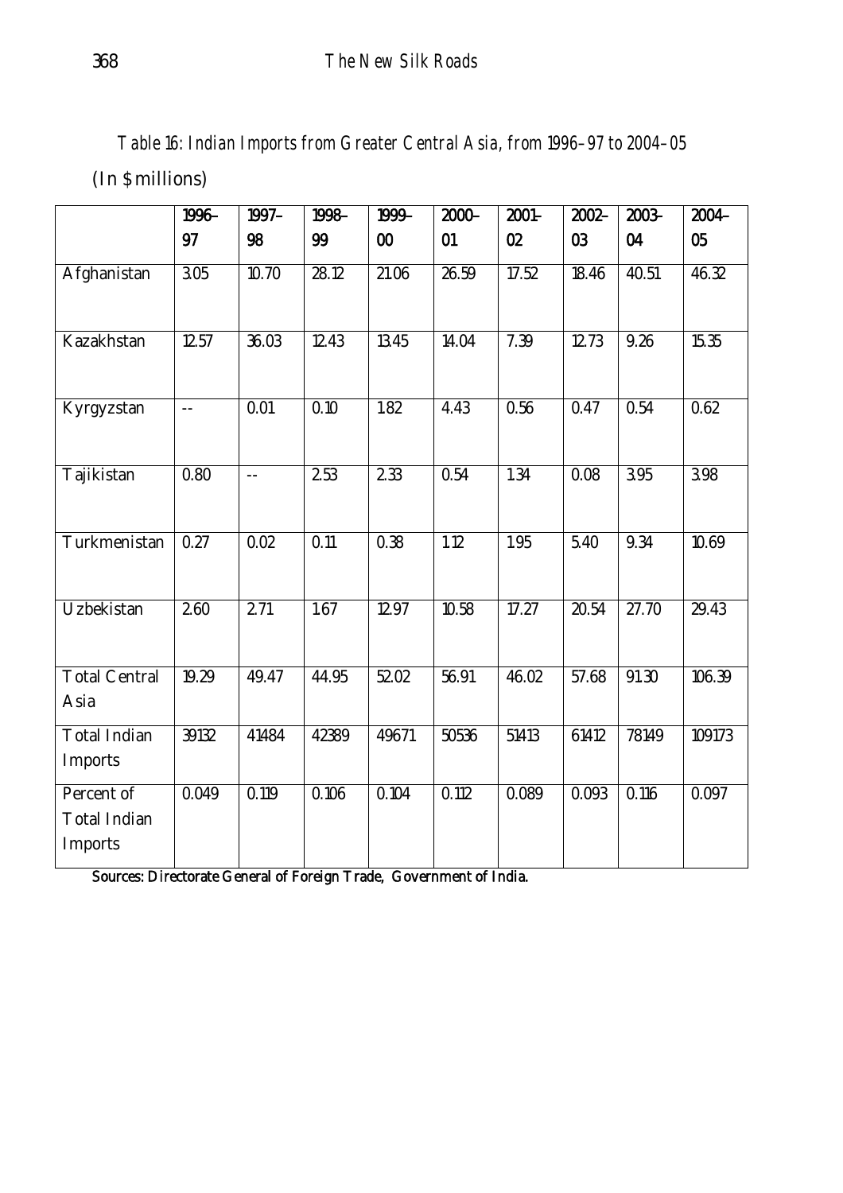*Table 16: Indian Imports from Greater Central Asia, from 1996–97 to 2004–05*

(In $ millions)

| | 1996–97 | 1997–98 | 1998–99 | 1999–00 | 2000–01 | 2001–02 | 2002–03 | 2003–04 | 2004–05 |
|---|---|---|---|---|---|---|---|---|---|
| Afghanistan | 3.05 | 10.70 | 28.12 | 21.06 | 26.59 | 17.52 | 18.46 | 40.51 | 46.32 |
| Kazakhstan | 12.57 | 36.03 | 12.43 | 13.45 | 14.04 | 7.39 | 12.73 | 9.26 | 15.35 |
| Kyrgyzstan | -- | 0.01 | 0.10 | 1.82 | 4.43 | 0.56 | 0.47 | 0.54 | 0.62 |
| Tajikistan | 0.80 | -- | 2.53 | 2.33 | 0.54 | 1.34 | 0.08 | 3.95 | 3.98 |
| Turkmenistan | 0.27 | 0.02 | 0.11 | 0.38 | 1.12 | 1.95 | 5.40 | 9.34 | 10.69 |
| Uzbekistan | 2.60 | 2.71 | 1.67 | 12.97 | 10.58 | 17.27 | 20.54 | 27.70 | 29.43 |
| Total Central Asia | 19.29 | 49.47 | 44.95 | 52.02 | 56.91 | 46.02 | 57.68 | 91.30 | 106.39 |
| Total Indian Imports | 39132 | 41484 | 42389 | 49671 | 50536 | 51413 | 61412 | 78149 | 109173 |
| Percent of Total Indian Imports | 0.049 | 0.119 | 0.106 | 0.104 | 0.112 | 0.089 | 0.093 | 0.116 | 0.097 |

**Sources: Directorate General of Foreign Trade, Government of India.**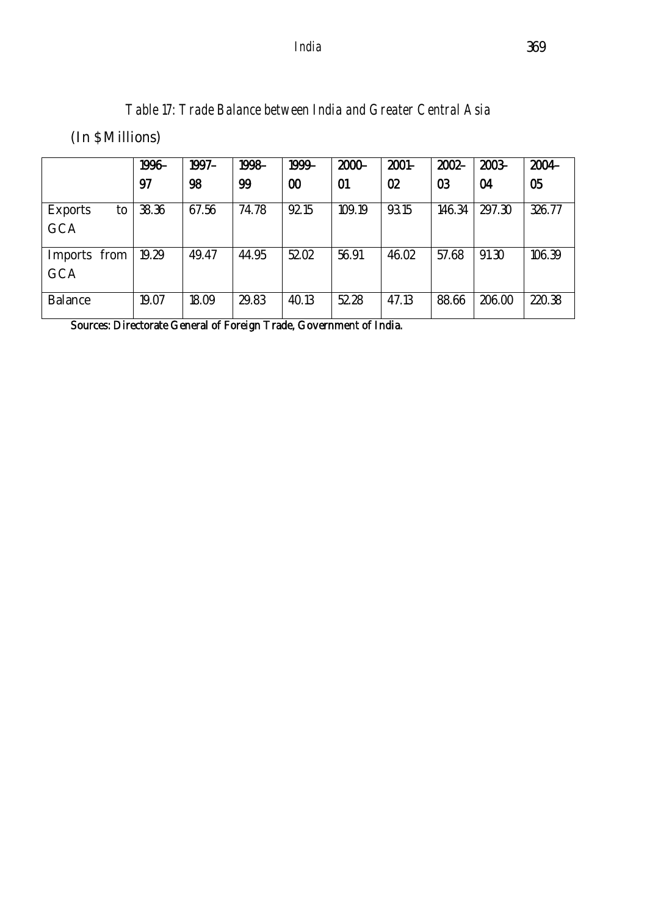*Table 17: Trade Balance between India and Greater Central Asia*

(In $ Millions)

| | 1996–97 | 1997–98 | 1998–99 | 1999–00 | 2000–01 | 2001–02 | 2002–03 | 2003–04 | 2004–05 |
|---|---|---|---|---|---|---|---|---|---|
| Exports to GCA | 38.36 | 67.56 | 74.78 | 92.15 | 109.19 | 93.15 | 146.34 | 297.30 | 326.77 |
| Imports from GCA | 19.29 | 49.47 | 44.95 | 52.02 | 56.91 | 46.02 | 57.68 | 91.30 | 106.39 |
| Balance | 19.07 | 18.09 | 29.83 | 40.13 | 52.28 | 47.13 | 88.66 | 206.00 | 220.38 |

Sources: Directorate General of Foreign Trade, Government of India.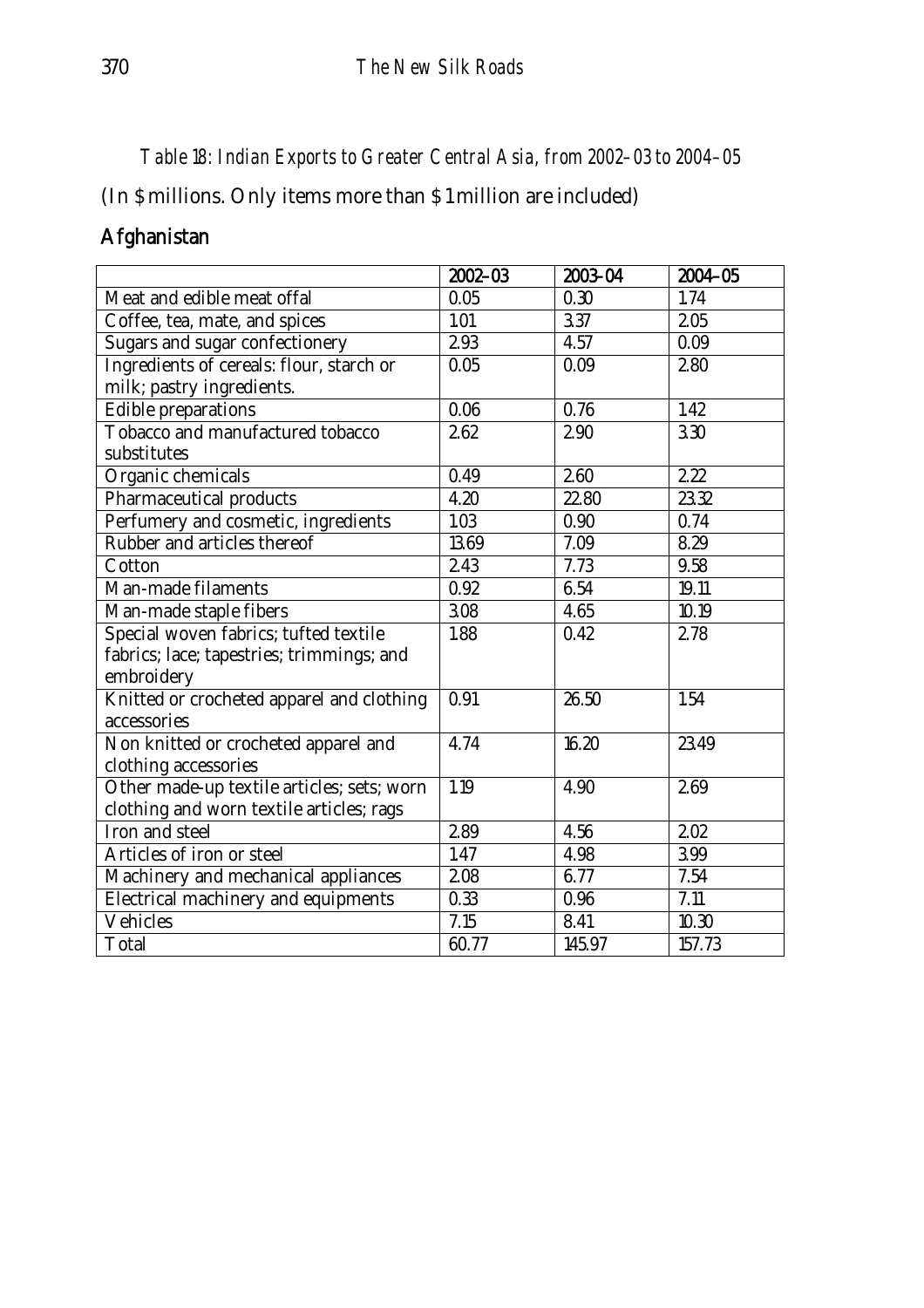*Table 18: Indian Exports to Greater Central Asia, from 2002–03 to 2004–05*

(In $ millions. Only items more than $ 1 million are included)

## Afghanistan

| | 2002–03 | 2003-04 | 2004–05 |
|---|---|---|---|
| Meat and edible meat offal | 0.05 | 0.30 | 1.74 |
| Coffee, tea, mate, and spices | 1.01 | 3.37 | 2.05 |
| Sugars and sugar confectionery | 2.93 | 4.57 | 0.09 |
| Ingredients of cereals: flour, starch or milk; pastry ingredients. | 0.05 | 0.09 | 2.80 |
| Edible preparations | 0.06 | 0.76 | 1.42 |
| Tobacco and manufactured tobacco substitutes | 2.62 | 2.90 | 3.30 |
| Organic chemicals | 0.49 | 2.60 | 2.22 |
| Pharmaceutical products | 4.20 | 22.80 | 23.32 |
| Perfumery and cosmetic, ingredients | 1.03 | 0.90 | 0.74 |
| Rubber and articles thereof | 13.69 | 7.09 | 8.29 |
| Cotton | 2.43 | 7.73 | 9.58 |
| Man-made filaments | 0.92 | 6.54 | 19.11 |
| Man-made staple fibers | 3.08 | 4.65 | 10.19 |
| Special woven fabrics; tufted textile fabrics; lace; tapestries; trimmings; and embroidery | 1.88 | 0.42 | 2.78 |
| Knitted or crocheted apparel and clothing accessories | 0.91 | 26.50 | 1.54 |
| Non knitted or crocheted apparel and clothing accessories | 4.74 | 16.20 | 23.49 |
| Other made-up textile articles; sets; worn clothing and worn textile articles; rags | 1.19 | 4.90 | 2.69 |
| Iron and steel | 2.89 | 4.56 | 2.02 |
| Articles of iron or steel | 1.47 | 4.98 | 3.99 |
| Machinery and mechanical appliances | 2.08 | 6.77 | 7.54 |
| Electrical machinery and equipments | 0.33 | 0.96 | 7.11 |
| Vehicles | 7.15 | 8.41 | 10.30 |
| Total | 60.77 | 145.97 | 157.73 |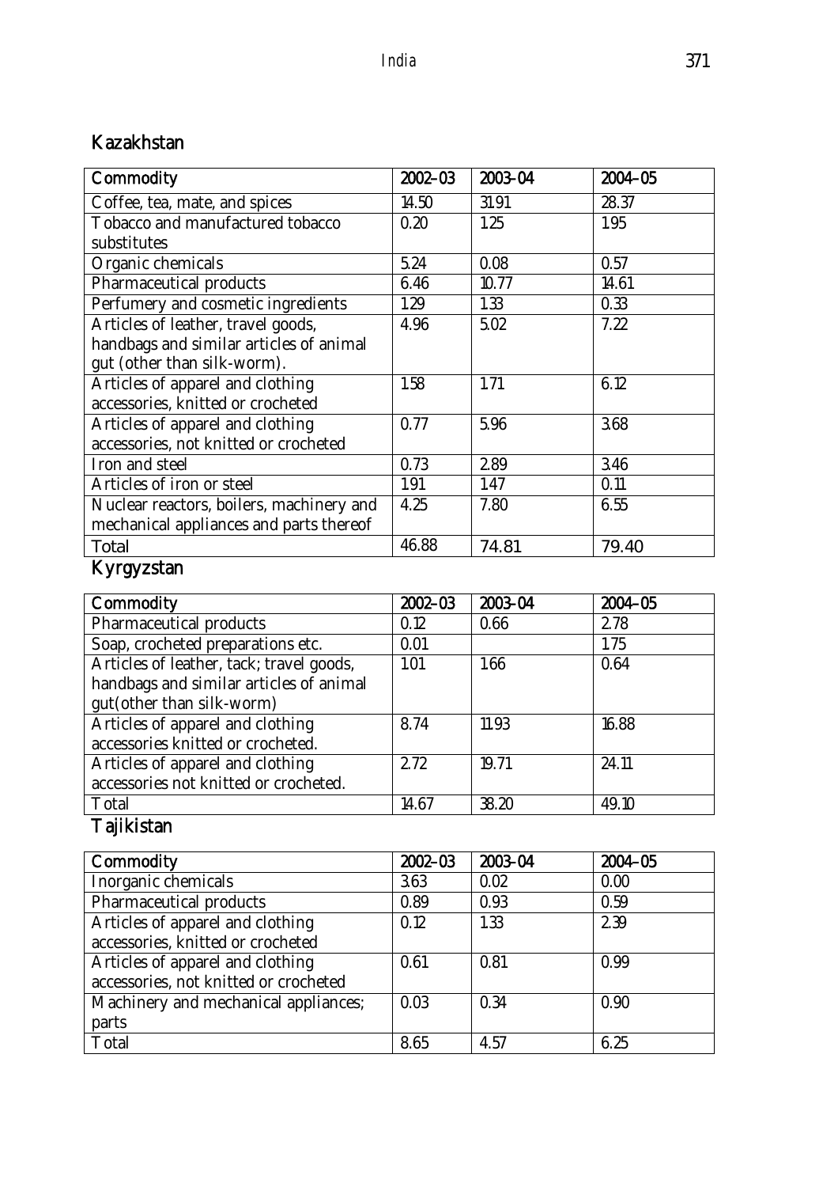## Kazakhstan

| Commodity | 2002–03 | 2003–04 | 2004–05 |
|---|---|---|---|
| Coffee, tea, mate, and spices | 14.50 | 31.91 | 28.37 |
| Tobacco and manufactured tobacco substitutes | 0.20 | 1.25 | 1.95 |
| Organic chemicals | 5.24 | 0.08 | 0.57 |
| Pharmaceutical products | 6.46 | 10.77 | 14.61 |
| Perfumery and cosmetic ingredients | 1.29 | 1.33 | 0.33 |
| Articles of leather, travel goods, handbags and similar articles of animal gut (other than silk-worm). | 4.96 | 5.02 | 7.22 |
| Articles of apparel and clothing accessories, knitted or crocheted | 1.58 | 1.71 | 6.12 |
| Articles of apparel and clothing accessories, not knitted or crocheted | 0.77 | 5.96 | 3.68 |
| Iron and steel | 0.73 | 2.89 | 3.46 |
| Articles of iron or steel | 1.91 | 1.47 | 0.11 |
| Nuclear reactors, boilers, machinery and mechanical appliances and parts thereof | 4.25 | 7.80 | 6.55 |
| Total | 46.88 | 74.81 | 79.40 |

## Kyrgyzstan

| Commodity | 2002–03 | 2003–04 | 2004–05 |
|---|---|---|---|
| Pharmaceutical products | 0.12 | 0.66 | 2.78 |
| Soap, crocheted preparations etc. | 0.01 | | 1.75 |
| Articles of leather, tack; travel goods, handbags and similar articles of animal gut(other than silk-worm) | 1.01 | 1.66 | 0.64 |
| Articles of apparel and clothing accessories knitted or crocheted. | 8.74 | 11.93 | 16.88 |
| Articles of apparel and clothing accessories not knitted or crocheted. | 2.72 | 19.71 | 24.11 |
| Total | 14.67 | 38.20 | 49.10 |

## Tajikistan

| Commodity | 2002–03 | 2003–04 | 2004–05 |
|---|---|---|---|
| Inorganic chemicals | 3.63 | 0.02 | 0.00 |
| Pharmaceutical products | 0.89 | 0.93 | 0.59 |
| Articles of apparel and clothing accessories, knitted or crocheted | 0.12 | 1.33 | 2.39 |
| Articles of apparel and clothing accessories, not knitted or crocheted | 0.61 | 0.81 | 0.99 |
| Machinery and mechanical appliances; parts | 0.03 | 0.34 | 0.90 |
| Total | 8.65 | 4.57 | 6.25 |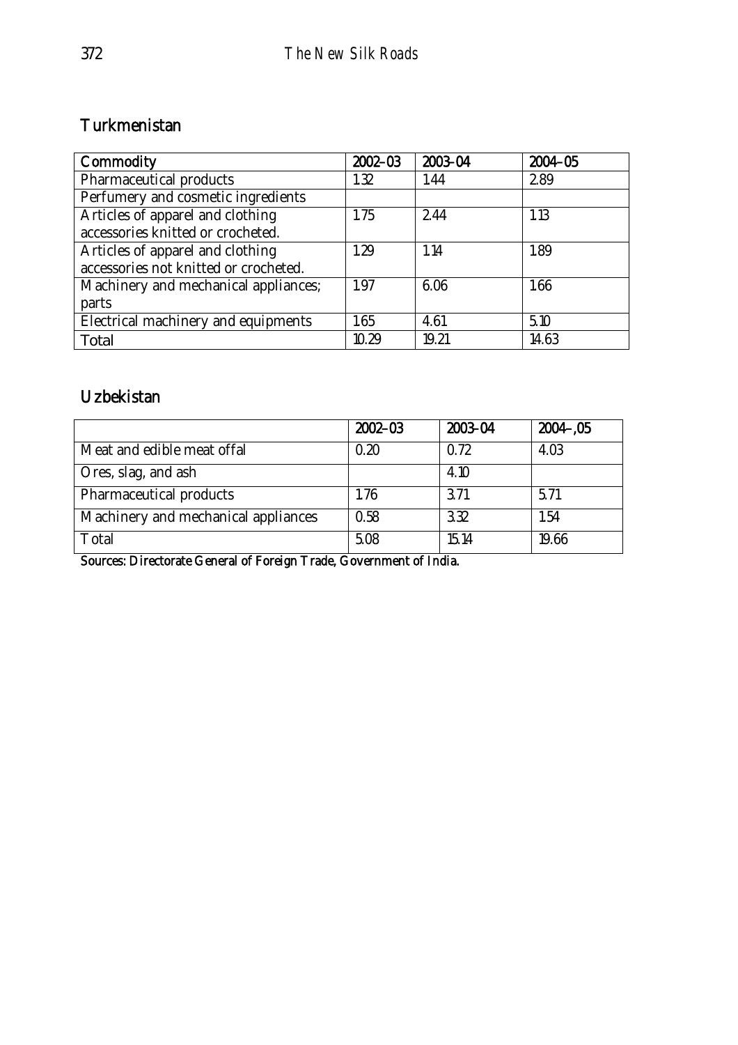## Turkmenistan

| Commodity | 2002–03 | 2003-04 | 2004–05 |
|---|---|---|---|
| Pharmaceutical products | 1.32 | 1.44 | 2.89 |
| Perfumery and cosmetic ingredients | | | |
| Articles of apparel and clothing accessories knitted or crocheted. | 1.75 | 2.44 | 1.13 |
| Articles of apparel and clothing accessories not knitted or crocheted. | 1.29 | 1.14 | 1.89 |
| Machinery and mechanical appliances; parts | 1.97 | 6.06 | 1.66 |
| Electrical machinery and equipments | 1.65 | 4.61 | 5.10 |
| Total | 10.29 | 19.21 | 14.63 |

## Uzbekistan

| | 2002–03 | 2003-04 | 2004–,05 |
|---|---|---|---|
| Meat and edible meat offal | 0.20 | 0.72 | 4.03 |
| Ores, slag, and ash | | 4.10 | |
| Pharmaceutical products | 1.76 | 3.71 | 5.71 |
| Machinery and mechanical appliances | 0.58 | 3.32 | 1.54 |
| Total | 5.08 | 15.14 | 19.66 |

**Sources: Directorate General of Foreign Trade, Government of India.**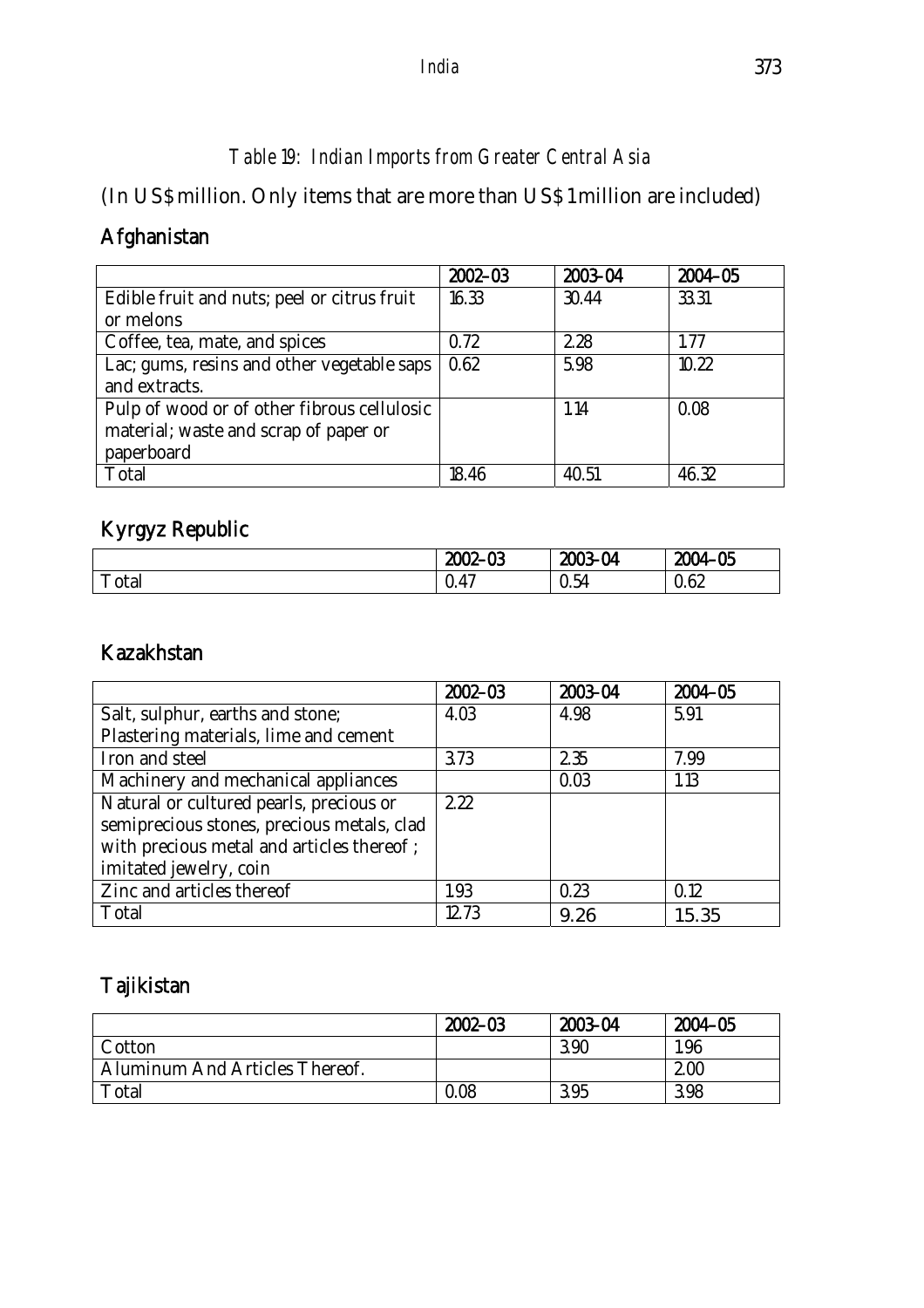*Table 19: Indian Imports from Greater Central Asia*

(In US$ million. Only items that are more than US$ 1 million are included)

## Afghanistan

| | 2002–03 | 2003-04 | 2004–05 |
|---|---|---|---|
| Edible fruit and nuts; peel or citrus fruit or melons | 16.33 | 30.44 | 33.31 |
| Coffee, tea, mate, and spices | 0.72 | 2.28 | 1.77 |
| Lac; gums, resins and other vegetable saps and extracts. | 0.62 | 5.98 | 10.22 |
| Pulp of wood or of other fibrous cellulosic material; waste and scrap of paper or paperboard | | 1.14 | 0.08 |
| Total | 18.46 | 40.51 | 46.32 |

## Kyrgyz Republic

| | 2002–03 | 2003-04 | 2004–05 |
|---|---|---|---|
| Total | 0.47 | 0.54 | 0.62 |

## Kazakhstan

| | 2002–03 | 2003-04 | 2004–05 |
|---|---|---|---|
| Salt, sulphur, earths and stone; Plastering materials, lime and cement | 4.03 | 4.98 | 5.91 |
| Iron and steel | 3.73 | 2.35 | 7.99 |
| Machinery and mechanical appliances | | 0.03 | 1.13 |
| Natural or cultured pearls, precious or semiprecious stones, precious metals, clad with precious metal and articles thereof ; imitated jewelry, coin | 2.22 | | |
| Zinc and articles thereof | 1.93 | 0.23 | 0.12 |
| Total | 12.73 | 9.26 | 15.35 |

## Tajikistan

| | 2002–03 | 2003-04 | 2004–05 |
|---|---|---|---|
| Cotton | | 3.90 | 1.96 |
| Aluminum And Articles Thereof. | | | 2.00 |
| Total | 0.08 | 3.95 | 3.98 |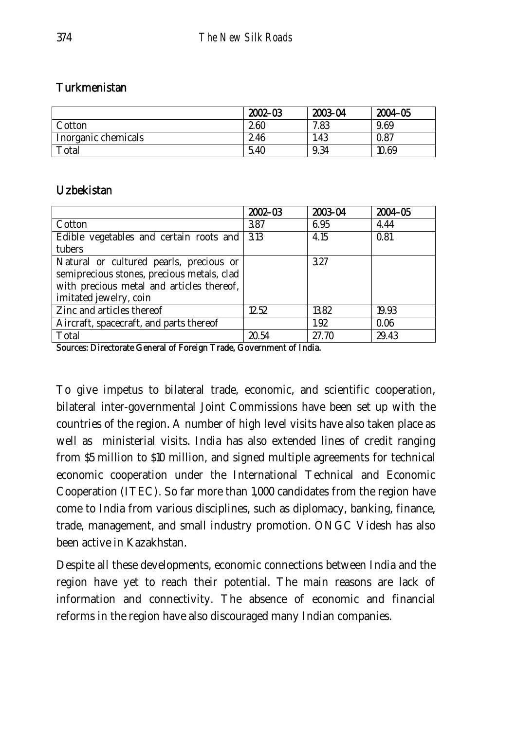### Turkmenistan

| | 2002–03 | 2003-04 | 2004–05 |
|---|---|---|---|
| Cotton | 2.60 | 7.83 | 9.69 |
| Inorganic chemicals | 2.46 | 1.43 | 0.87 |
| Total | 5.40 | 9.34 | 10.69 |

### Uzbekistan

| | 2002–03 | 2003-04 | 2004–05 |
|---|---|---|---|
| Cotton | 3.87 | 6.95 | 4.44 |
| Edible vegetables and certain roots and tubers | 3.13 | 4.15 | 0.81 |
| Natural or cultured pearls, precious or semiprecious stones, precious metals, clad with precious metal and articles thereof, imitated jewelry, coin | | 3.27 | |
| Zinc and articles thereof | 12.52 | 13.82 | 19.93 |
| Aircraft, spacecraft, and parts thereof | | 1.92 | 0.06 |
| Total | 20.54 | 27.70 | 29.43 |

**Sources: Directorate General of Foreign Trade, Government of India.**

To give impetus to bilateral trade, economic, and scientific cooperation, bilateral inter-governmental Joint Commissions have been set up with the countries of the region. A number of high level visits have also taken place as well as ministerial visits. India has also extended lines of credit ranging from $5 million to $10 million, and signed multiple agreements for technical economic cooperation under the International Technical and Economic Cooperation (ITEC). So far more than 1,000 candidates from the region have come to India from various disciplines, such as diplomacy, banking, finance, trade, management, and small industry promotion. ONGC Videsh has also been active in Kazakhstan.

Despite all these developments, economic connections between India and the region have yet to reach their potential. The main reasons are lack of information and connectivity. The absence of economic and financial reforms in the region have also discouraged many Indian companies.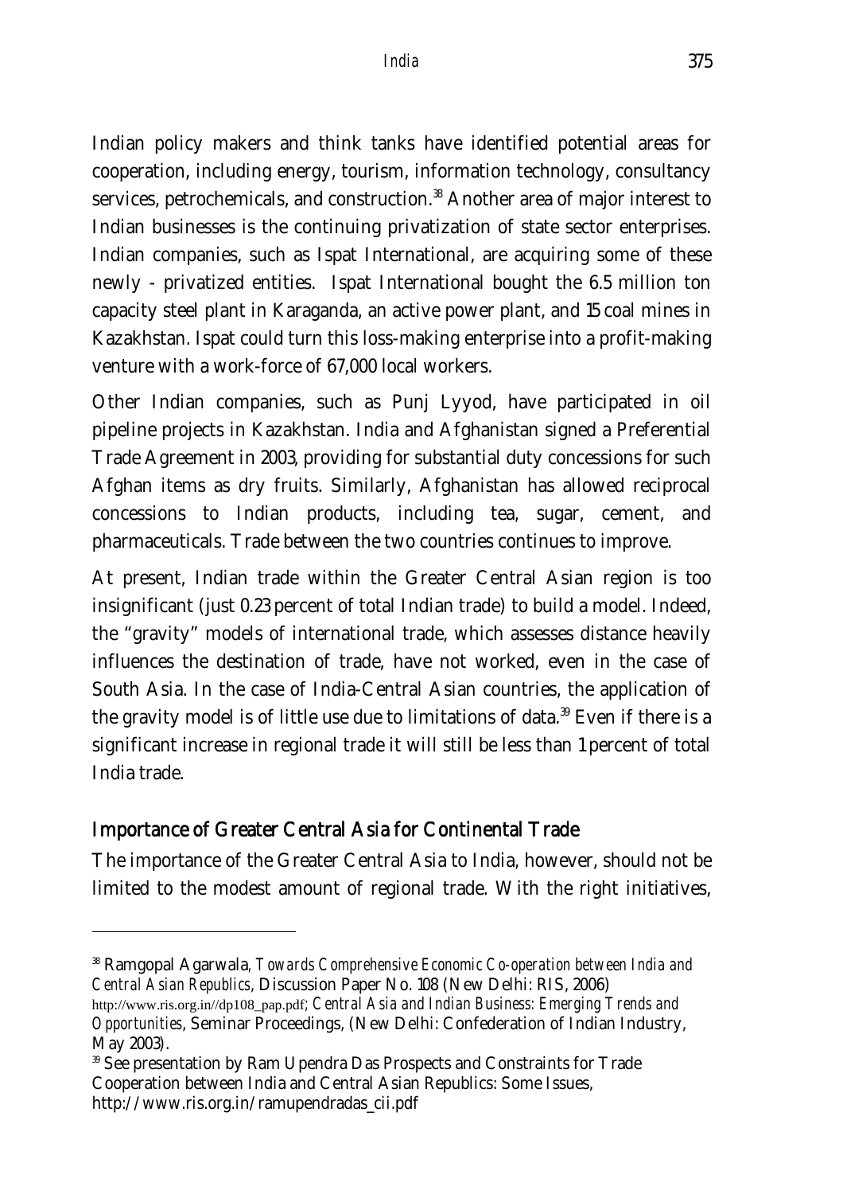Indian policy makers and think tanks have identified potential areas for cooperation, including energy, tourism, information technology, consultancy services, petrochemicals, and construction.[38] Another area of major interest to Indian businesses is the continuing privatization of state sector enterprises. Indian companies, such as Ispat International, are acquiring some of these newly - privatized entities. Ispat International bought the 6.5 million ton capacity steel plant in Karaganda, an active power plant, and 15 coal mines in Kazakhstan. Ispat could turn this loss-making enterprise into a profit-making venture with a work-force of 67,000 local workers.

Other Indian companies, such as Punj Lyyod, have participated in oil pipeline projects in Kazakhstan. India and Afghanistan signed a Preferential Trade Agreement in 2003, providing for substantial duty concessions for such Afghan items as dry fruits. Similarly, Afghanistan has allowed reciprocal concessions to Indian products, including tea, sugar, cement, and pharmaceuticals. Trade between the two countries continues to improve.

At present, Indian trade within the Greater Central Asian region is too insignificant (just 0.23 percent of total Indian trade) to build a model. Indeed, the "gravity" models of international trade, which assesses distance heavily influences the destination of trade, have not worked, even in the case of South Asia. In the case of India-Central Asian countries, the application of the gravity model is of little use due to limitations of data.[39] Even if there is a significant increase in regional trade it will still be less than 1 percent of total India trade.

## Importance of Greater Central Asia for Continental Trade

The importance of the Greater Central Asia to India, however, should not be limited to the modest amount of regional trade. With the right initiatives,

---

[38] Ramgopal Agarwala, *Towards Comprehensive Economic Co-operation between India and Central Asian Republics*, Discussion Paper No. 108 (New Delhi: RIS, 2006) http://www.ris.org.in//dp108_pap.pdf; *Central Asia and Indian Business: Emerging Trends and Opportunities*, Seminar Proceedings, (New Delhi: Confederation of Indian Industry, May 2003).

[39] See presentation by Ram Upendra Das Prospects and Constraints for Trade Cooperation between India and Central Asian Republics: Some Issues, http://www.ris.org.in/ramupendradas_cii.pdf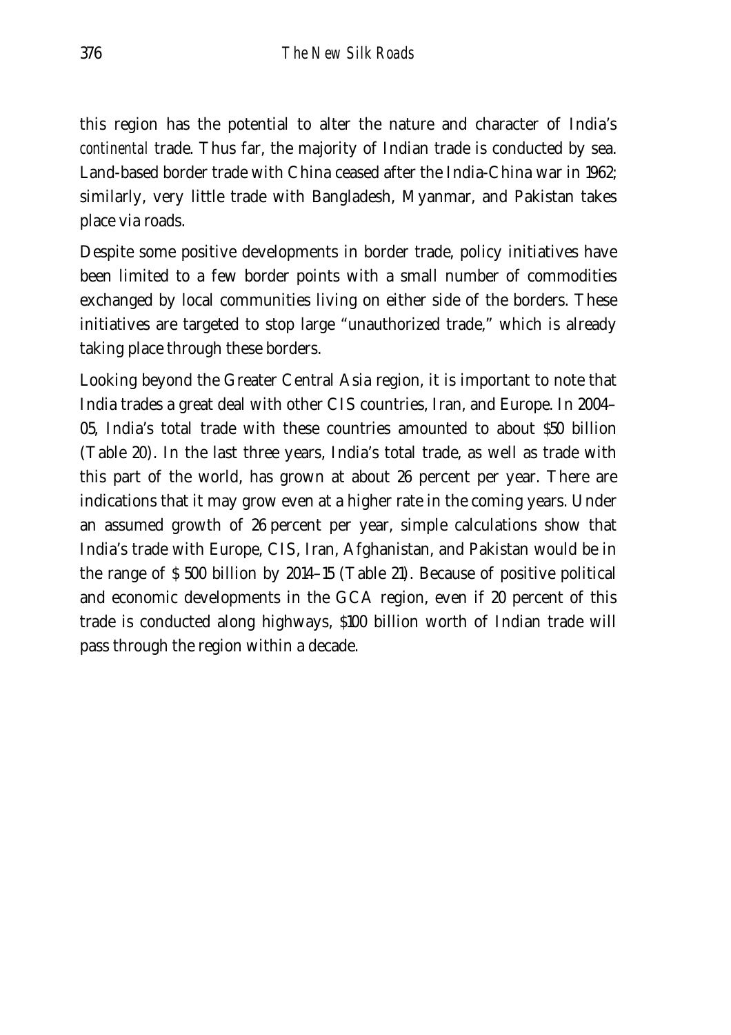this region has the potential to alter the nature and character of India's *continental* trade. Thus far, the majority of Indian trade is conducted by sea. Land-based border trade with China ceased after the India-China war in 1962; similarly, very little trade with Bangladesh, Myanmar, and Pakistan takes place via roads.

Despite some positive developments in border trade, policy initiatives have been limited to a few border points with a small number of commodities exchanged by local communities living on either side of the borders. These initiatives are targeted to stop large "unauthorized trade," which is already taking place through these borders.

Looking beyond the Greater Central Asia region, it is important to note that India trades a great deal with other CIS countries, Iran, and Europe. In 2004–05, India's total trade with these countries amounted to about $50 billion (Table 20). In the last three years, India's total trade, as well as trade with this part of the world, has grown at about 26 percent per year. There are indications that it may grow even at a higher rate in the coming years. Under an assumed growth of 26 percent per year, simple calculations show that India's trade with Europe, CIS, Iran, Afghanistan, and Pakistan would be in the range of $ 500 billion by 2014–15 (Table 21). Because of positive political and economic developments in the GCA region, even if 20 percent of this trade is conducted along highways, $100 billion worth of Indian trade will pass through the region within a decade.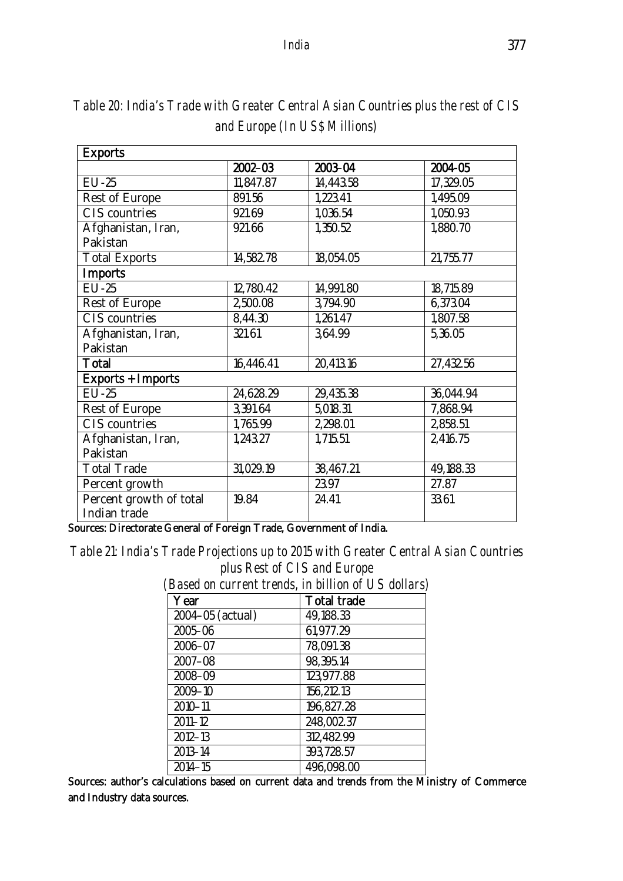*Table 20: India's Trade with Greater Central Asian Countries plus the rest of CIS and Europe (In US$ Millions)*

| Exports | | | |
|---|---|---|---|
| | 2002–03 | 2003-04 | 2004-05 |
| EU-25 | 11,847.87 | 14,443.58 | 17,329.05 |
| Rest of Europe | 891.56 | 1,223.41 | 1,495.09 |
| CIS countries | 921.69 | 1,036.54 | 1,050.93 |
| Afghanistan, Iran, Pakistan | 921.66 | 1,350.52 | 1,880.70 |
| Total Exports | 14,582.78 | 18,054.05 | 21,755.77 |
| **Imports** | | | |
| EU-25 | 12,780.42 | 14,991.80 | 18,715.89 |
| Rest of Europe | 2,500.08 | 3,794.90 | 6,373.04 |
| CIS countries | 8,44.30 | 1,261.47 | 1,807.58 |
| Afghanistan, Iran, Pakistan | 321.61 | 364.99 | 5,36.05 |
| **Total** | 16,446.41 | 20,413.16 | 27,432.56 |
| **Exports + Imports** | | | |
| EU-25 | 24,628.29 | 29,435.38 | 36,044.94 |
| Rest of Europe | 3,391.64 | 5,018.31 | 7,868.94 |
| CIS countries | 1,765.99 | 2,298.01 | 2,858.51 |
| Afghanistan, Iran, Pakistan | 1,243.27 | 1,715.51 | 2,416.75 |
| Total Trade | 31,029.19 | 38,467.21 | 49,188.33 |
| Percent growth | | 23.97 | 27.87 |
| Percent growth of total Indian trade | 19.84 | 24.41 | 33.61 |

Sources: Directorate General of Foreign Trade, Government of India.

*Table 21: India's Trade Projections up to 2015 with Greater Central Asian Countries plus Rest of CIS and Europe*

*(Based on current trends, in billion of US dollars)*

| Year | Total trade |
|---|---|
| 2004–05 (actual) | 49,188.33 |
| 2005–06 | 61,977.29 |
| 2006–07 | 78,091.38 |
| 2007–08 | 98,395.14 |
| 2008–09 | 123,977.88 |
| 2009–10 | 156,212.13 |
| 2010–11 | 196,827.28 |
| 2011–12 | 248,002.37 |
| 2012–13 | 312,482.99 |
| 2013–14 | 393,728.57 |
| 2014–15 | 496,098.00 |

Sources: author's calculations based on current data and trends from the Ministry of Commerce and Industry data sources.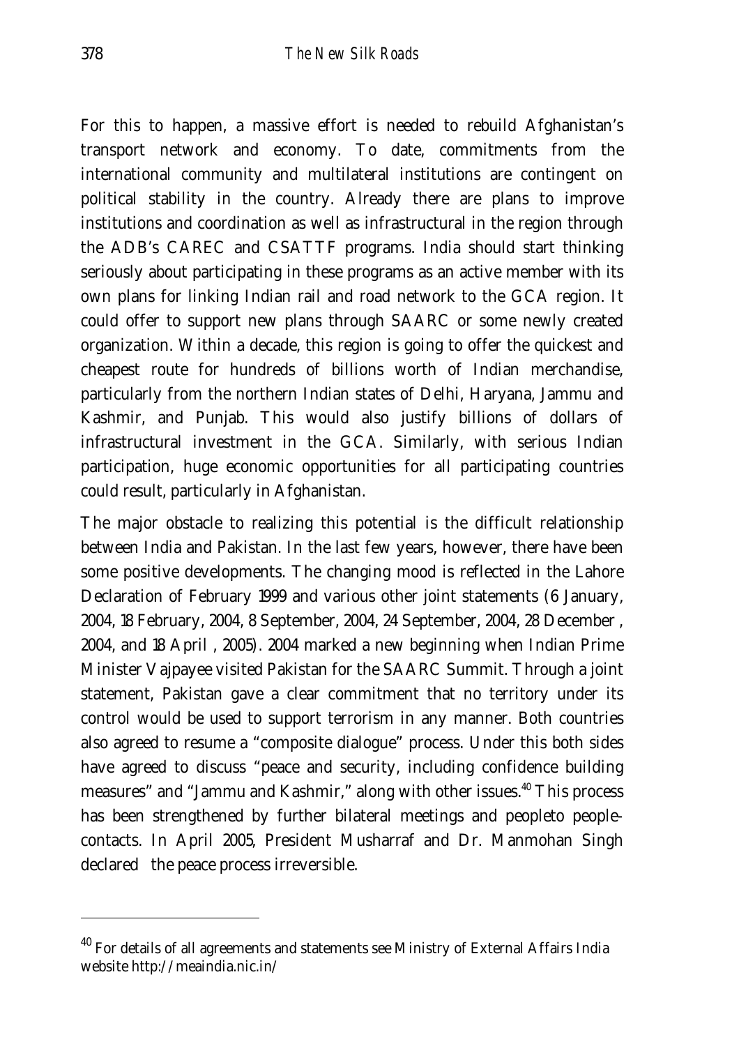For this to happen, a massive effort is needed to rebuild Afghanistan's transport network and economy. To date, commitments from the international community and multilateral institutions are contingent on political stability in the country. Already there are plans to improve institutions and coordination as well as infrastructural in the region through the ADB's CAREC and CSATTF programs. India should start thinking seriously about participating in these programs as an active member with its own plans for linking Indian rail and road network to the GCA region. It could offer to support new plans through SAARC or some newly created organization. Within a decade, this region is going to offer the quickest and cheapest route for hundreds of billions worth of Indian merchandise, particularly from the northern Indian states of Delhi, Haryana, Jammu and Kashmir, and Punjab. This would also justify billions of dollars of infrastructural investment in the GCA. Similarly, with serious Indian participation, huge economic opportunities for all participating countries could result, particularly in Afghanistan.

The major obstacle to realizing this potential is the difficult relationship between India and Pakistan. In the last few years, however, there have been some positive developments. The changing mood is reflected in the Lahore Declaration of February 1999 and various other joint statements (6 January, 2004, 18 February, 2004, 8 September, 2004, 24 September, 2004, 28 December , 2004, and 18 April , 2005). 2004 marked a new beginning when Indian Prime Minister Vajpayee visited Pakistan for the SAARC Summit. Through a joint statement, Pakistan gave a clear commitment that no territory under its control would be used to support terrorism in any manner. Both countries also agreed to resume a "composite dialogue" process. Under this both sides have agreed to discuss "peace and security, including confidence building measures" and "Jammu and Kashmir," along with other issues.[40] This process has been strengthened by further bilateral meetings and peopleto people-contacts. In April 2005, President Musharraf and Dr. Manmohan Singh declared the peace process irreversible.

[40] For details of all agreements and statements see Ministry of External Affairs India website http://meaindia.nic.in/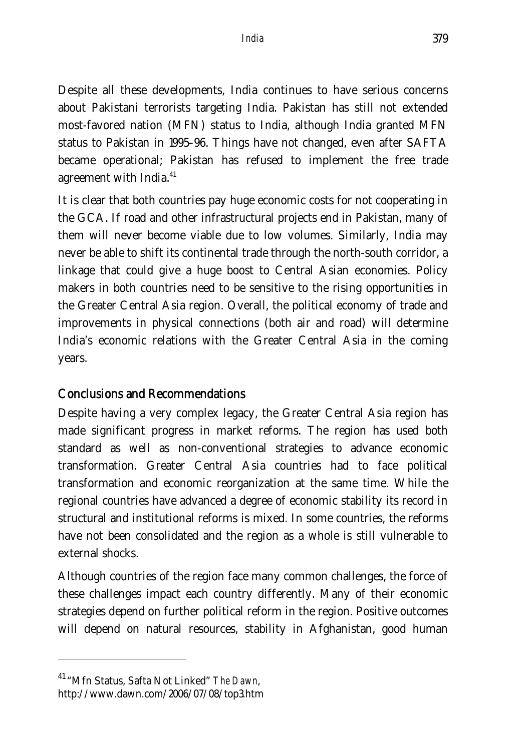Despite all these developments, India continues to have serious concerns about Pakistani terrorists targeting India. Pakistan has still not extended most-favored nation (MFN) status to India, although India granted MFN status to Pakistan in 1995–96. Things have not changed, even after SAFTA became operational; Pakistan has refused to implement the free trade agreement with India.[41]

It is clear that both countries pay huge economic costs for not cooperating in the GCA. If road and other infrastructural projects end in Pakistan, many of them will never become viable due to low volumes. Similarly, India may never be able to shift its continental trade through the north-south corridor, a linkage that could give a huge boost to Central Asian economies. Policy makers in both countries need to be sensitive to the rising opportunities in the Greater Central Asia region. Overall, the political economy of trade and improvements in physical connections (both air and road) will determine India's economic relations with the Greater Central Asia in the coming years.

## Conclusions and Recommendations

Despite having a very complex legacy, the Greater Central Asia region has made significant progress in market reforms. The region has used both standard as well as non-conventional strategies to advance economic transformation. Greater Central Asia countries had to face political transformation and economic reorganization at the same time. While the regional countries have advanced a degree of economic stability its record in structural and institutional reforms is mixed. In some countries, the reforms have not been consolidated and the region as a whole is still vulnerable to external shocks.

Although countries of the region face many common challenges, the force of these challenges impact each country differently. Many of their economic strategies depend on further political reform in the region. Positive outcomes will depend on natural resources, stability in Afghanistan, good human

---

[41] "Mfn Status, Safta Not Linked" *The Dawn*, http://www.dawn.com/2006/07/08/top3.htm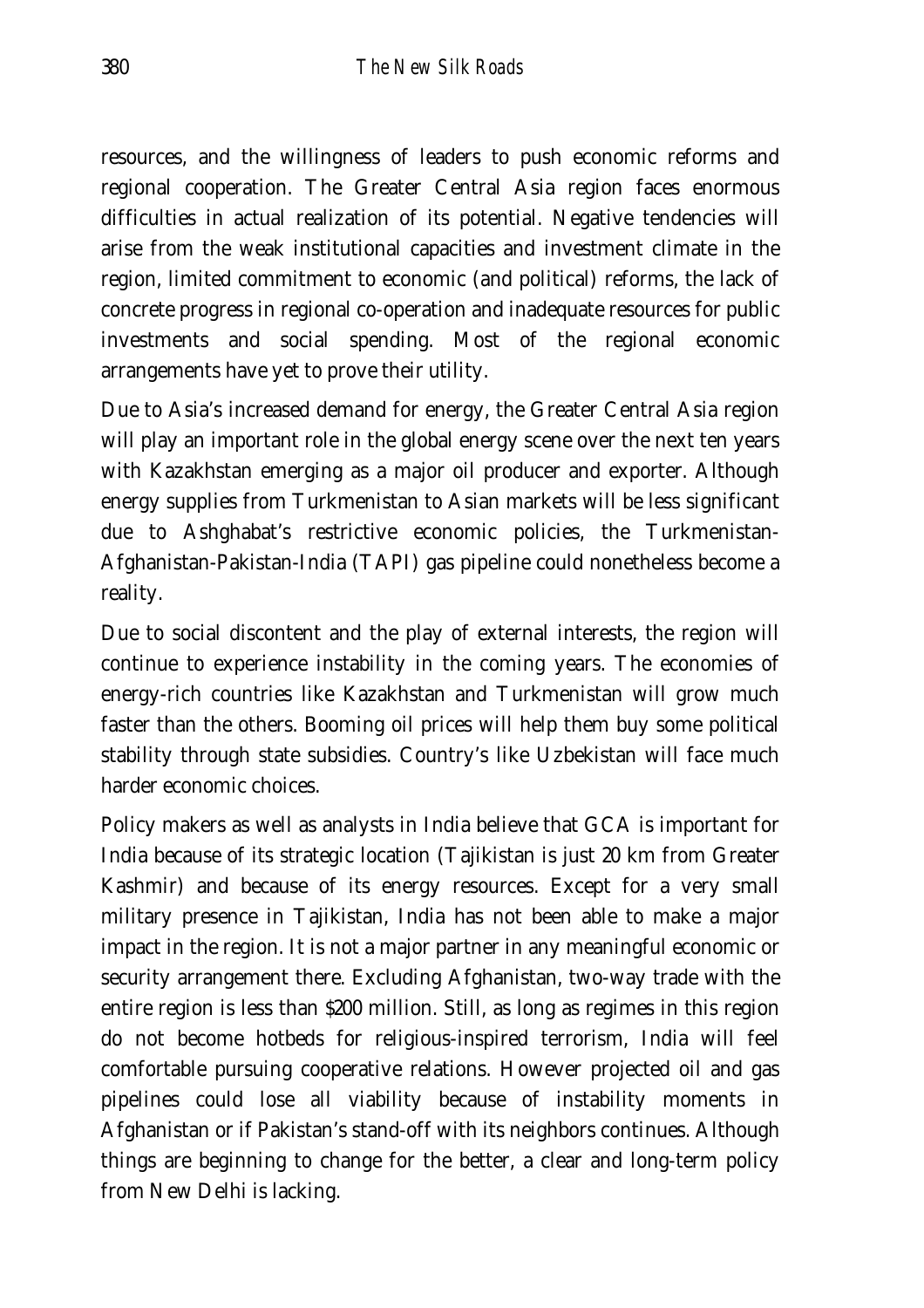resources, and the willingness of leaders to push economic reforms and regional cooperation. The Greater Central Asia region faces enormous difficulties in actual realization of its potential. Negative tendencies will arise from the weak institutional capacities and investment climate in the region, limited commitment to economic (and political) reforms, the lack of concrete progress in regional co-operation and inadequate resources for public investments and social spending. Most of the regional economic arrangements have yet to prove their utility.

Due to Asia's increased demand for energy, the Greater Central Asia region will play an important role in the global energy scene over the next ten years with Kazakhstan emerging as a major oil producer and exporter. Although energy supplies from Turkmenistan to Asian markets will be less significant due to Ashghabat's restrictive economic policies, the Turkmenistan-Afghanistan-Pakistan-India (TAPI) gas pipeline could nonetheless become a reality.

Due to social discontent and the play of external interests, the region will continue to experience instability in the coming years. The economies of energy-rich countries like Kazakhstan and Turkmenistan will grow much faster than the others. Booming oil prices will help them buy some political stability through state subsidies. Country's like Uzbekistan will face much harder economic choices.

Policy makers as well as analysts in India believe that GCA is important for India because of its strategic location (Tajikistan is just 20 km from Greater Kashmir) and because of its energy resources. Except for a very small military presence in Tajikistan, India has not been able to make a major impact in the region. It is not a major partner in any meaningful economic or security arrangement there. Excluding Afghanistan, two-way trade with the entire region is less than $200 million. Still, as long as regimes in this region do not become hotbeds for religious-inspired terrorism, India will feel comfortable pursuing cooperative relations. However projected oil and gas pipelines could lose all viability because of instability moments in Afghanistan or if Pakistan's stand-off with its neighbors continues. Although things are beginning to change for the better, a clear and long-term policy from New Delhi is lacking.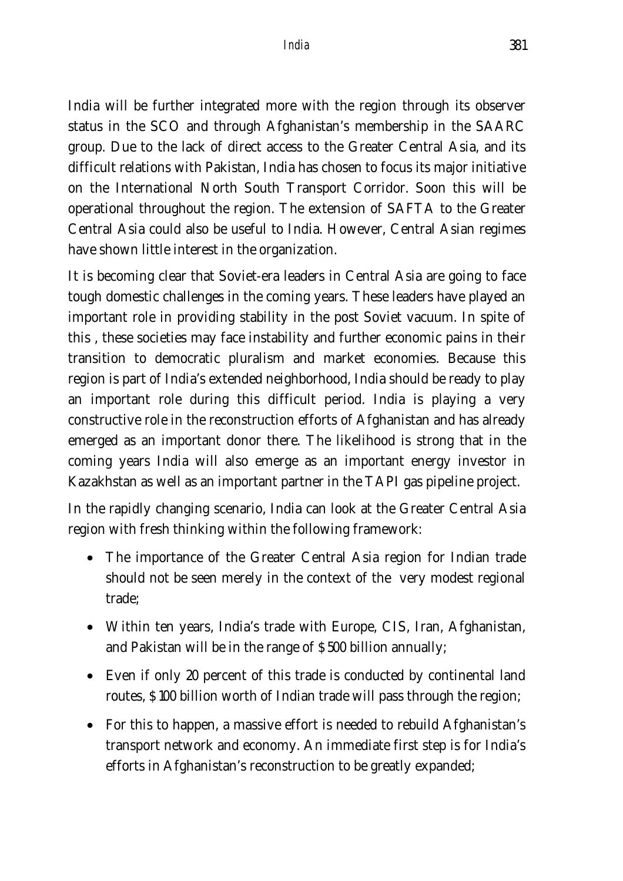India will be further integrated more with the region through its observer status in the SCO and through Afghanistan's membership in the SAARC group. Due to the lack of direct access to the Greater Central Asia, and its difficult relations with Pakistan, India has chosen to focus its major initiative on the International North South Transport Corridor. Soon this will be operational throughout the region. The extension of SAFTA to the Greater Central Asia could also be useful to India. However, Central Asian regimes have shown little interest in the organization.

It is becoming clear that Soviet-era leaders in Central Asia are going to face tough domestic challenges in the coming years. These leaders have played an important role in providing stability in the post Soviet vacuum. In spite of this , these societies may face instability and further economic pains in their transition to democratic pluralism and market economies. Because this region is part of India's extended neighborhood, India should be ready to play an important role during this difficult period. India is playing a very constructive role in the reconstruction efforts of Afghanistan and has already emerged as an important donor there. The likelihood is strong that in the coming years India will also emerge as an important energy investor in Kazakhstan as well as an important partner in the TAPI gas pipeline project.

In the rapidly changing scenario, India can look at the Greater Central Asia region with fresh thinking within the following framework:

- The importance of the Greater Central Asia region for Indian trade should not be seen merely in the context of the very modest regional trade;
- Within ten years, India's trade with Europe, CIS, Iran, Afghanistan, and Pakistan will be in the range of $500 billion annually;
- Even if only 20 percent of this trade is conducted by continental land routes, $100 billion worth of Indian trade will pass through the region;
- For this to happen, a massive effort is needed to rebuild Afghanistan's transport network and economy. An immediate first step is for India's efforts in Afghanistan's reconstruction to be greatly expanded;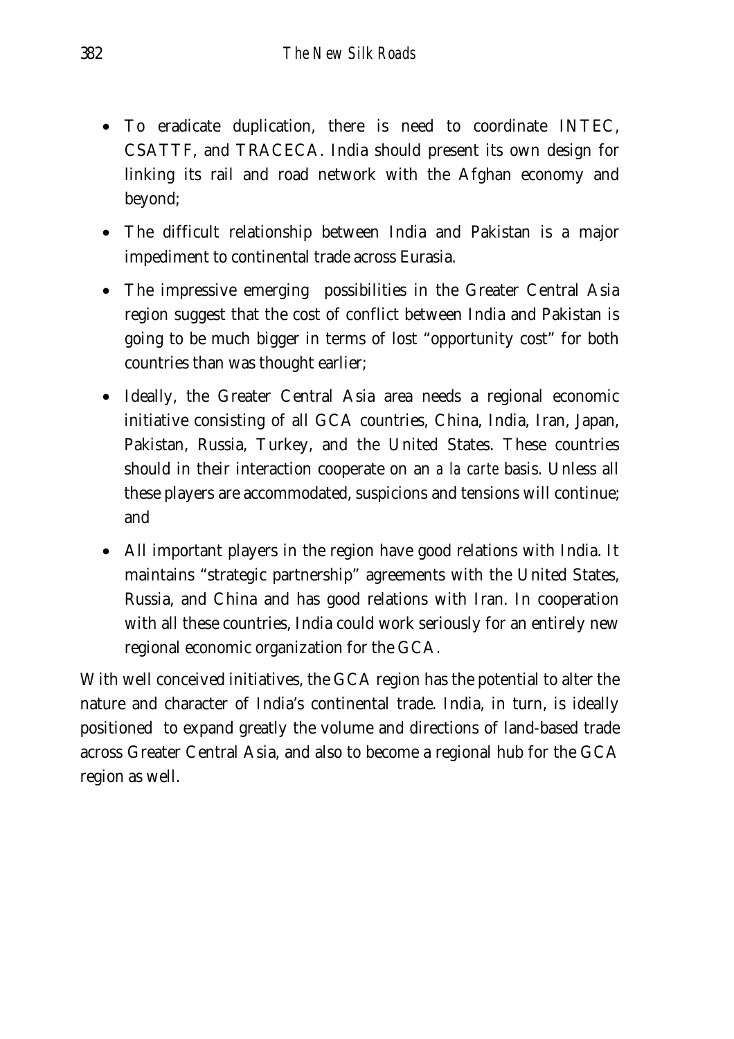- To eradicate duplication, there is need to coordinate INTEC, CSATTF, and TRACECA. India should present its own design for linking its rail and road network with the Afghan economy and beyond;
- The difficult relationship between India and Pakistan is a major impediment to continental trade across Eurasia.
- The impressive emerging possibilities in the Greater Central Asia region suggest that the cost of conflict between India and Pakistan is going to be much bigger in terms of lost "opportunity cost" for both countries than was thought earlier;
- Ideally, the Greater Central Asia area needs a regional economic initiative consisting of all GCA countries, China, India, Iran, Japan, Pakistan, Russia, Turkey, and the United States. These countries should in their interaction cooperate on an *a la carte* basis. Unless all these players are accommodated, suspicions and tensions will continue; and
- All important players in the region have good relations with India. It maintains "strategic partnership" agreements with the United States, Russia, and China and has good relations with Iran. In cooperation with all these countries, India could work seriously for an entirely new regional economic organization for the GCA.

With well conceived initiatives, the GCA region has the potential to alter the nature and character of India's continental trade. India, in turn, is ideally positioned to expand greatly the volume and directions of land-based trade across Greater Central Asia, and also to become a regional hub for the GCA region as well.